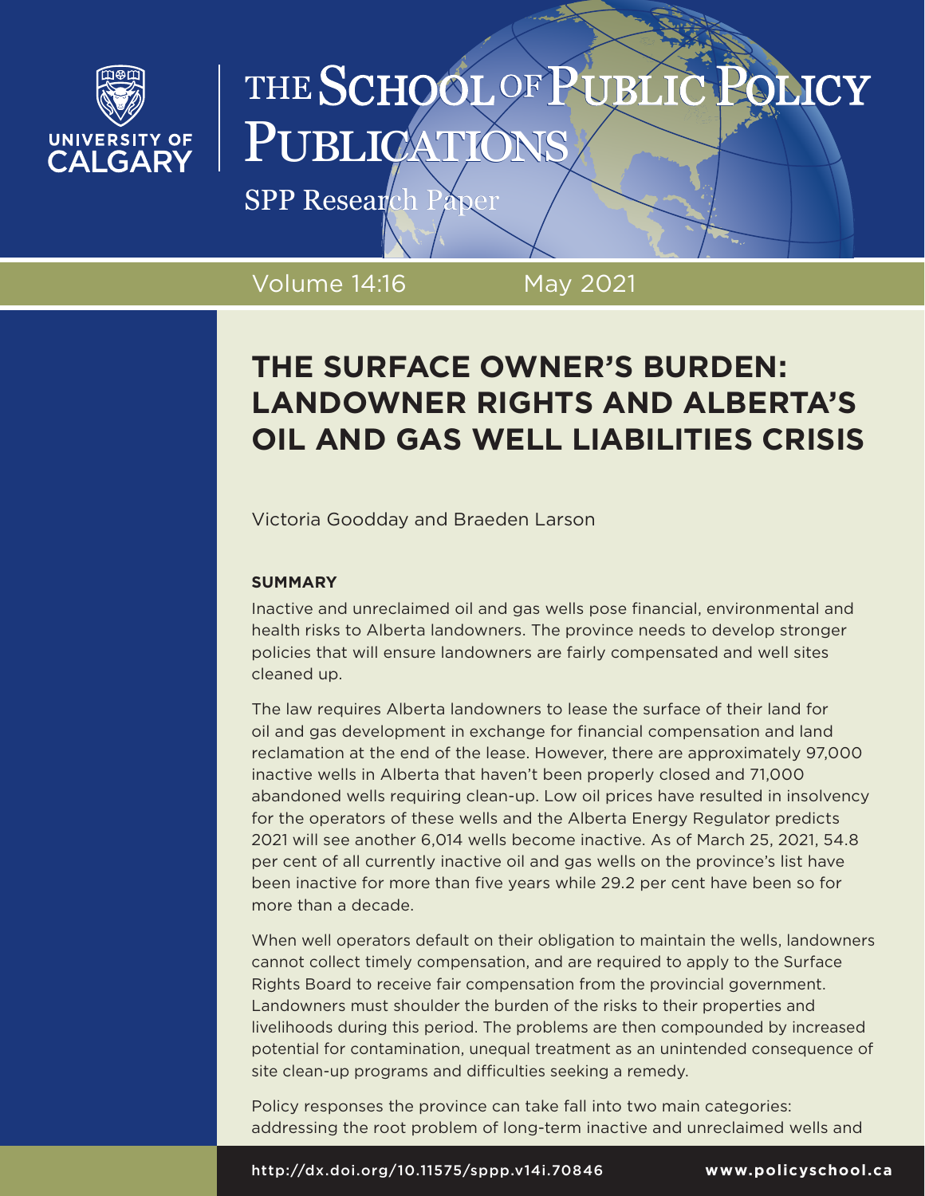THE SCHOOL OF PUBLIC POLICY PUBLICATIONS

SPP Research Paper

Volume 14:16 May 2021

# THE SURFACE OWNER'S BURDEN: LANDOWNER RIGHTS AND ALBERTA'S OIL AND GAS WELL LIABILITIES CRISIS

Victoria Goodday and Braeden Larson

**SUMMARY**

Inactive and unreclaimed oil and gas wells pose financial, environmental and health risks to Alberta landowners. The province needs to develop stronger policies that will ensure landowners are fairly compensated and well sites cleaned up.

The law requires Alberta landowners to lease the surface of their land for oil and gas development in exchange for financial compensation and land reclamation at the end of the lease. However, there are approximately 97,000 inactive wells in Alberta that haven't been properly closed and 71,000 abandoned wells requiring clean-up. Low oil prices have resulted in insolvency for the operators of these wells and the Alberta Energy Regulator predicts 2021 will see another 6,014 wells become inactive. As of March 25, 2021, 54.8 per cent of all currently inactive oil and gas wells on the province's list have been inactive for more than five years while 29.2 per cent have been so for more than a decade.

When well operators default on their obligation to maintain the wells, landowners cannot collect timely compensation, and are required to apply to the Surface Rights Board to receive fair compensation from the provincial government. Landowners must shoulder the burden of the risks to their properties and livelihoods during this period. The problems are then compounded by increased potential for contamination, unequal treatment as an unintended consequence of site clean-up programs and difficulties seeking a remedy.

Policy responses the province can take fall into two main categories: addressing the root problem of long-term inactive and unreclaimed wells and

http://dx.doi.org/10.11575/sppp.v14i.70846 www.policyschool.ca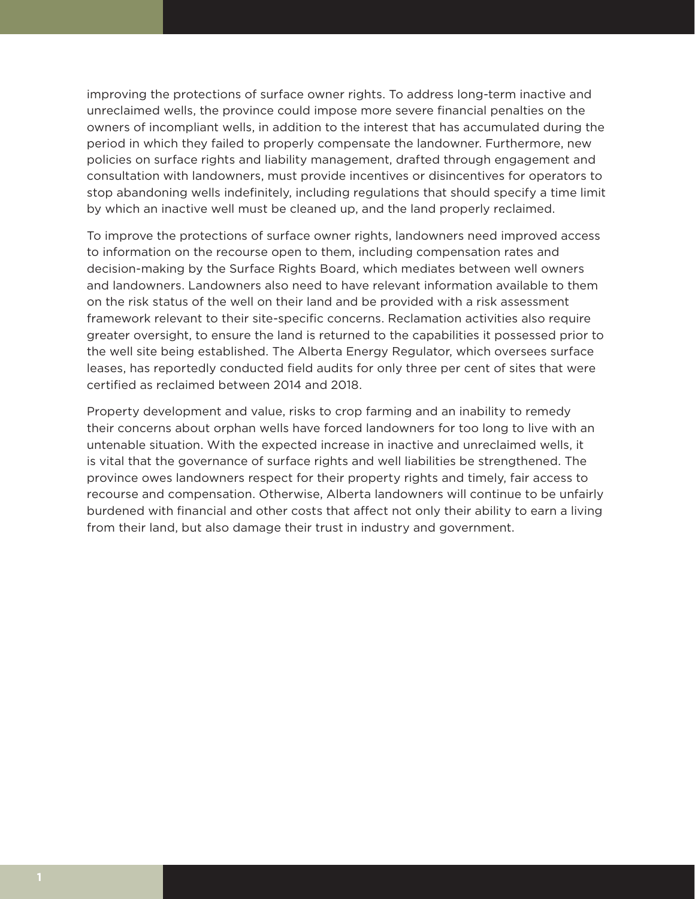improving the protections of surface owner rights. To address long-term inactive and unreclaimed wells, the province could impose more severe financial penalties on the owners of incompliant wells, in addition to the interest that has accumulated during the period in which they failed to properly compensate the landowner. Furthermore, new policies on surface rights and liability management, drafted through engagement and consultation with landowners, must provide incentives or disincentives for operators to stop abandoning wells indefinitely, including regulations that should specify a time limit by which an inactive well must be cleaned up, and the land properly reclaimed.

To improve the protections of surface owner rights, landowners need improved access to information on the recourse open to them, including compensation rates and decision-making by the Surface Rights Board, which mediates between well owners and landowners. Landowners also need to have relevant information available to them on the risk status of the well on their land and be provided with a risk assessment framework relevant to their site-specific concerns. Reclamation activities also require greater oversight, to ensure the land is returned to the capabilities it possessed prior to the well site being established. The Alberta Energy Regulator, which oversees surface leases, has reportedly conducted field audits for only three per cent of sites that were certified as reclaimed between 2014 and 2018.

Property development and value, risks to crop farming and an inability to remedy their concerns about orphan wells have forced landowners for too long to live with an untenable situation. With the expected increase in inactive and unreclaimed wells, it is vital that the governance of surface rights and well liabilities be strengthened. The province owes landowners respect for their property rights and timely, fair access to recourse and compensation. Otherwise, Alberta landowners will continue to be unfairly burdened with financial and other costs that affect not only their ability to earn a living from their land, but also damage their trust in industry and government.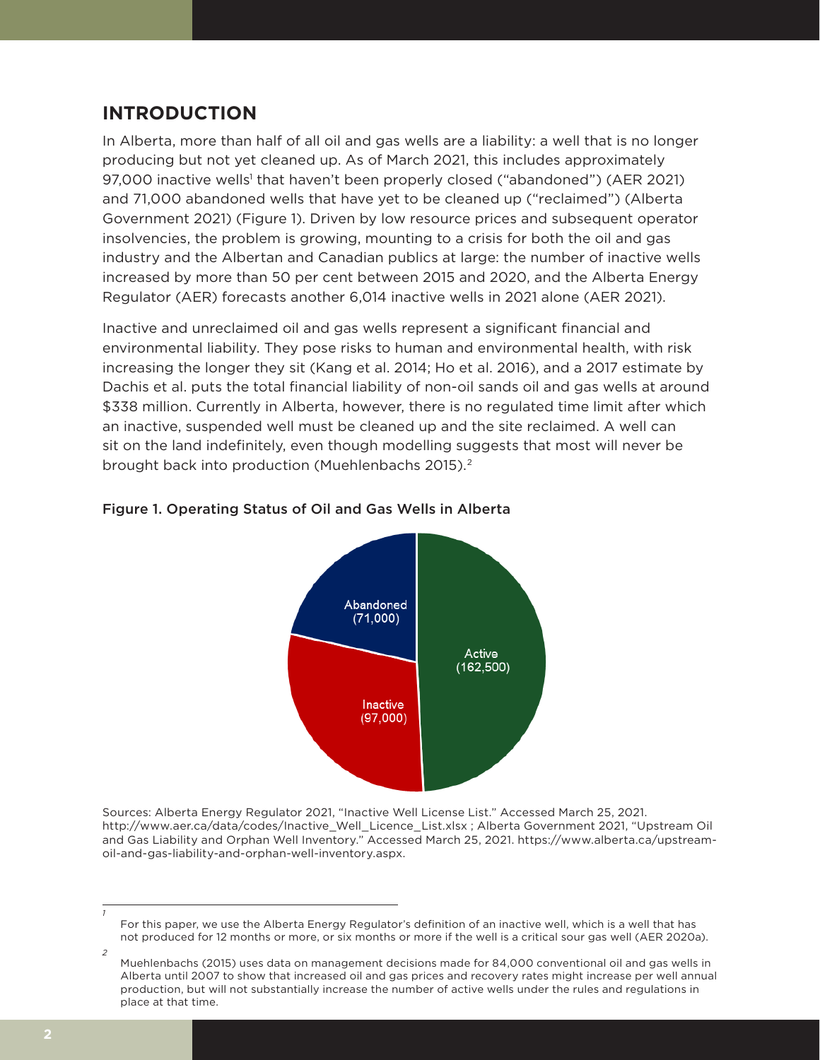## INTRODUCTION

In Alberta, more than half of all oil and gas wells are a liability: a well that is no longer producing but not yet cleaned up. As of March 2021, this includes approximately 97,000 inactive wells[1] that haven't been properly closed ("abandoned") (AER 2021) and 71,000 abandoned wells that have yet to be cleaned up ("reclaimed") (Alberta Government 2021) (Figure 1). Driven by low resource prices and subsequent operator insolvencies, the problem is growing, mounting to a crisis for both the oil and gas industry and the Albertan and Canadian publics at large: the number of inactive wells increased by more than 50 per cent between 2015 and 2020, and the Alberta Energy Regulator (AER) forecasts another 6,014 inactive wells in 2021 alone (AER 2021).

Inactive and unreclaimed oil and gas wells represent a significant financial and environmental liability. They pose risks to human and environmental health, with risk increasing the longer they sit (Kang et al. 2014; Ho et al. 2016), and a 2017 estimate by Dachis et al. puts the total financial liability of non-oil sands oil and gas wells at around $338 million. Currently in Alberta, however, there is no regulated time limit after which an inactive, suspended well must be cleaned up and the site reclaimed. A well can sit on the land indefinitely, even though modelling suggests that most will never be brought back into production (Muehlenbachs 2015).[2]

Figure 1. Operating Status of Oil and Gas Wells in Alberta

| Status | Number of wells |
| --- | --- |
| Active | 162,500 |
| Inactive | 97,000 |
| Abandoned | 71,000 |

Sources: Alberta Energy Regulator 2021, "Inactive Well License List." Accessed March 25, 2021. http://www.aer.ca/data/codes/Inactive_Well_Licence_List.xlsx ; Alberta Government 2021, "Upstream Oil and Gas Liability and Orphan Well Inventory." Accessed March 25, 2021. https://www.alberta.ca/upstream-oil-and-gas-liability-and-orphan-well-inventory.aspx.

---

[1] For this paper, we use the Alberta Energy Regulator's definition of an inactive well, which is a well that has not produced for 12 months or more, or six months or more if the well is a critical sour gas well (AER 2020a).

[2] Muehlenbachs (2015) uses data on management decisions made for 84,000 conventional oil and gas wells in Alberta until 2007 to show that increased oil and gas prices and recovery rates might increase per well annual production, but will not substantially increase the number of active wells under the rules and regulations in place at that time.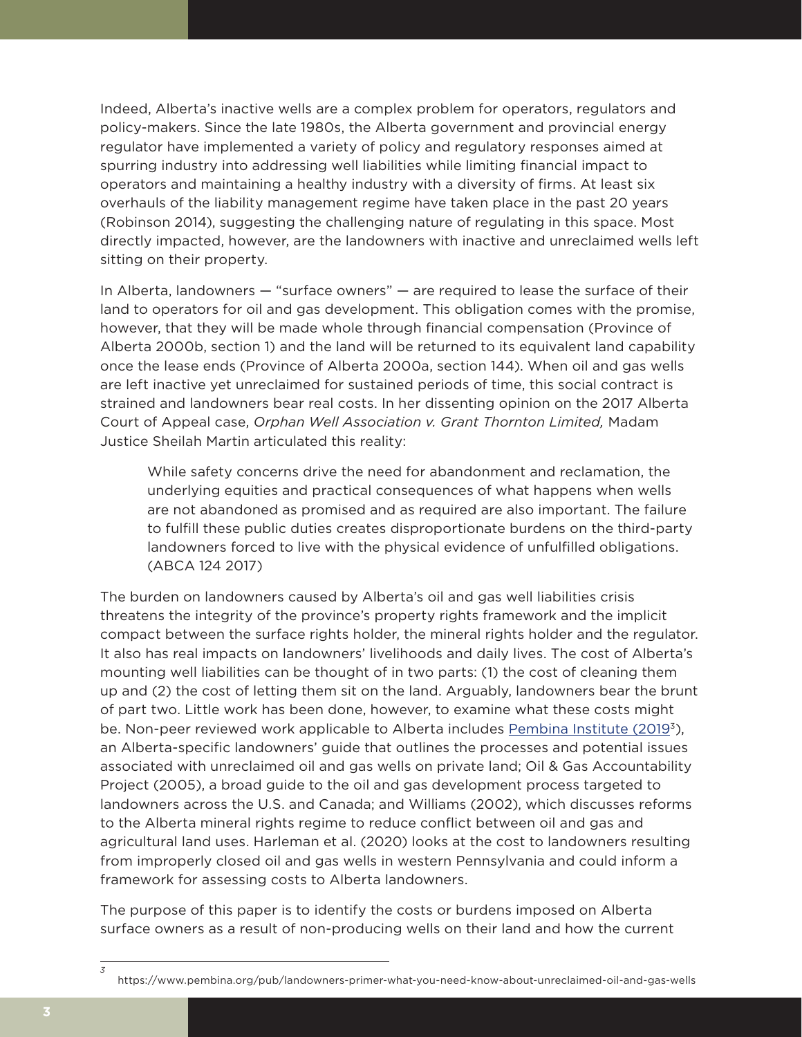Indeed, Alberta's inactive wells are a complex problem for operators, regulators and policy-makers. Since the late 1980s, the Alberta government and provincial energy regulator have implemented a variety of policy and regulatory responses aimed at spurring industry into addressing well liabilities while limiting financial impact to operators and maintaining a healthy industry with a diversity of firms. At least six overhauls of the liability management regime have taken place in the past 20 years (Robinson 2014), suggesting the challenging nature of regulating in this space. Most directly impacted, however, are the landowners with inactive and unreclaimed wells left sitting on their property.

In Alberta, landowners — "surface owners" — are required to lease the surface of their land to operators for oil and gas development. This obligation comes with the promise, however, that they will be made whole through financial compensation (Province of Alberta 2000b, section 1) and the land will be returned to its equivalent land capability once the lease ends (Province of Alberta 2000a, section 144). When oil and gas wells are left inactive yet unreclaimed for sustained periods of time, this social contract is strained and landowners bear real costs. In her dissenting opinion on the 2017 Alberta Court of Appeal case, *Orphan Well Association v. Grant Thornton Limited,* Madam Justice Sheilah Martin articulated this reality:

> While safety concerns drive the need for abandonment and reclamation, the underlying equities and practical consequences of what happens when wells are not abandoned as promised and as required are also important. The failure to fulfill these public duties creates disproportionate burdens on the third-party landowners forced to live with the physical evidence of unfulfilled obligations. (ABCA 124 2017)

The burden on landowners caused by Alberta's oil and gas well liabilities crisis threatens the integrity of the province's property rights framework and the implicit compact between the surface rights holder, the mineral rights holder and the regulator. It also has real impacts on landowners' livelihoods and daily lives. The cost of Alberta's mounting well liabilities can be thought of in two parts: (1) the cost of cleaning them up and (2) the cost of letting them sit on the land. Arguably, landowners bear the brunt of part two. Little work has been done, however, to examine what these costs might be. Non-peer reviewed work applicable to Alberta includes Pembina Institute (2019[3]), an Alberta-specific landowners' guide that outlines the processes and potential issues associated with unreclaimed oil and gas wells on private land; Oil & Gas Accountability Project (2005), a broad guide to the oil and gas development process targeted to landowners across the U.S. and Canada; and Williams (2002), which discusses reforms to the Alberta mineral rights regime to reduce conflict between oil and gas and agricultural land uses. Harleman et al. (2020) looks at the cost to landowners resulting from improperly closed oil and gas wells in western Pennsylvania and could inform a framework for assessing costs to Alberta landowners.

The purpose of this paper is to identify the costs or burdens imposed on Alberta surface owners as a result of non-producing wells on their land and how the current

[3] https://www.pembina.org/pub/landowners-primer-what-you-need-know-about-unreclaimed-oil-and-gas-wells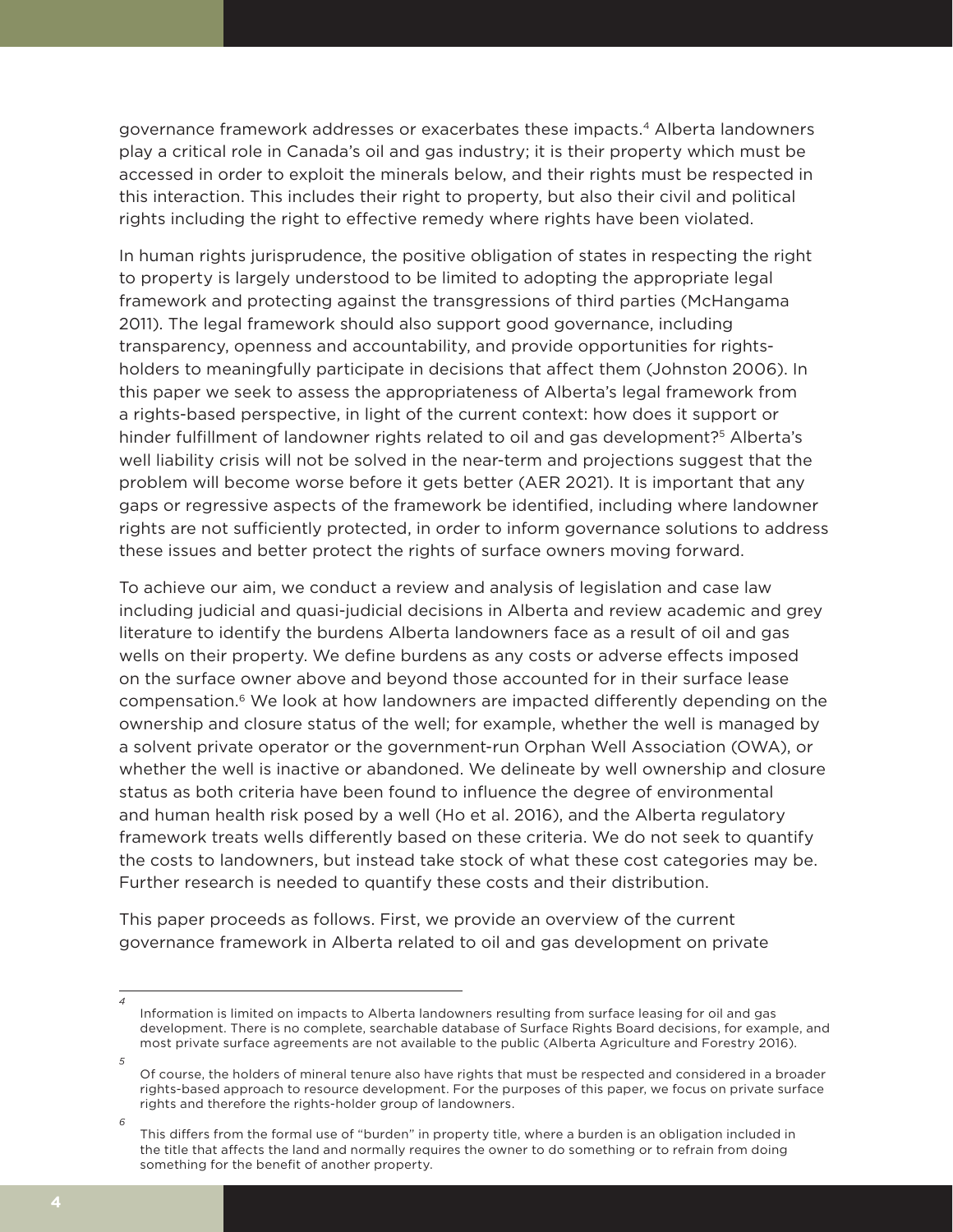governance framework addresses or exacerbates these impacts.[4] Alberta landowners play a critical role in Canada's oil and gas industry; it is their property which must be accessed in order to exploit the minerals below, and their rights must be respected in this interaction. This includes their right to property, but also their civil and political rights including the right to effective remedy where rights have been violated.

In human rights jurisprudence, the positive obligation of states in respecting the right to property is largely understood to be limited to adopting the appropriate legal framework and protecting against the transgressions of third parties (McHangama 2011). The legal framework should also support good governance, including transparency, openness and accountability, and provide opportunities for rights-holders to meaningfully participate in decisions that affect them (Johnston 2006). In this paper we seek to assess the appropriateness of Alberta's legal framework from a rights-based perspective, in light of the current context: how does it support or hinder fulfillment of landowner rights related to oil and gas development?[5] Alberta's well liability crisis will not be solved in the near-term and projections suggest that the problem will become worse before it gets better (AER 2021). It is important that any gaps or regressive aspects of the framework be identified, including where landowner rights are not sufficiently protected, in order to inform governance solutions to address these issues and better protect the rights of surface owners moving forward.

To achieve our aim, we conduct a review and analysis of legislation and case law including judicial and quasi-judicial decisions in Alberta and review academic and grey literature to identify the burdens Alberta landowners face as a result of oil and gas wells on their property. We define burdens as any costs or adverse effects imposed on the surface owner above and beyond those accounted for in their surface lease compensation.[6] We look at how landowners are impacted differently depending on the ownership and closure status of the well; for example, whether the well is managed by a solvent private operator or the government-run Orphan Well Association (OWA), or whether the well is inactive or abandoned. We delineate by well ownership and closure status as both criteria have been found to influence the degree of environmental and human health risk posed by a well (Ho et al. 2016), and the Alberta regulatory framework treats wells differently based on these criteria. We do not seek to quantify the costs to landowners, but instead take stock of what these cost categories may be. Further research is needed to quantify these costs and their distribution.

This paper proceeds as follows. First, we provide an overview of the current governance framework in Alberta related to oil and gas development on private

---

[4] Information is limited on impacts to Alberta landowners resulting from surface leasing for oil and gas development. There is no complete, searchable database of Surface Rights Board decisions, for example, and most private surface agreements are not available to the public (Alberta Agriculture and Forestry 2016).

[5] Of course, the holders of mineral tenure also have rights that must be respected and considered in a broader rights-based approach to resource development. For the purposes of this paper, we focus on private surface rights and therefore the rights-holder group of landowners.

[6] This differs from the formal use of "burden" in property title, where a burden is an obligation included in the title that affects the land and normally requires the owner to do something or to refrain from doing something for the benefit of another property.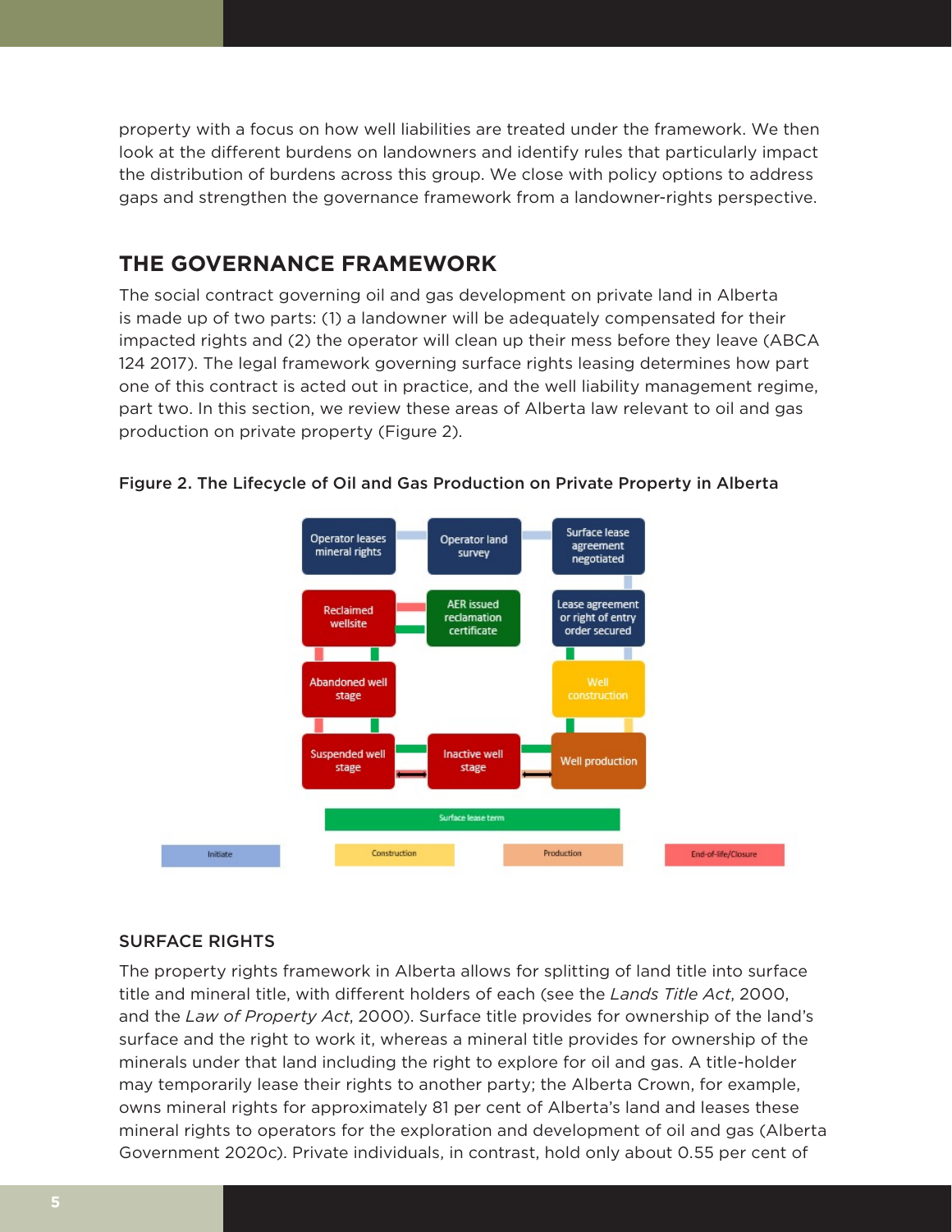property with a focus on how well liabilities are treated under the framework. We then look at the different burdens on landowners and identify rules that particularly impact the distribution of burdens across this group. We close with policy options to address gaps and strengthen the governance framework from a landowner-rights perspective.

## THE GOVERNANCE FRAMEWORK

The social contract governing oil and gas development on private land in Alberta is made up of two parts: (1) a landowner will be adequately compensated for their impacted rights and (2) the operator will clean up their mess before they leave (ABCA 124 2017). The legal framework governing surface rights leasing determines how part one of this contract is acted out in practice, and the well liability management regime, part two. In this section, we review these areas of Alberta law relevant to oil and gas production on private property (Figure 2).

Figure 2. The Lifecycle of Oil and Gas Production on Private Property in Alberta

### SURFACE RIGHTS

The property rights framework in Alberta allows for splitting of land title into surface title and mineral title, with different holders of each (see the *Lands Title Act*, 2000, and the *Law of Property Act*, 2000). Surface title provides for ownership of the land's surface and the right to work it, whereas a mineral title provides for ownership of the minerals under that land including the right to explore for oil and gas. A title-holder may temporarily lease their rights to another party; the Alberta Crown, for example, owns mineral rights for approximately 81 per cent of Alberta's land and leases these mineral rights to operators for the exploration and development of oil and gas (Alberta Government 2020c). Private individuals, in contrast, hold only about 0.55 per cent of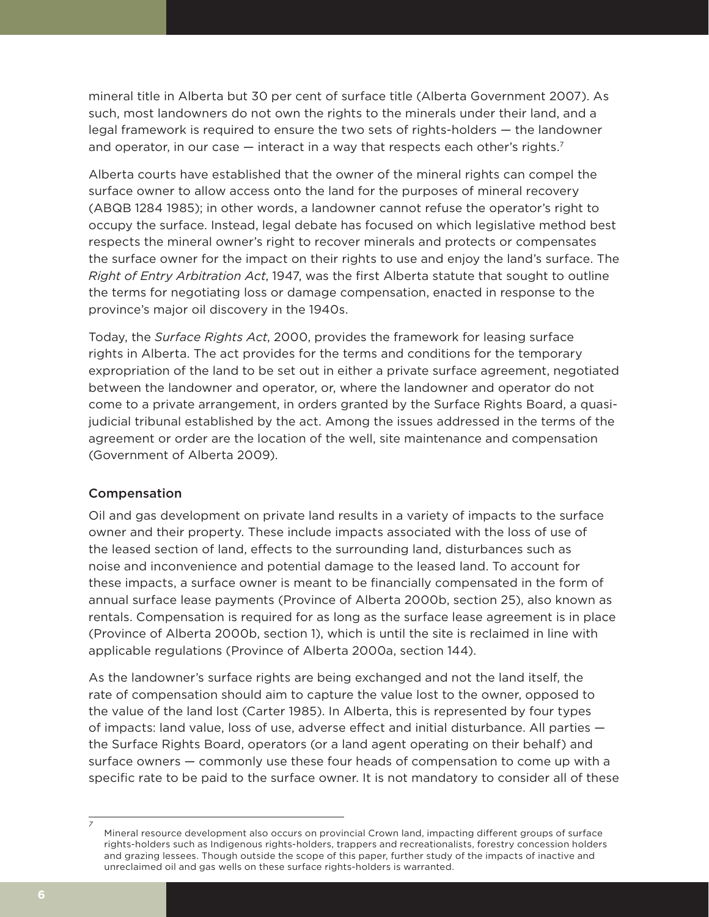mineral title in Alberta but 30 per cent of surface title (Alberta Government 2007). As such, most landowners do not own the rights to the minerals under their land, and a legal framework is required to ensure the two sets of rights-holders — the landowner and operator, in our case — interact in a way that respects each other's rights.[7]

Alberta courts have established that the owner of the mineral rights can compel the surface owner to allow access onto the land for the purposes of mineral recovery (ABQB 1284 1985); in other words, a landowner cannot refuse the operator's right to occupy the surface. Instead, legal debate has focused on which legislative method best respects the mineral owner's right to recover minerals and protects or compensates the surface owner for the impact on their rights to use and enjoy the land's surface. The *Right of Entry Arbitration Act*, 1947, was the first Alberta statute that sought to outline the terms for negotiating loss or damage compensation, enacted in response to the province's major oil discovery in the 1940s.

Today, the *Surface Rights Act*, 2000, provides the framework for leasing surface rights in Alberta. The act provides for the terms and conditions for the temporary expropriation of the land to be set out in either a private surface agreement, negotiated between the landowner and operator, or, where the landowner and operator do not come to a private arrangement, in orders granted by the Surface Rights Board, a quasi-judicial tribunal established by the act. Among the issues addressed in the terms of the agreement or order are the location of the well, site maintenance and compensation (Government of Alberta 2009).

### Compensation

Oil and gas development on private land results in a variety of impacts to the surface owner and their property. These include impacts associated with the loss of use of the leased section of land, effects to the surrounding land, disturbances such as noise and inconvenience and potential damage to the leased land. To account for these impacts, a surface owner is meant to be financially compensated in the form of annual surface lease payments (Province of Alberta 2000b, section 25), also known as rentals. Compensation is required for as long as the surface lease agreement is in place (Province of Alberta 2000b, section 1), which is until the site is reclaimed in line with applicable regulations (Province of Alberta 2000a, section 144).

As the landowner's surface rights are being exchanged and not the land itself, the rate of compensation should aim to capture the value lost to the owner, opposed to the value of the land lost (Carter 1985). In Alberta, this is represented by four types of impacts: land value, loss of use, adverse effect and initial disturbance. All parties — the Surface Rights Board, operators (or a land agent operating on their behalf) and surface owners — commonly use these four heads of compensation to come up with a specific rate to be paid to the surface owner. It is not mandatory to consider all of these

---

[7] Mineral resource development also occurs on provincial Crown land, impacting different groups of surface rights-holders such as Indigenous rights-holders, trappers and recreationalists, forestry concession holders and grazing lessees. Though outside the scope of this paper, further study of the impacts of inactive and unreclaimed oil and gas wells on these surface rights-holders is warranted.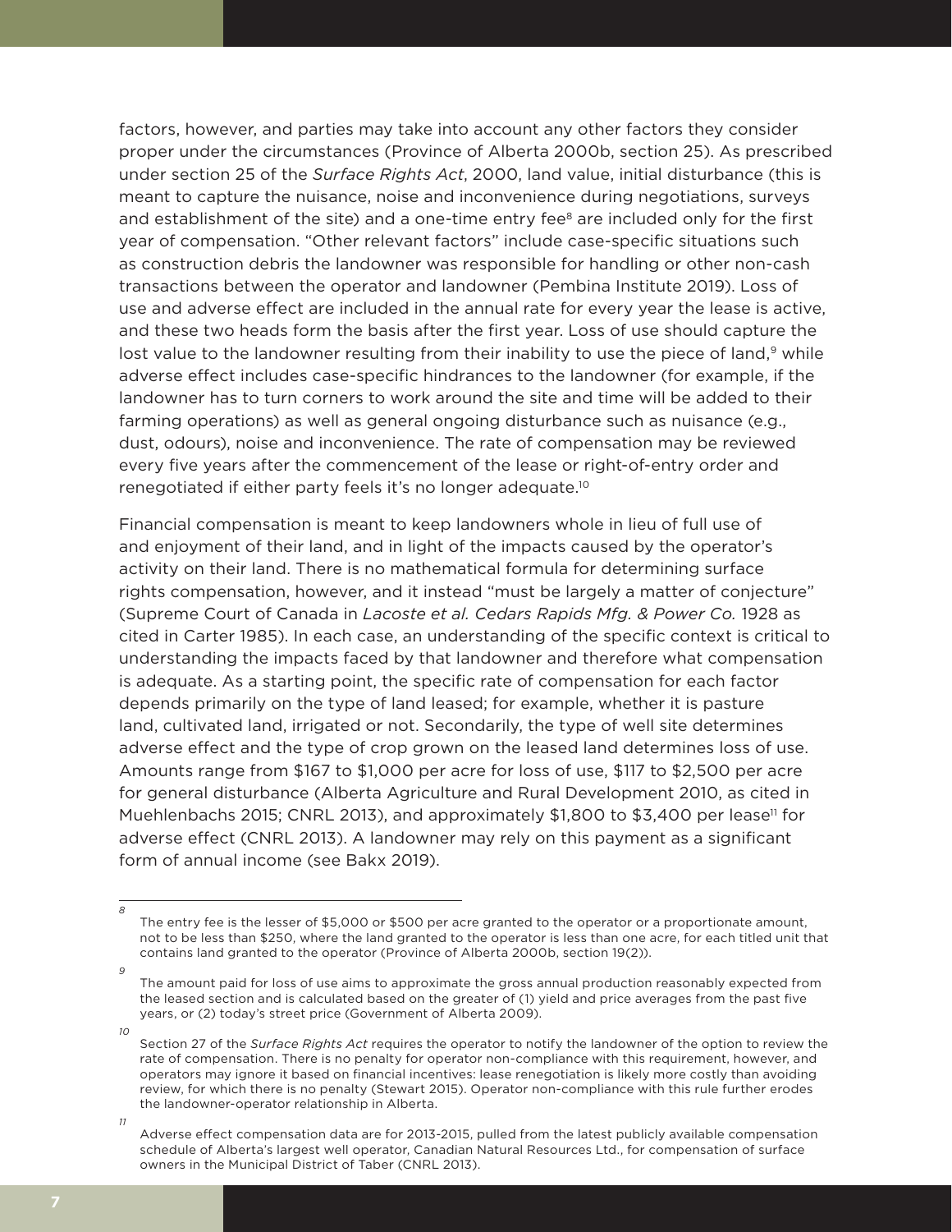factors, however, and parties may take into account any other factors they consider proper under the circumstances (Province of Alberta 2000b, section 25). As prescribed under section 25 of the *Surface Rights Act*, 2000, land value, initial disturbance (this is meant to capture the nuisance, noise and inconvenience during negotiations, surveys and establishment of the site) and a one-time entry fee[8] are included only for the first year of compensation. "Other relevant factors" include case-specific situations such as construction debris the landowner was responsible for handling or other non-cash transactions between the operator and landowner (Pembina Institute 2019). Loss of use and adverse effect are included in the annual rate for every year the lease is active, and these two heads form the basis after the first year. Loss of use should capture the lost value to the landowner resulting from their inability to use the piece of land,[9] while adverse effect includes case-specific hindrances to the landowner (for example, if the landowner has to turn corners to work around the site and time will be added to their farming operations) as well as general ongoing disturbance such as nuisance (e.g., dust, odours), noise and inconvenience. The rate of compensation may be reviewed every five years after the commencement of the lease or right-of-entry order and renegotiated if either party feels it's no longer adequate.[10]

Financial compensation is meant to keep landowners whole in lieu of full use of and enjoyment of their land, and in light of the impacts caused by the operator's activity on their land. There is no mathematical formula for determining surface rights compensation, however, and it instead "must be largely a matter of conjecture" (Supreme Court of Canada in *Lacoste et al. Cedars Rapids Mfg. & Power Co.* 1928 as cited in Carter 1985). In each case, an understanding of the specific context is critical to understanding the impacts faced by that landowner and therefore what compensation is adequate. As a starting point, the specific rate of compensation for each factor depends primarily on the type of land leased; for example, whether it is pasture land, cultivated land, irrigated or not. Secondarily, the type of well site determines adverse effect and the type of crop grown on the leased land determines loss of use. Amounts range from $167 to $1,000 per acre for loss of use, $117 to $2,500 per acre for general disturbance (Alberta Agriculture and Rural Development 2010, as cited in Muehlenbachs 2015; CNRL 2013), and approximately $1,800 to $3,400 per lease[11] for adverse effect (CNRL 2013). A landowner may rely on this payment as a significant form of annual income (see Bakx 2019).

---

[8] The entry fee is the lesser of $5,000 or $500 per acre granted to the operator or a proportionate amount, not to be less than $250, where the land granted to the operator is less than one acre, for each titled unit that contains land granted to the operator (Province of Alberta 2000b, section 19(2)).

[9] The amount paid for loss of use aims to approximate the gross annual production reasonably expected from the leased section and is calculated based on the greater of (1) yield and price averages from the past five years, or (2) today's street price (Government of Alberta 2009).

[10] Section 27 of the *Surface Rights Act* requires the operator to notify the landowner of the option to review the rate of compensation. There is no penalty for operator non-compliance with this requirement, however, and operators may ignore it based on financial incentives: lease renegotiation is likely more costly than avoiding review, for which there is no penalty (Stewart 2015). Operator non-compliance with this rule further erodes the landowner-operator relationship in Alberta.

[11] Adverse effect compensation data are for 2013-2015, pulled from the latest publicly available compensation schedule of Alberta's largest well operator, Canadian Natural Resources Ltd., for compensation of surface owners in the Municipal District of Taber (CNRL 2013).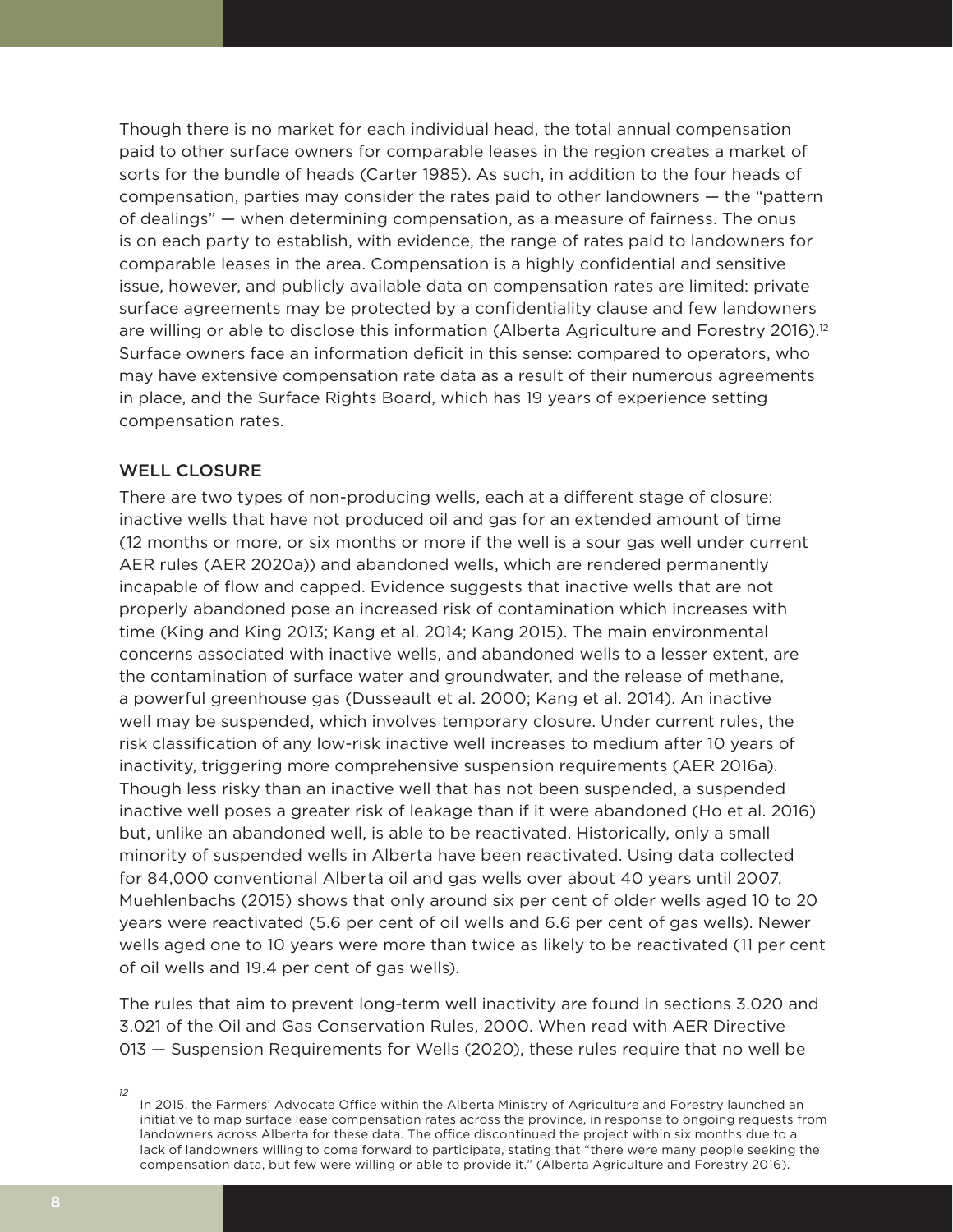Though there is no market for each individual head, the total annual compensation paid to other surface owners for comparable leases in the region creates a market of sorts for the bundle of heads (Carter 1985). As such, in addition to the four heads of compensation, parties may consider the rates paid to other landowners — the "pattern of dealings" — when determining compensation, as a measure of fairness. The onus is on each party to establish, with evidence, the range of rates paid to landowners for comparable leases in the area. Compensation is a highly confidential and sensitive issue, however, and publicly available data on compensation rates are limited: private surface agreements may be protected by a confidentiality clause and few landowners are willing or able to disclose this information (Alberta Agriculture and Forestry 2016).[12] Surface owners face an information deficit in this sense: compared to operators, who may have extensive compensation rate data as a result of their numerous agreements in place, and the Surface Rights Board, which has 19 years of experience setting compensation rates.

## WELL CLOSURE

There are two types of non-producing wells, each at a different stage of closure: inactive wells that have not produced oil and gas for an extended amount of time (12 months or more, or six months or more if the well is a sour gas well under current AER rules (AER 2020a)) and abandoned wells, which are rendered permanently incapable of flow and capped. Evidence suggests that inactive wells that are not properly abandoned pose an increased risk of contamination which increases with time (King and King 2013; Kang et al. 2014; Kang 2015). The main environmental concerns associated with inactive wells, and abandoned wells to a lesser extent, are the contamination of surface water and groundwater, and the release of methane, a powerful greenhouse gas (Dusseault et al. 2000; Kang et al. 2014). An inactive well may be suspended, which involves temporary closure. Under current rules, the risk classification of any low-risk inactive well increases to medium after 10 years of inactivity, triggering more comprehensive suspension requirements (AER 2016a). Though less risky than an inactive well that has not been suspended, a suspended inactive well poses a greater risk of leakage than if it were abandoned (Ho et al. 2016) but, unlike an abandoned well, is able to be reactivated. Historically, only a small minority of suspended wells in Alberta have been reactivated. Using data collected for 84,000 conventional Alberta oil and gas wells over about 40 years until 2007, Muehlenbachs (2015) shows that only around six per cent of older wells aged 10 to 20 years were reactivated (5.6 per cent of oil wells and 6.6 per cent of gas wells). Newer wells aged one to 10 years were more than twice as likely to be reactivated (11 per cent of oil wells and 19.4 per cent of gas wells).

The rules that aim to prevent long-term well inactivity are found in sections 3.020 and 3.021 of the Oil and Gas Conservation Rules, 2000. When read with AER Directive 013 — Suspension Requirements for Wells (2020), these rules require that no well be

---

[12] In 2015, the Farmers' Advocate Office within the Alberta Ministry of Agriculture and Forestry launched an initiative to map surface lease compensation rates across the province, in response to ongoing requests from landowners across Alberta for these data. The office discontinued the project within six months due to a lack of landowners willing to come forward to participate, stating that "there were many people seeking the compensation data, but few were willing or able to provide it." (Alberta Agriculture and Forestry 2016).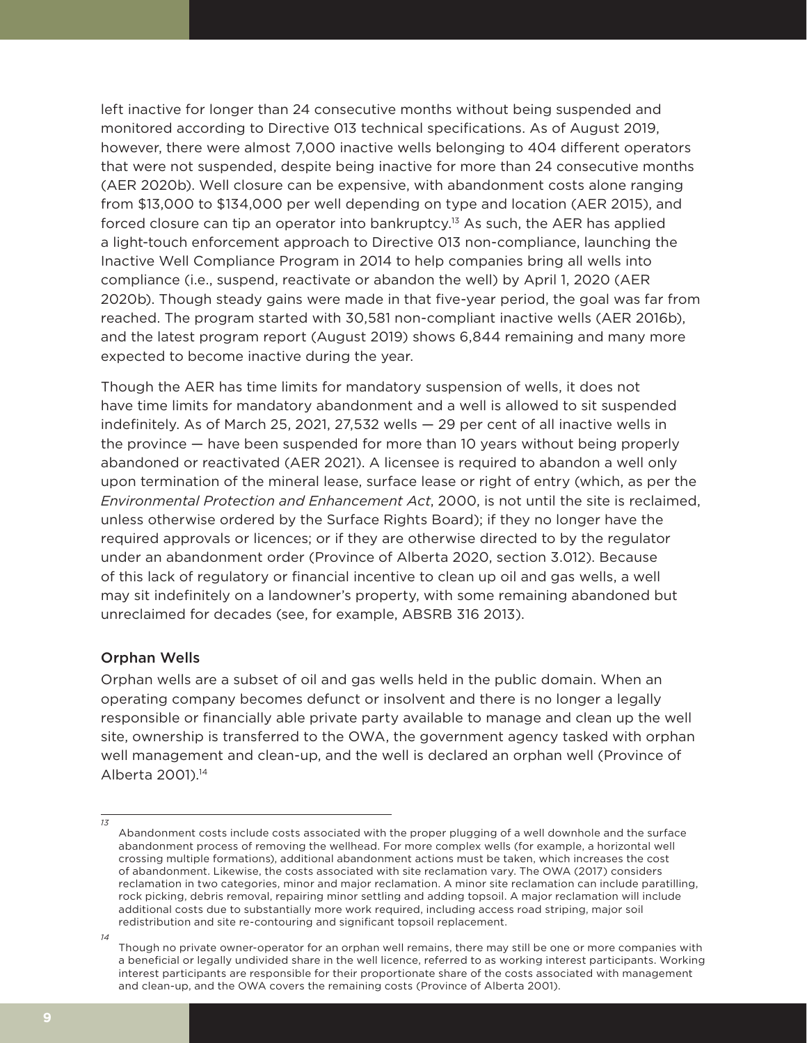left inactive for longer than 24 consecutive months without being suspended and monitored according to Directive 013 technical specifications. As of August 2019, however, there were almost 7,000 inactive wells belonging to 404 different operators that were not suspended, despite being inactive for more than 24 consecutive months (AER 2020b). Well closure can be expensive, with abandonment costs alone ranging from $13,000 to $134,000 per well depending on type and location (AER 2015), and forced closure can tip an operator into bankruptcy.[13] As such, the AER has applied a light-touch enforcement approach to Directive 013 non-compliance, launching the Inactive Well Compliance Program in 2014 to help companies bring all wells into compliance (i.e., suspend, reactivate or abandon the well) by April 1, 2020 (AER 2020b). Though steady gains were made in that five-year period, the goal was far from reached. The program started with 30,581 non-compliant inactive wells (AER 2016b), and the latest program report (August 2019) shows 6,844 remaining and many more expected to become inactive during the year.

Though the AER has time limits for mandatory suspension of wells, it does not have time limits for mandatory abandonment and a well is allowed to sit suspended indefinitely. As of March 25, 2021, 27,532 wells — 29 per cent of all inactive wells in the province — have been suspended for more than 10 years without being properly abandoned or reactivated (AER 2021). A licensee is required to abandon a well only upon termination of the mineral lease, surface lease or right of entry (which, as per the *Environmental Protection and Enhancement Act*, 2000, is not until the site is reclaimed, unless otherwise ordered by the Surface Rights Board); if they no longer have the required approvals or licences; or if they are otherwise directed to by the regulator under an abandonment order (Province of Alberta 2020, section 3.012). Because of this lack of regulatory or financial incentive to clean up oil and gas wells, a well may sit indefinitely on a landowner's property, with some remaining abandoned but unreclaimed for decades (see, for example, ABSRB 316 2013).

### Orphan Wells

Orphan wells are a subset of oil and gas wells held in the public domain. When an operating company becomes defunct or insolvent and there is no longer a legally responsible or financially able private party available to manage and clean up the well site, ownership is transferred to the OWA, the government agency tasked with orphan well management and clean-up, and the well is declared an orphan well (Province of Alberta 2001).[14]

---

[13] Abandonment costs include costs associated with the proper plugging of a well downhole and the surface abandonment process of removing the wellhead. For more complex wells (for example, a horizontal well crossing multiple formations), additional abandonment actions must be taken, which increases the cost of abandonment. Likewise, the costs associated with site reclamation vary. The OWA (2017) considers reclamation in two categories, minor and major reclamation. A minor site reclamation can include paratilling, rock picking, debris removal, repairing minor settling and adding topsoil. A major reclamation will include additional costs due to substantially more work required, including access road striping, major soil redistribution and site re-contouring and significant topsoil replacement.

[14] Though no private owner-operator for an orphan well remains, there may still be one or more companies with a beneficial or legally undivided share in the well licence, referred to as working interest participants. Working interest participants are responsible for their proportionate share of the costs associated with management and clean-up, and the OWA covers the remaining costs (Province of Alberta 2001).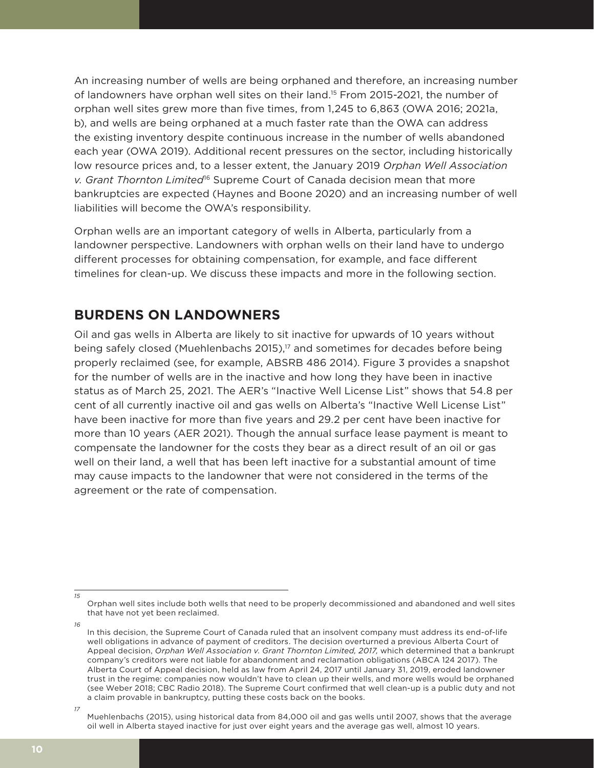An increasing number of wells are being orphaned and therefore, an increasing number of landowners have orphan well sites on their land.[15] From 2015-2021, the number of orphan well sites grew more than five times, from 1,245 to 6,863 (OWA 2016; 2021a, b), and wells are being orphaned at a much faster rate than the OWA can address the existing inventory despite continuous increase in the number of wells abandoned each year (OWA 2019). Additional recent pressures on the sector, including historically low resource prices and, to a lesser extent, the January 2019 *Orphan Well Association v. Grant Thornton Limited*[16] Supreme Court of Canada decision mean that more bankruptcies are expected (Haynes and Boone 2020) and an increasing number of well liabilities will become the OWA's responsibility.

Orphan wells are an important category of wells in Alberta, particularly from a landowner perspective. Landowners with orphan wells on their land have to undergo different processes for obtaining compensation, for example, and face different timelines for clean-up. We discuss these impacts and more in the following section.

## BURDENS ON LANDOWNERS

Oil and gas wells in Alberta are likely to sit inactive for upwards of 10 years without being safely closed (Muehlenbachs 2015),[17] and sometimes for decades before being properly reclaimed (see, for example, ABSRB 486 2014). Figure 3 provides a snapshot for the number of wells are in the inactive and how long they have been in inactive status as of March 25, 2021. The AER's "Inactive Well License List" shows that 54.8 per cent of all currently inactive oil and gas wells on Alberta's "Inactive Well License List" have been inactive for more than five years and 29.2 per cent have been inactive for more than 10 years (AER 2021). Though the annual surface lease payment is meant to compensate the landowner for the costs they bear as a direct result of an oil or gas well on their land, a well that has been left inactive for a substantial amount of time may cause impacts to the landowner that were not considered in the terms of the agreement or the rate of compensation.

---

[15] Orphan well sites include both wells that need to be properly decommissioned and abandoned and well sites that have not yet been reclaimed.

[16] In this decision, the Supreme Court of Canada ruled that an insolvent company must address its end-of-life well obligations in advance of payment of creditors. The decision overturned a previous Alberta Court of Appeal decision, *Orphan Well Association v. Grant Thornton Limited, 2017,* which determined that a bankrupt company's creditors were not liable for abandonment and reclamation obligations (ABCA 124 2017). The Alberta Court of Appeal decision, held as law from April 24, 2017 until January 31, 2019, eroded landowner trust in the regime: companies now wouldn't have to clean up their wells, and more wells would be orphaned (see Weber 2018; CBC Radio 2018). The Supreme Court confirmed that well clean-up is a public duty and not a claim provable in bankruptcy, putting these costs back on the books.

[17] Muehlenbachs (2015), using historical data from 84,000 oil and gas wells until 2007, shows that the average oil well in Alberta stayed inactive for just over eight years and the average gas well, almost 10 years.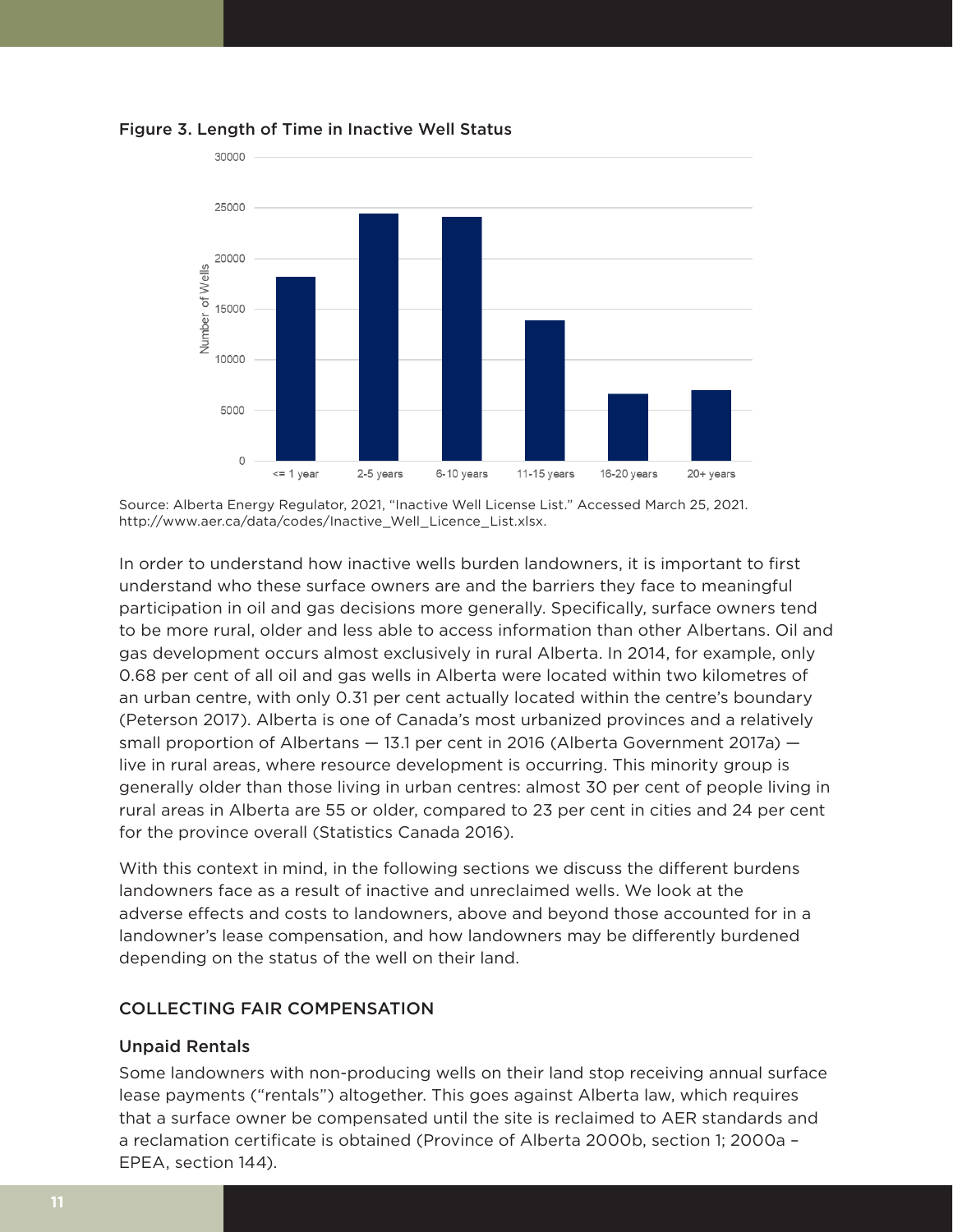Figure 3. Length of Time in Inactive Well Status

Source: Alberta Energy Regulator, 2021, "Inactive Well License List." Accessed March 25, 2021. http://www.aer.ca/data/codes/Inactive_Well_Licence_List.xlsx.

In order to understand how inactive wells burden landowners, it is important to first understand who these surface owners are and the barriers they face to meaningful participation in oil and gas decisions more generally. Specifically, surface owners tend to be more rural, older and less able to access information than other Albertans. Oil and gas development occurs almost exclusively in rural Alberta. In 2014, for example, only 0.68 per cent of all oil and gas wells in Alberta were located within two kilometres of an urban centre, with only 0.31 per cent actually located within the centre's boundary (Peterson 2017). Alberta is one of Canada's most urbanized provinces and a relatively small proportion of Albertans — 13.1 per cent in 2016 (Alberta Government 2017a) — live in rural areas, where resource development is occurring. This minority group is generally older than those living in urban centres: almost 30 per cent of people living in rural areas in Alberta are 55 or older, compared to 23 per cent in cities and 24 per cent for the province overall (Statistics Canada 2016).

With this context in mind, in the following sections we discuss the different burdens landowners face as a result of inactive and unreclaimed wells. We look at the adverse effects and costs to landowners, above and beyond those accounted for in a landowner's lease compensation, and how landowners may be differently burdened depending on the status of the well on their land.

## COLLECTING FAIR COMPENSATION

### Unpaid Rentals

Some landowners with non-producing wells on their land stop receiving annual surface lease payments ("rentals") altogether. This goes against Alberta law, which requires that a surface owner be compensated until the site is reclaimed to AER standards and a reclamation certificate is obtained (Province of Alberta 2000b, section 1; 2000a – EPEA, section 144).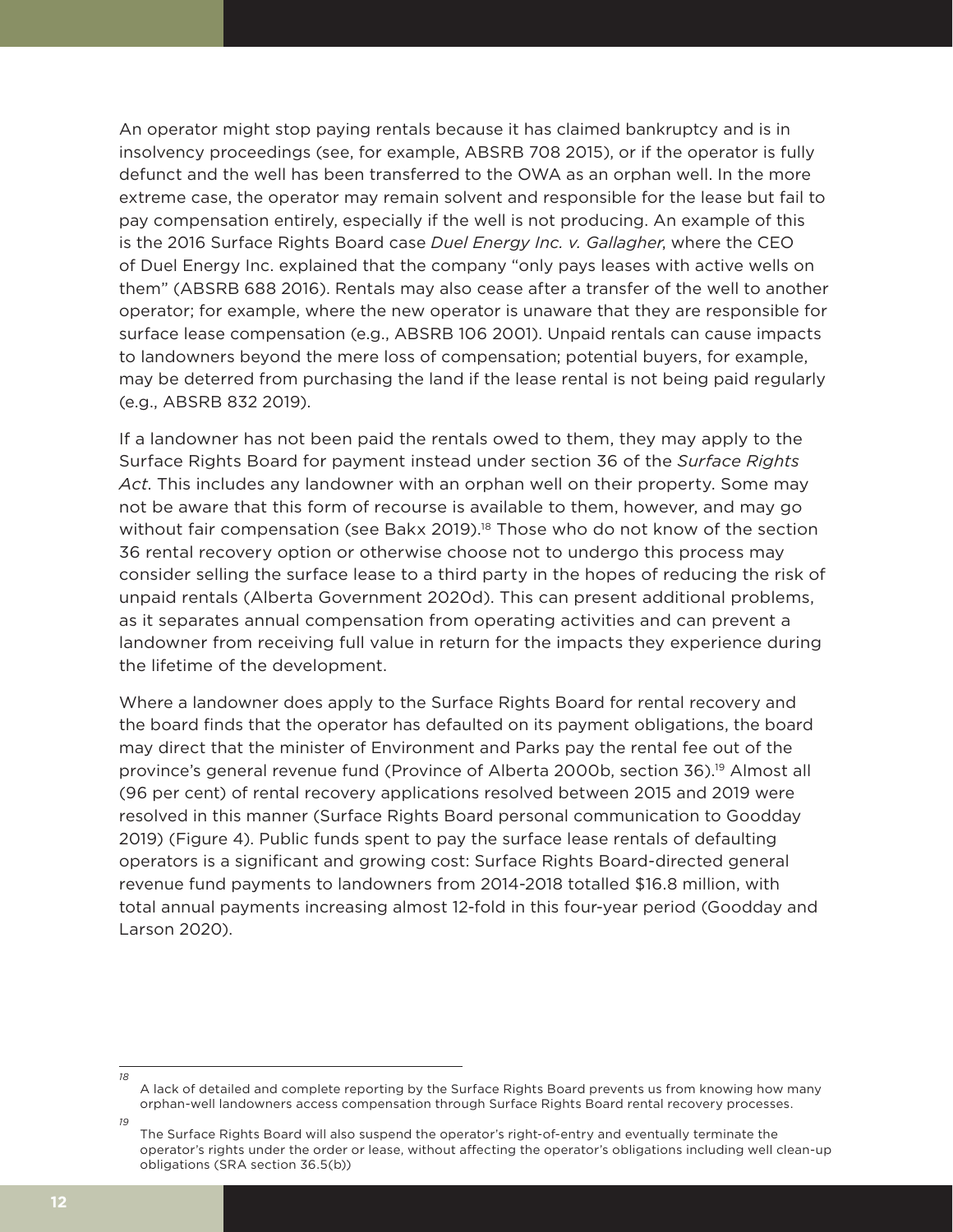An operator might stop paying rentals because it has claimed bankruptcy and is in insolvency proceedings (see, for example, ABSRB 708 2015), or if the operator is fully defunct and the well has been transferred to the OWA as an orphan well. In the more extreme case, the operator may remain solvent and responsible for the lease but fail to pay compensation entirely, especially if the well is not producing. An example of this is the 2016 Surface Rights Board case *Duel Energy Inc. v. Gallagher*, where the CEO of Duel Energy Inc. explained that the company "only pays leases with active wells on them" (ABSRB 688 2016). Rentals may also cease after a transfer of the well to another operator; for example, where the new operator is unaware that they are responsible for surface lease compensation (e.g., ABSRB 106 2001). Unpaid rentals can cause impacts to landowners beyond the mere loss of compensation; potential buyers, for example, may be deterred from purchasing the land if the lease rental is not being paid regularly (e.g., ABSRB 832 2019).

If a landowner has not been paid the rentals owed to them, they may apply to the Surface Rights Board for payment instead under section 36 of the *Surface Rights Act*. This includes any landowner with an orphan well on their property. Some may not be aware that this form of recourse is available to them, however, and may go without fair compensation (see Bakx 2019).[18] Those who do not know of the section 36 rental recovery option or otherwise choose not to undergo this process may consider selling the surface lease to a third party in the hopes of reducing the risk of unpaid rentals (Alberta Government 2020d). This can present additional problems, as it separates annual compensation from operating activities and can prevent a landowner from receiving full value in return for the impacts they experience during the lifetime of the development.

Where a landowner does apply to the Surface Rights Board for rental recovery and the board finds that the operator has defaulted on its payment obligations, the board may direct that the minister of Environment and Parks pay the rental fee out of the province's general revenue fund (Province of Alberta 2000b, section 36).[19] Almost all (96 per cent) of rental recovery applications resolved between 2015 and 2019 were resolved in this manner (Surface Rights Board personal communication to Goodday 2019) (Figure 4). Public funds spent to pay the surface lease rentals of defaulting operators is a significant and growing cost: Surface Rights Board-directed general revenue fund payments to landowners from 2014-2018 totalled $16.8 million, with total annual payments increasing almost 12-fold in this four-year period (Goodday and Larson 2020).

---

[18] A lack of detailed and complete reporting by the Surface Rights Board prevents us from knowing how many orphan-well landowners access compensation through Surface Rights Board rental recovery processes.

[19] The Surface Rights Board will also suspend the operator's right-of-entry and eventually terminate the operator's rights under the order or lease, without affecting the operator's obligations including well clean-up obligations (SRA section 36.5(b))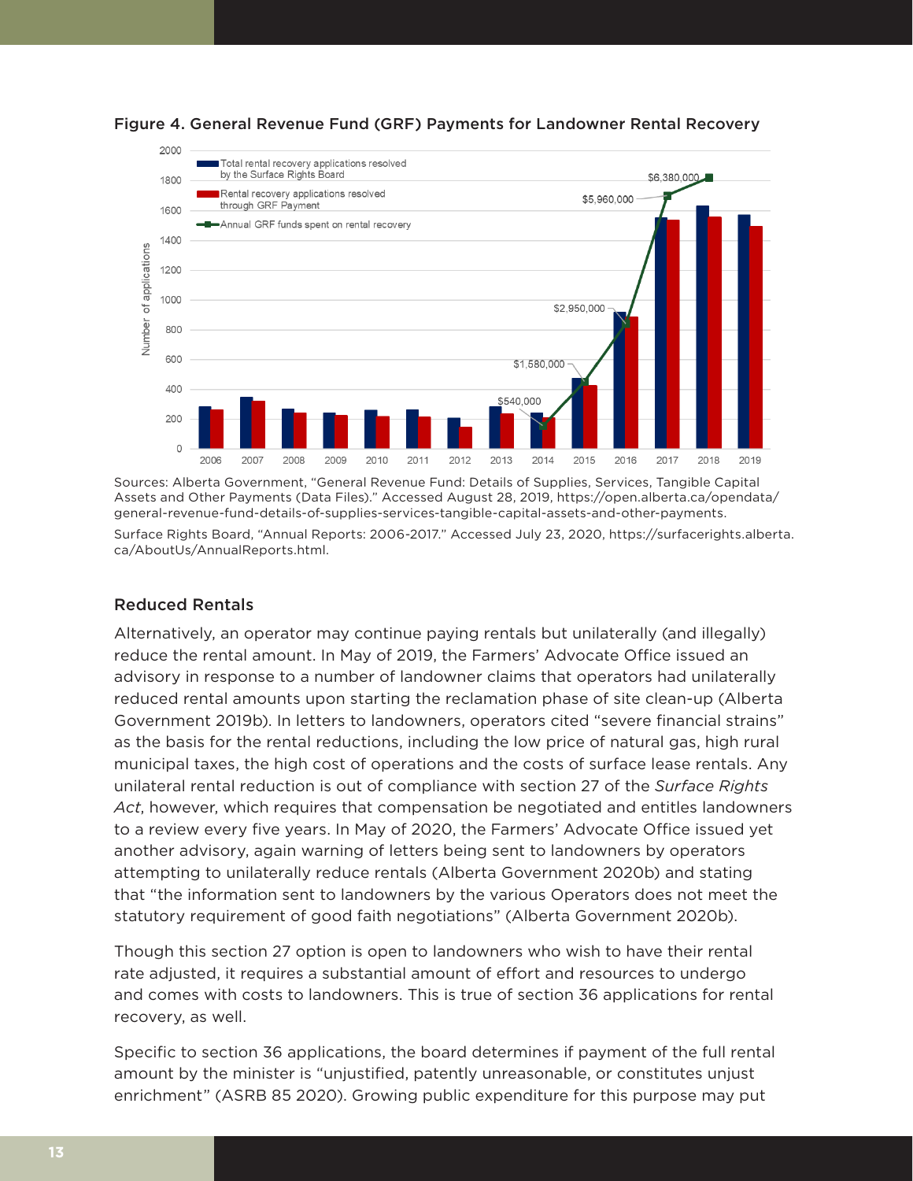Figure 4. General Revenue Fund (GRF) Payments for Landowner Rental Recovery

Sources: Alberta Government, "General Revenue Fund: Details of Supplies, Services, Tangible Capital Assets and Other Payments (Data Files)." Accessed August 28, 2019, https://open.alberta.ca/opendata/general-revenue-fund-details-of-supplies-services-tangible-capital-assets-and-other-payments.

Surface Rights Board, "Annual Reports: 2006-2017." Accessed July 23, 2020, https://surfacerights.alberta.ca/AboutUs/AnnualReports.html.

### Reduced Rentals

Alternatively, an operator may continue paying rentals but unilaterally (and illegally) reduce the rental amount. In May of 2019, the Farmers' Advocate Office issued an advisory in response to a number of landowner claims that operators had unilaterally reduced rental amounts upon starting the reclamation phase of site clean-up (Alberta Government 2019b). In letters to landowners, operators cited "severe financial strains" as the basis for the rental reductions, including the low price of natural gas, high rural municipal taxes, the high cost of operations and the costs of surface lease rentals. Any unilateral rental reduction is out of compliance with section 27 of the *Surface Rights Act*, however, which requires that compensation be negotiated and entitles landowners to a review every five years. In May of 2020, the Farmers' Advocate Office issued yet another advisory, again warning of letters being sent to landowners by operators attempting to unilaterally reduce rentals (Alberta Government 2020b) and stating that "the information sent to landowners by the various Operators does not meet the statutory requirement of good faith negotiations" (Alberta Government 2020b).

Though this section 27 option is open to landowners who wish to have their rental rate adjusted, it requires a substantial amount of effort and resources to undergo and comes with costs to landowners. This is true of section 36 applications for rental recovery, as well.

Specific to section 36 applications, the board determines if payment of the full rental amount by the minister is "unjustified, patently unreasonable, or constitutes unjust enrichment" (ASRB 85 2020). Growing public expenditure for this purpose may put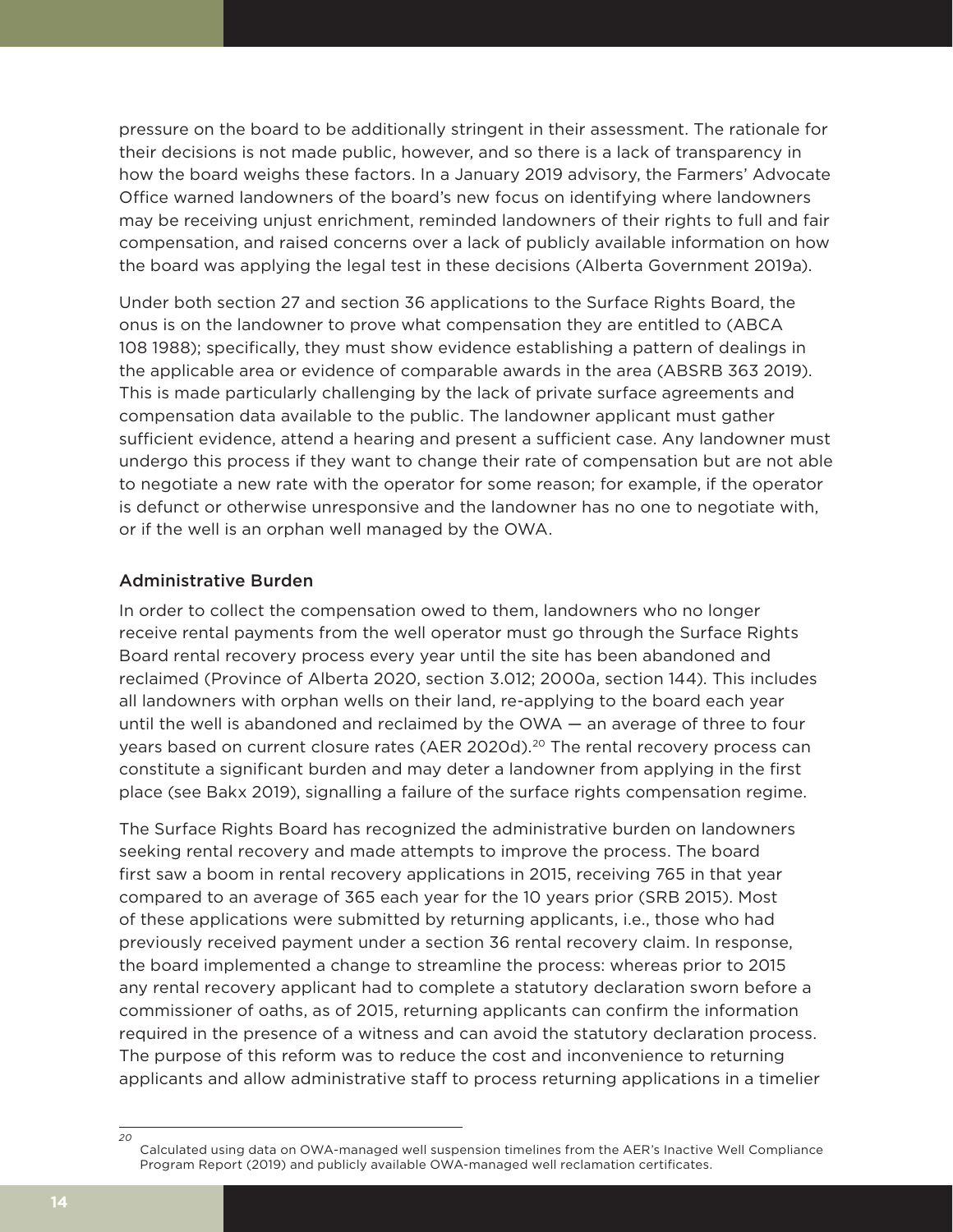pressure on the board to be additionally stringent in their assessment. The rationale for their decisions is not made public, however, and so there is a lack of transparency in how the board weighs these factors. In a January 2019 advisory, the Farmers' Advocate Office warned landowners of the board's new focus on identifying where landowners may be receiving unjust enrichment, reminded landowners of their rights to full and fair compensation, and raised concerns over a lack of publicly available information on how the board was applying the legal test in these decisions (Alberta Government 2019a).

Under both section 27 and section 36 applications to the Surface Rights Board, the onus is on the landowner to prove what compensation they are entitled to (ABCA 108 1988); specifically, they must show evidence establishing a pattern of dealings in the applicable area or evidence of comparable awards in the area (ABSRB 363 2019). This is made particularly challenging by the lack of private surface agreements and compensation data available to the public. The landowner applicant must gather sufficient evidence, attend a hearing and present a sufficient case. Any landowner must undergo this process if they want to change their rate of compensation but are not able to negotiate a new rate with the operator for some reason; for example, if the operator is defunct or otherwise unresponsive and the landowner has no one to negotiate with, or if the well is an orphan well managed by the OWA.

### Administrative Burden

In order to collect the compensation owed to them, landowners who no longer receive rental payments from the well operator must go through the Surface Rights Board rental recovery process every year until the site has been abandoned and reclaimed (Province of Alberta 2020, section 3.012; 2000a, section 144). This includes all landowners with orphan wells on their land, re-applying to the board each year until the well is abandoned and reclaimed by the OWA — an average of three to four years based on current closure rates (AER 2020d).[20] The rental recovery process can constitute a significant burden and may deter a landowner from applying in the first place (see Bakx 2019), signalling a failure of the surface rights compensation regime.

The Surface Rights Board has recognized the administrative burden on landowners seeking rental recovery and made attempts to improve the process. The board first saw a boom in rental recovery applications in 2015, receiving 765 in that year compared to an average of 365 each year for the 10 years prior (SRB 2015). Most of these applications were submitted by returning applicants, i.e., those who had previously received payment under a section 36 rental recovery claim. In response, the board implemented a change to streamline the process: whereas prior to 2015 any rental recovery applicant had to complete a statutory declaration sworn before a commissioner of oaths, as of 2015, returning applicants can confirm the information required in the presence of a witness and can avoid the statutory declaration process. The purpose of this reform was to reduce the cost and inconvenience to returning applicants and allow administrative staff to process returning applications in a timelier

[20] Calculated using data on OWA-managed well suspension timelines from the AER's Inactive Well Compliance Program Report (2019) and publicly available OWA-managed well reclamation certificates.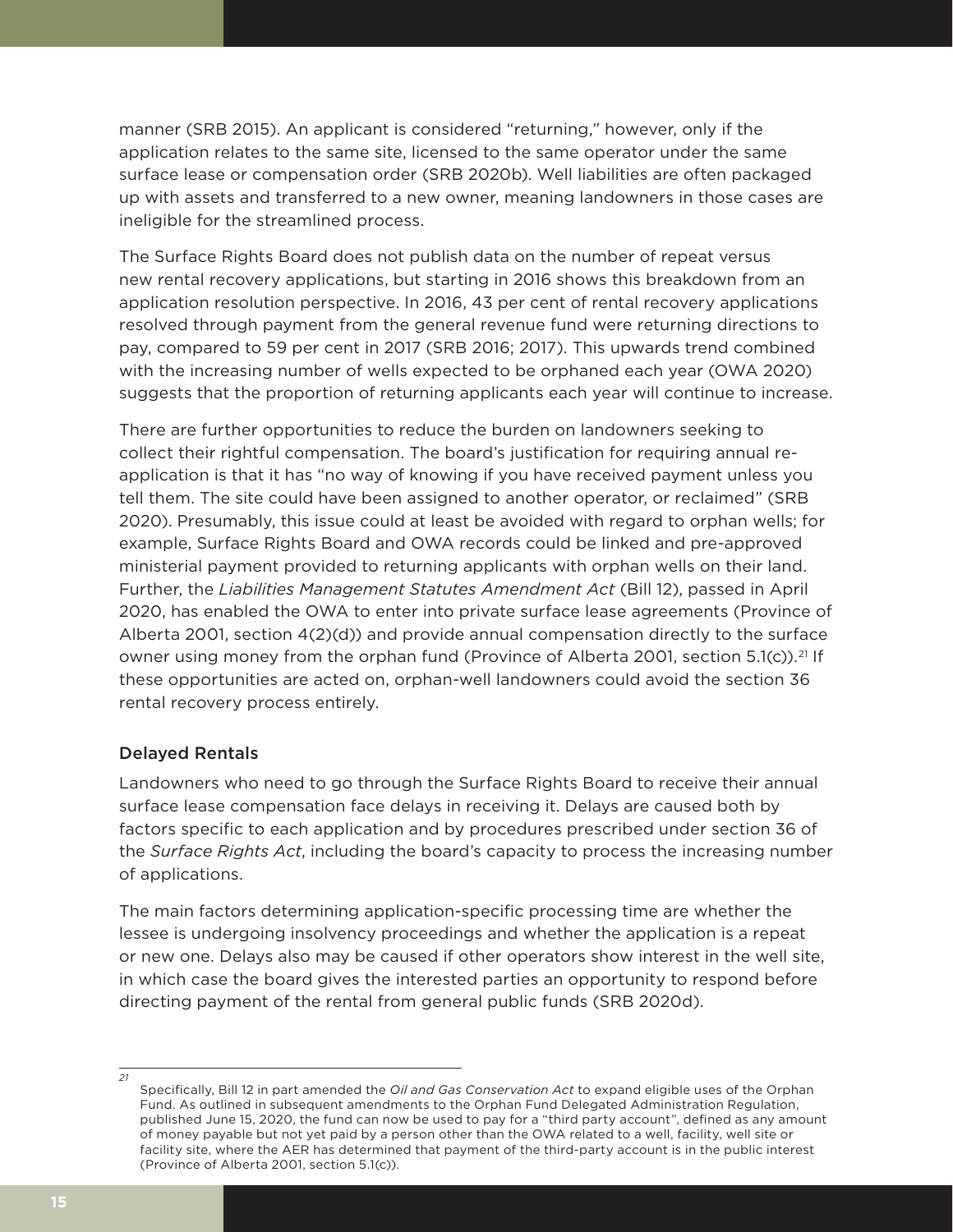manner (SRB 2015). An applicant is considered "returning," however, only if the application relates to the same site, licensed to the same operator under the same surface lease or compensation order (SRB 2020b). Well liabilities are often packaged up with assets and transferred to a new owner, meaning landowners in those cases are ineligible for the streamlined process.

The Surface Rights Board does not publish data on the number of repeat versus new rental recovery applications, but starting in 2016 shows this breakdown from an application resolution perspective. In 2016, 43 per cent of rental recovery applications resolved through payment from the general revenue fund were returning directions to pay, compared to 59 per cent in 2017 (SRB 2016; 2017). This upwards trend combined with the increasing number of wells expected to be orphaned each year (OWA 2020) suggests that the proportion of returning applicants each year will continue to increase.

There are further opportunities to reduce the burden on landowners seeking to collect their rightful compensation. The board's justification for requiring annual re-application is that it has "no way of knowing if you have received payment unless you tell them. The site could have been assigned to another operator, or reclaimed" (SRB 2020). Presumably, this issue could at least be avoided with regard to orphan wells; for example, Surface Rights Board and OWA records could be linked and pre-approved ministerial payment provided to returning applicants with orphan wells on their land. Further, the *Liabilities Management Statutes Amendment Act* (Bill 12), passed in April 2020, has enabled the OWA to enter into private surface lease agreements (Province of Alberta 2001, section 4(2)(d)) and provide annual compensation directly to the surface owner using money from the orphan fund (Province of Alberta 2001, section 5.1(c)).[21] If these opportunities are acted on, orphan-well landowners could avoid the section 36 rental recovery process entirely.

### Delayed Rentals

Landowners who need to go through the Surface Rights Board to receive their annual surface lease compensation face delays in receiving it. Delays are caused both by factors specific to each application and by procedures prescribed under section 36 of the *Surface Rights Act*, including the board's capacity to process the increasing number of applications.

The main factors determining application-specific processing time are whether the lessee is undergoing insolvency proceedings and whether the application is a repeat or new one. Delays also may be caused if other operators show interest in the well site, in which case the board gives the interested parties an opportunity to respond before directing payment of the rental from general public funds (SRB 2020d).

---

[21] Specifically, Bill 12 in part amended the *Oil and Gas Conservation Act* to expand eligible uses of the Orphan Fund. As outlined in subsequent amendments to the Orphan Fund Delegated Administration Regulation, published June 15, 2020, the fund can now be used to pay for a "third party account", defined as any amount of money payable but not yet paid by a person other than the OWA related to a well, facility, well site or facility site, where the AER has determined that payment of the third-party account is in the public interest (Province of Alberta 2001, section 5.1(c)).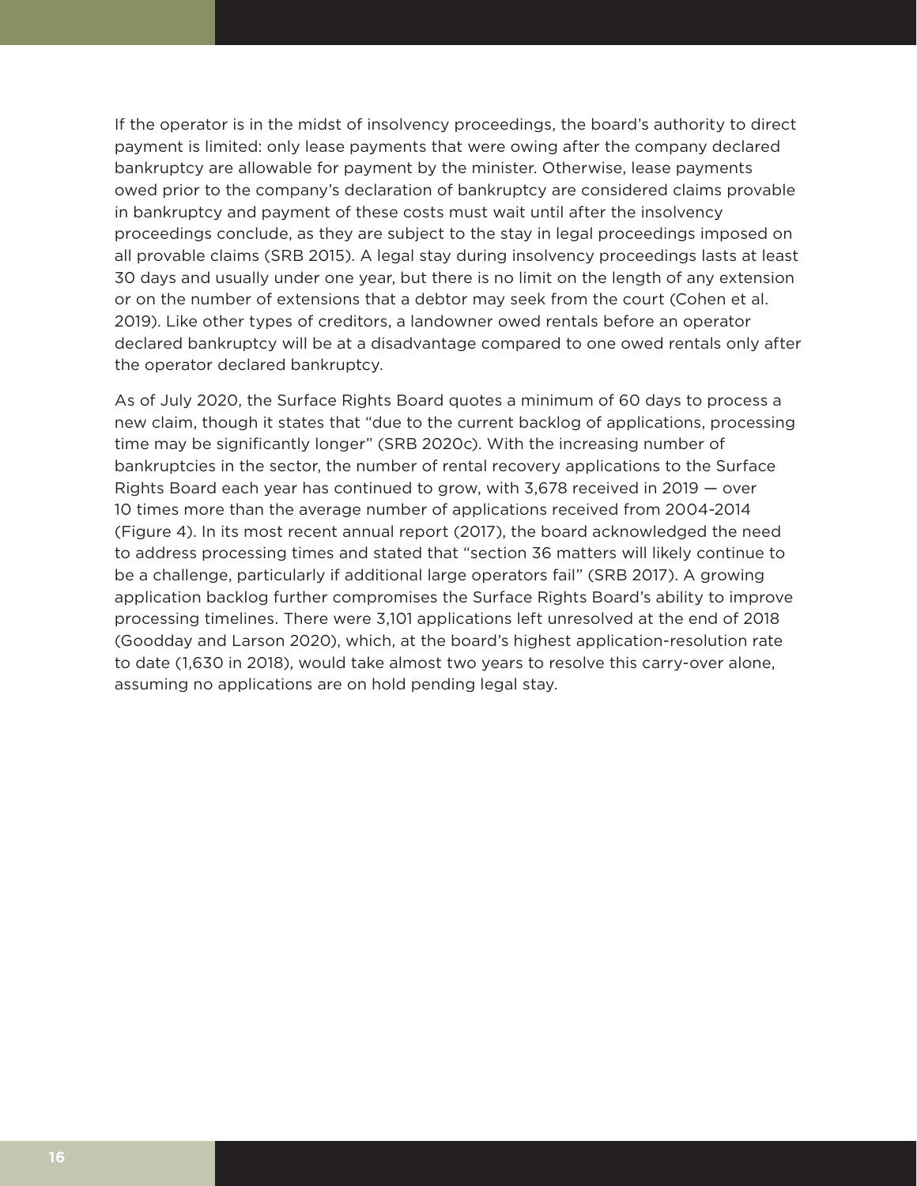If the operator is in the midst of insolvency proceedings, the board's authority to direct payment is limited: only lease payments that were owing after the company declared bankruptcy are allowable for payment by the minister. Otherwise, lease payments owed prior to the company's declaration of bankruptcy are considered claims provable in bankruptcy and payment of these costs must wait until after the insolvency proceedings conclude, as they are subject to the stay in legal proceedings imposed on all provable claims (SRB 2015). A legal stay during insolvency proceedings lasts at least 30 days and usually under one year, but there is no limit on the length of any extension or on the number of extensions that a debtor may seek from the court (Cohen et al. 2019). Like other types of creditors, a landowner owed rentals before an operator declared bankruptcy will be at a disadvantage compared to one owed rentals only after the operator declared bankruptcy.

As of July 2020, the Surface Rights Board quotes a minimum of 60 days to process a new claim, though it states that "due to the current backlog of applications, processing time may be significantly longer" (SRB 2020c). With the increasing number of bankruptcies in the sector, the number of rental recovery applications to the Surface Rights Board each year has continued to grow, with 3,678 received in 2019 — over 10 times more than the average number of applications received from 2004-2014 (Figure 4). In its most recent annual report (2017), the board acknowledged the need to address processing times and stated that "section 36 matters will likely continue to be a challenge, particularly if additional large operators fail" (SRB 2017). A growing application backlog further compromises the Surface Rights Board's ability to improve processing timelines. There were 3,101 applications left unresolved at the end of 2018 (Goodday and Larson 2020), which, at the board's highest application-resolution rate to date (1,630 in 2018), would take almost two years to resolve this carry-over alone, assuming no applications are on hold pending legal stay.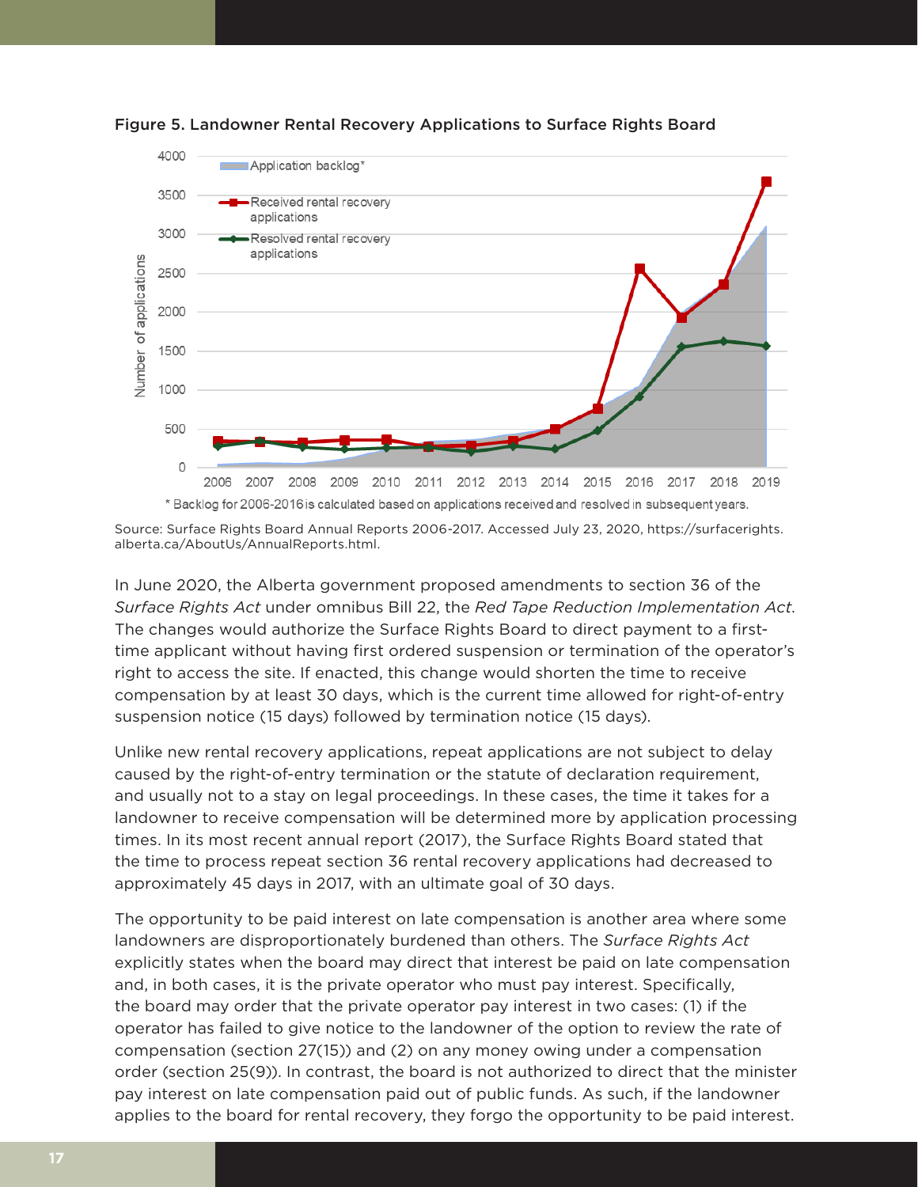Figure 5. Landowner Rental Recovery Applications to Surface Rights Board

\* Backlog for 2006-2016 is calculated based on applications received and resolved in subsequent years.

Source: Surface Rights Board Annual Reports 2006-2017. Accessed July 23, 2020, https://surfacerights.alberta.ca/AboutUs/AnnualReports.html.

In June 2020, the Alberta government proposed amendments to section 36 of the *Surface Rights Act* under omnibus Bill 22, the *Red Tape Reduction Implementation Act*. The changes would authorize the Surface Rights Board to direct payment to a first-time applicant without having first ordered suspension or termination of the operator's right to access the site. If enacted, this change would shorten the time to receive compensation by at least 30 days, which is the current time allowed for right-of-entry suspension notice (15 days) followed by termination notice (15 days).

Unlike new rental recovery applications, repeat applications are not subject to delay caused by the right-of-entry termination or the statute of declaration requirement, and usually not to a stay on legal proceedings. In these cases, the time it takes for a landowner to receive compensation will be determined more by application processing times. In its most recent annual report (2017), the Surface Rights Board stated that the time to process repeat section 36 rental recovery applications had decreased to approximately 45 days in 2017, with an ultimate goal of 30 days.

The opportunity to be paid interest on late compensation is another area where some landowners are disproportionately burdened than others. The *Surface Rights Act* explicitly states when the board may direct that interest be paid on late compensation and, in both cases, it is the private operator who must pay interest. Specifically, the board may order that the private operator pay interest in two cases: (1) if the operator has failed to give notice to the landowner of the option to review the rate of compensation (section 27(15)) and (2) on any money owing under a compensation order (section 25(9)). In contrast, the board is not authorized to direct that the minister pay interest on late compensation paid out of public funds. As such, if the landowner applies to the board for rental recovery, they forgo the opportunity to be paid interest.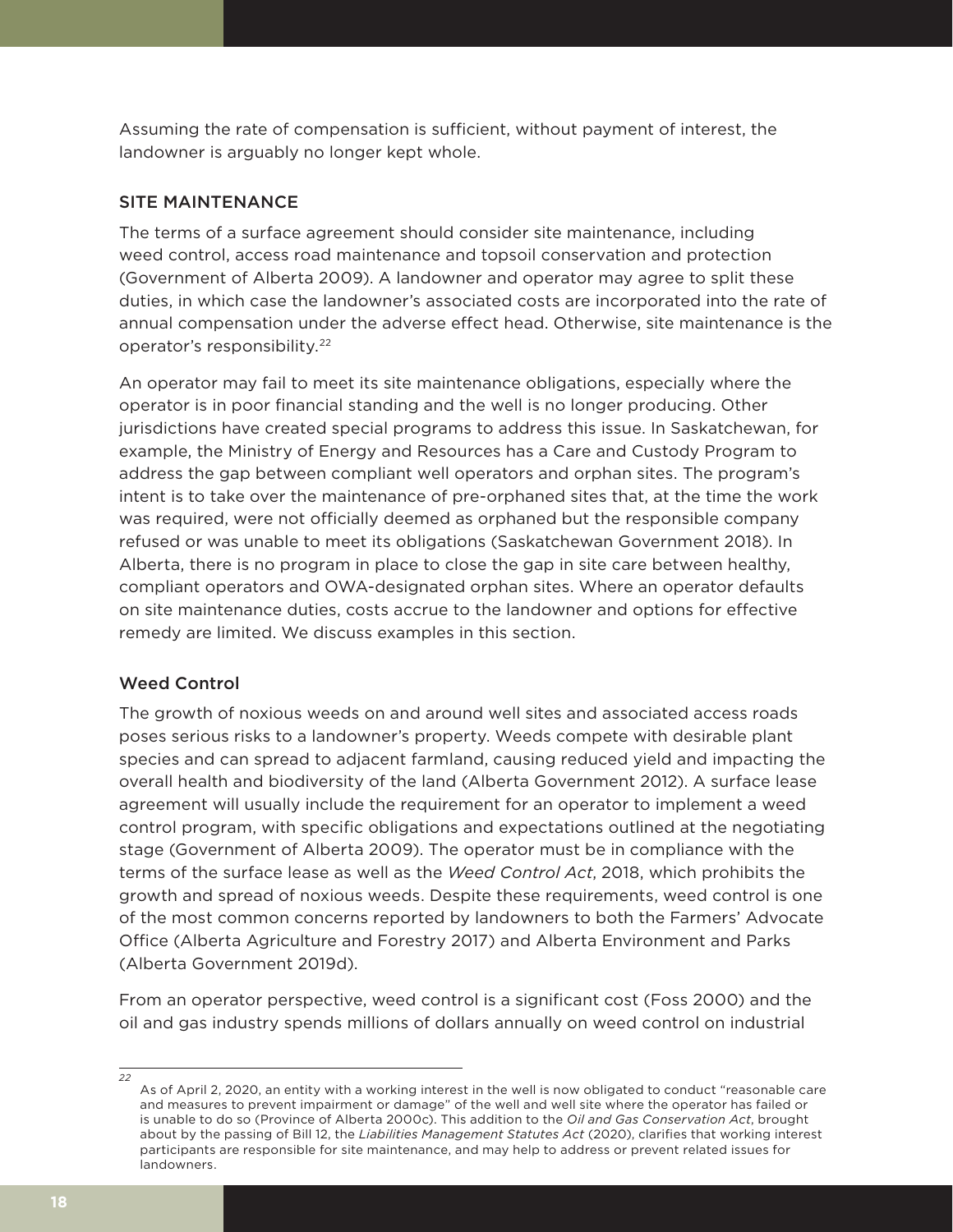Assuming the rate of compensation is sufficient, without payment of interest, the landowner is arguably no longer kept whole.

## SITE MAINTENANCE

The terms of a surface agreement should consider site maintenance, including weed control, access road maintenance and topsoil conservation and protection (Government of Alberta 2009). A landowner and operator may agree to split these duties, in which case the landowner's associated costs are incorporated into the rate of annual compensation under the adverse effect head. Otherwise, site maintenance is the operator's responsibility.[22]

An operator may fail to meet its site maintenance obligations, especially where the operator is in poor financial standing and the well is no longer producing. Other jurisdictions have created special programs to address this issue. In Saskatchewan, for example, the Ministry of Energy and Resources has a Care and Custody Program to address the gap between compliant well operators and orphan sites. The program's intent is to take over the maintenance of pre-orphaned sites that, at the time the work was required, were not officially deemed as orphaned but the responsible company refused or was unable to meet its obligations (Saskatchewan Government 2018). In Alberta, there is no program in place to close the gap in site care between healthy, compliant operators and OWA-designated orphan sites. Where an operator defaults on site maintenance duties, costs accrue to the landowner and options for effective remedy are limited. We discuss examples in this section.

### Weed Control

The growth of noxious weeds on and around well sites and associated access roads poses serious risks to a landowner's property. Weeds compete with desirable plant species and can spread to adjacent farmland, causing reduced yield and impacting the overall health and biodiversity of the land (Alberta Government 2012). A surface lease agreement will usually include the requirement for an operator to implement a weed control program, with specific obligations and expectations outlined at the negotiating stage (Government of Alberta 2009). The operator must be in compliance with the terms of the surface lease as well as the *Weed Control Act*, 2018, which prohibits the growth and spread of noxious weeds. Despite these requirements, weed control is one of the most common concerns reported by landowners to both the Farmers' Advocate Office (Alberta Agriculture and Forestry 2017) and Alberta Environment and Parks (Alberta Government 2019d).

From an operator perspective, weed control is a significant cost (Foss 2000) and the oil and gas industry spends millions of dollars annually on weed control on industrial

---

[22] As of April 2, 2020, an entity with a working interest in the well is now obligated to conduct "reasonable care and measures to prevent impairment or damage" of the well and well site where the operator has failed or is unable to do so (Province of Alberta 2000c). This addition to the *Oil and Gas Conservation Act*, brought about by the passing of Bill 12, the *Liabilities Management Statutes Act* (2020), clarifies that working interest participants are responsible for site maintenance, and may help to address or prevent related issues for landowners.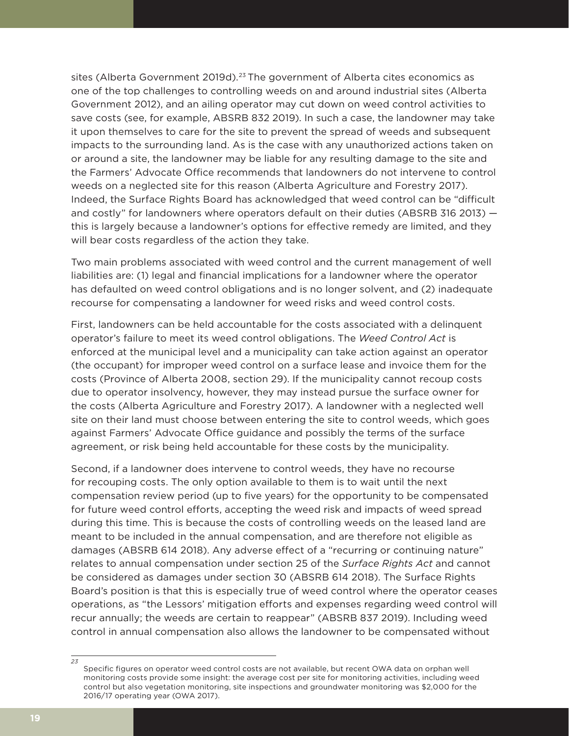sites (Alberta Government 2019d).[23] The government of Alberta cites economics as one of the top challenges to controlling weeds on and around industrial sites (Alberta Government 2012), and an ailing operator may cut down on weed control activities to save costs (see, for example, ABSRB 832 2019). In such a case, the landowner may take it upon themselves to care for the site to prevent the spread of weeds and subsequent impacts to the surrounding land. As is the case with any unauthorized actions taken on or around a site, the landowner may be liable for any resulting damage to the site and the Farmers' Advocate Office recommends that landowners do not intervene to control weeds on a neglected site for this reason (Alberta Agriculture and Forestry 2017). Indeed, the Surface Rights Board has acknowledged that weed control can be "difficult and costly" for landowners where operators default on their duties (ABSRB 316 2013) — this is largely because a landowner's options for effective remedy are limited, and they will bear costs regardless of the action they take.

Two main problems associated with weed control and the current management of well liabilities are: (1) legal and financial implications for a landowner where the operator has defaulted on weed control obligations and is no longer solvent, and (2) inadequate recourse for compensating a landowner for weed risks and weed control costs.

First, landowners can be held accountable for the costs associated with a delinquent operator's failure to meet its weed control obligations. The *Weed Control Act* is enforced at the municipal level and a municipality can take action against an operator (the occupant) for improper weed control on a surface lease and invoice them for the costs (Province of Alberta 2008, section 29). If the municipality cannot recoup costs due to operator insolvency, however, they may instead pursue the surface owner for the costs (Alberta Agriculture and Forestry 2017). A landowner with a neglected well site on their land must choose between entering the site to control weeds, which goes against Farmers' Advocate Office guidance and possibly the terms of the surface agreement, or risk being held accountable for these costs by the municipality.

Second, if a landowner does intervene to control weeds, they have no recourse for recouping costs. The only option available to them is to wait until the next compensation review period (up to five years) for the opportunity to be compensated for future weed control efforts, accepting the weed risk and impacts of weed spread during this time. This is because the costs of controlling weeds on the leased land are meant to be included in the annual compensation, and are therefore not eligible as damages (ABSRB 614 2018). Any adverse effect of a "recurring or continuing nature" relates to annual compensation under section 25 of the *Surface Rights Act* and cannot be considered as damages under section 30 (ABSRB 614 2018). The Surface Rights Board's position is that this is especially true of weed control where the operator ceases operations, as "the Lessors' mitigation efforts and expenses regarding weed control will recur annually; the weeds are certain to reappear" (ABSRB 837 2019). Including weed control in annual compensation also allows the landowner to be compensated without

---

[23] Specific figures on operator weed control costs are not available, but recent OWA data on orphan well monitoring costs provide some insight: the average cost per site for monitoring activities, including weed control but also vegetation monitoring, site inspections and groundwater monitoring was $2,000 for the 2016/17 operating year (OWA 2017).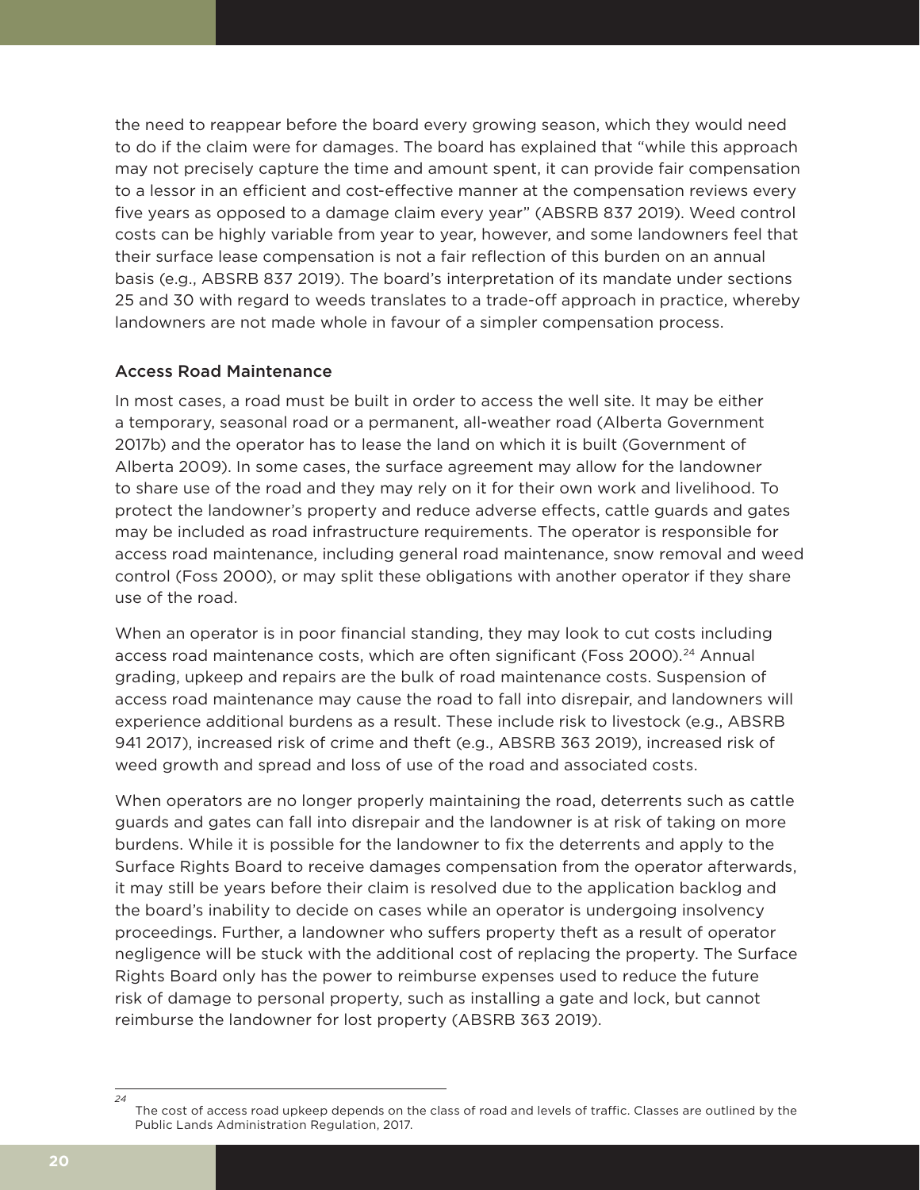the need to reappear before the board every growing season, which they would need to do if the claim were for damages. The board has explained that "while this approach may not precisely capture the time and amount spent, it can provide fair compensation to a lessor in an efficient and cost-effective manner at the compensation reviews every five years as opposed to a damage claim every year" (ABSRB 837 2019). Weed control costs can be highly variable from year to year, however, and some landowners feel that their surface lease compensation is not a fair reflection of this burden on an annual basis (e.g., ABSRB 837 2019). The board's interpretation of its mandate under sections 25 and 30 with regard to weeds translates to a trade-off approach in practice, whereby landowners are not made whole in favour of a simpler compensation process.

### Access Road Maintenance

In most cases, a road must be built in order to access the well site. It may be either a temporary, seasonal road or a permanent, all-weather road (Alberta Government 2017b) and the operator has to lease the land on which it is built (Government of Alberta 2009). In some cases, the surface agreement may allow for the landowner to share use of the road and they may rely on it for their own work and livelihood. To protect the landowner's property and reduce adverse effects, cattle guards and gates may be included as road infrastructure requirements. The operator is responsible for access road maintenance, including general road maintenance, snow removal and weed control (Foss 2000), or may split these obligations with another operator if they share use of the road.

When an operator is in poor financial standing, they may look to cut costs including access road maintenance costs, which are often significant (Foss 2000).[24] Annual grading, upkeep and repairs are the bulk of road maintenance costs. Suspension of access road maintenance may cause the road to fall into disrepair, and landowners will experience additional burdens as a result. These include risk to livestock (e.g., ABSRB 941 2017), increased risk of crime and theft (e.g., ABSRB 363 2019), increased risk of weed growth and spread and loss of use of the road and associated costs.

When operators are no longer properly maintaining the road, deterrents such as cattle guards and gates can fall into disrepair and the landowner is at risk of taking on more burdens. While it is possible for the landowner to fix the deterrents and apply to the Surface Rights Board to receive damages compensation from the operator afterwards, it may still be years before their claim is resolved due to the application backlog and the board's inability to decide on cases while an operator is undergoing insolvency proceedings. Further, a landowner who suffers property theft as a result of operator negligence will be stuck with the additional cost of replacing the property. The Surface Rights Board only has the power to reimburse expenses used to reduce the future risk of damage to personal property, such as installing a gate and lock, but cannot reimburse the landowner for lost property (ABSRB 363 2019).

---

[24] The cost of access road upkeep depends on the class of road and levels of traffic. Classes are outlined by the Public Lands Administration Regulation, 2017.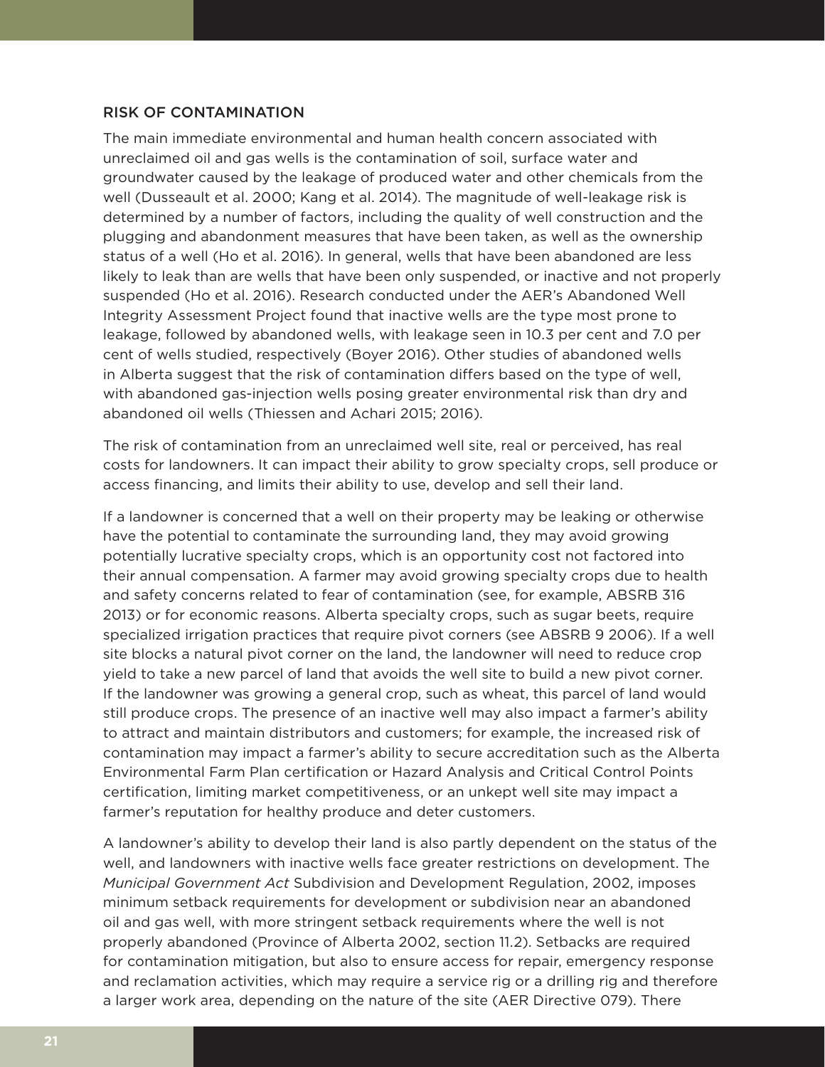### RISK OF CONTAMINATION

The main immediate environmental and human health concern associated with unreclaimed oil and gas wells is the contamination of soil, surface water and groundwater caused by the leakage of produced water and other chemicals from the well (Dusseault et al. 2000; Kang et al. 2014). The magnitude of well-leakage risk is determined by a number of factors, including the quality of well construction and the plugging and abandonment measures that have been taken, as well as the ownership status of a well (Ho et al. 2016). In general, wells that have been abandoned are less likely to leak than are wells that have been only suspended, or inactive and not properly suspended (Ho et al. 2016). Research conducted under the AER's Abandoned Well Integrity Assessment Project found that inactive wells are the type most prone to leakage, followed by abandoned wells, with leakage seen in 10.3 per cent and 7.0 per cent of wells studied, respectively (Boyer 2016). Other studies of abandoned wells in Alberta suggest that the risk of contamination differs based on the type of well, with abandoned gas-injection wells posing greater environmental risk than dry and abandoned oil wells (Thiessen and Achari 2015; 2016).

The risk of contamination from an unreclaimed well site, real or perceived, has real costs for landowners. It can impact their ability to grow specialty crops, sell produce or access financing, and limits their ability to use, develop and sell their land.

If a landowner is concerned that a well on their property may be leaking or otherwise have the potential to contaminate the surrounding land, they may avoid growing potentially lucrative specialty crops, which is an opportunity cost not factored into their annual compensation. A farmer may avoid growing specialty crops due to health and safety concerns related to fear of contamination (see, for example, ABSRB 316 2013) or for economic reasons. Alberta specialty crops, such as sugar beets, require specialized irrigation practices that require pivot corners (see ABSRB 9 2006). If a well site blocks a natural pivot corner on the land, the landowner will need to reduce crop yield to take a new parcel of land that avoids the well site to build a new pivot corner. If the landowner was growing a general crop, such as wheat, this parcel of land would still produce crops. The presence of an inactive well may also impact a farmer's ability to attract and maintain distributors and customers; for example, the increased risk of contamination may impact a farmer's ability to secure accreditation such as the Alberta Environmental Farm Plan certification or Hazard Analysis and Critical Control Points certification, limiting market competitiveness, or an unkept well site may impact a farmer's reputation for healthy produce and deter customers.

A landowner's ability to develop their land is also partly dependent on the status of the well, and landowners with inactive wells face greater restrictions on development. The *Municipal Government Act* Subdivision and Development Regulation, 2002, imposes minimum setback requirements for development or subdivision near an abandoned oil and gas well, with more stringent setback requirements where the well is not properly abandoned (Province of Alberta 2002, section 11.2). Setbacks are required for contamination mitigation, but also to ensure access for repair, emergency response and reclamation activities, which may require a service rig or a drilling rig and therefore a larger work area, depending on the nature of the site (AER Directive 079). There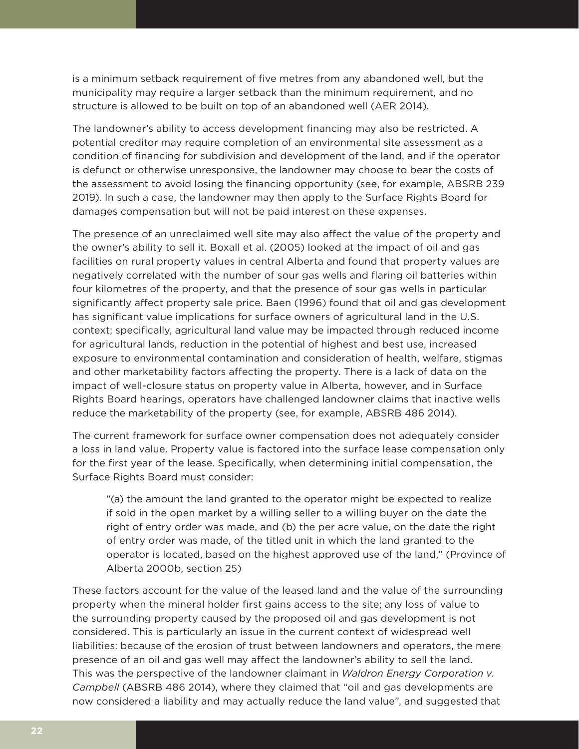is a minimum setback requirement of five metres from any abandoned well, but the municipality may require a larger setback than the minimum requirement, and no structure is allowed to be built on top of an abandoned well (AER 2014).

The landowner's ability to access development financing may also be restricted. A potential creditor may require completion of an environmental site assessment as a condition of financing for subdivision and development of the land, and if the operator is defunct or otherwise unresponsive, the landowner may choose to bear the costs of the assessment to avoid losing the financing opportunity (see, for example, ABSRB 239 2019). In such a case, the landowner may then apply to the Surface Rights Board for damages compensation but will not be paid interest on these expenses.

The presence of an unreclaimed well site may also affect the value of the property and the owner's ability to sell it. Boxall et al. (2005) looked at the impact of oil and gas facilities on rural property values in central Alberta and found that property values are negatively correlated with the number of sour gas wells and flaring oil batteries within four kilometres of the property, and that the presence of sour gas wells in particular significantly affect property sale price. Baen (1996) found that oil and gas development has significant value implications for surface owners of agricultural land in the U.S. context; specifically, agricultural land value may be impacted through reduced income for agricultural lands, reduction in the potential of highest and best use, increased exposure to environmental contamination and consideration of health, welfare, stigmas and other marketability factors affecting the property. There is a lack of data on the impact of well-closure status on property value in Alberta, however, and in Surface Rights Board hearings, operators have challenged landowner claims that inactive wells reduce the marketability of the property (see, for example, ABSRB 486 2014).

The current framework for surface owner compensation does not adequately consider a loss in land value. Property value is factored into the surface lease compensation only for the first year of the lease. Specifically, when determining initial compensation, the Surface Rights Board must consider:

> "(a) the amount the land granted to the operator might be expected to realize if sold in the open market by a willing seller to a willing buyer on the date the right of entry order was made, and (b) the per acre value, on the date the right of entry order was made, of the titled unit in which the land granted to the operator is located, based on the highest approved use of the land," (Province of Alberta 2000b, section 25)

These factors account for the value of the leased land and the value of the surrounding property when the mineral holder first gains access to the site; any loss of value to the surrounding property caused by the proposed oil and gas development is not considered. This is particularly an issue in the current context of widespread well liabilities: because of the erosion of trust between landowners and operators, the mere presence of an oil and gas well may affect the landowner's ability to sell the land. This was the perspective of the landowner claimant in *Waldron Energy Corporation v. Campbell* (ABSRB 486 2014), where they claimed that "oil and gas developments are now considered a liability and may actually reduce the land value", and suggested that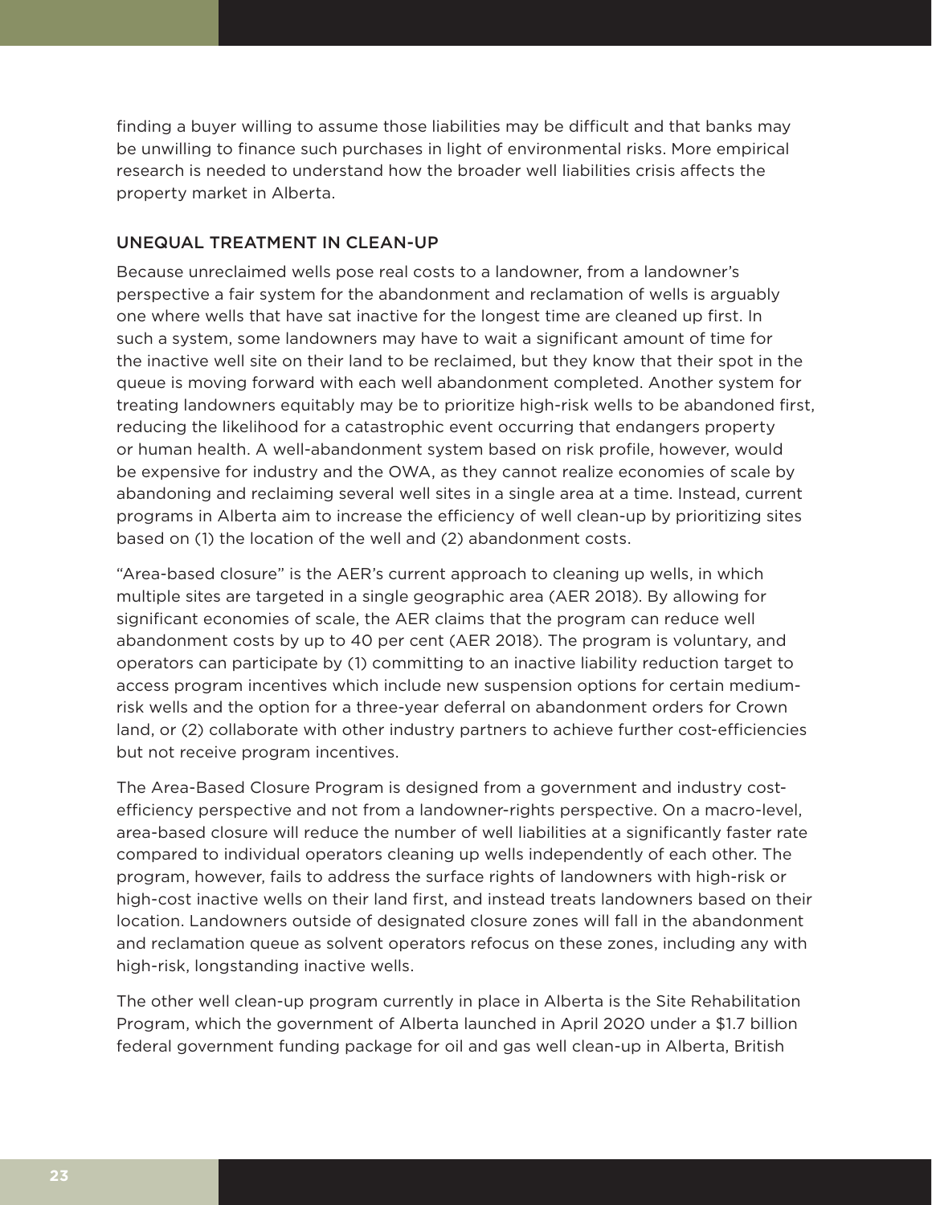finding a buyer willing to assume those liabilities may be difficult and that banks may be unwilling to finance such purchases in light of environmental risks. More empirical research is needed to understand how the broader well liabilities crisis affects the property market in Alberta.

## UNEQUAL TREATMENT IN CLEAN-UP

Because unreclaimed wells pose real costs to a landowner, from a landowner's perspective a fair system for the abandonment and reclamation of wells is arguably one where wells that have sat inactive for the longest time are cleaned up first. In such a system, some landowners may have to wait a significant amount of time for the inactive well site on their land to be reclaimed, but they know that their spot in the queue is moving forward with each well abandonment completed. Another system for treating landowners equitably may be to prioritize high-risk wells to be abandoned first, reducing the likelihood for a catastrophic event occurring that endangers property or human health. A well-abandonment system based on risk profile, however, would be expensive for industry and the OWA, as they cannot realize economies of scale by abandoning and reclaiming several well sites in a single area at a time. Instead, current programs in Alberta aim to increase the efficiency of well clean-up by prioritizing sites based on (1) the location of the well and (2) abandonment costs.

"Area-based closure" is the AER's current approach to cleaning up wells, in which multiple sites are targeted in a single geographic area (AER 2018). By allowing for significant economies of scale, the AER claims that the program can reduce well abandonment costs by up to 40 per cent (AER 2018). The program is voluntary, and operators can participate by (1) committing to an inactive liability reduction target to access program incentives which include new suspension options for certain medium-risk wells and the option for a three-year deferral on abandonment orders for Crown land, or (2) collaborate with other industry partners to achieve further cost-efficiencies but not receive program incentives.

The Area-Based Closure Program is designed from a government and industry cost-efficiency perspective and not from a landowner-rights perspective. On a macro-level, area-based closure will reduce the number of well liabilities at a significantly faster rate compared to individual operators cleaning up wells independently of each other. The program, however, fails to address the surface rights of landowners with high-risk or high-cost inactive wells on their land first, and instead treats landowners based on their location. Landowners outside of designated closure zones will fall in the abandonment and reclamation queue as solvent operators refocus on these zones, including any with high-risk, longstanding inactive wells.

The other well clean-up program currently in place in Alberta is the Site Rehabilitation Program, which the government of Alberta launched in April 2020 under a $1.7 billion federal government funding package for oil and gas well clean-up in Alberta, British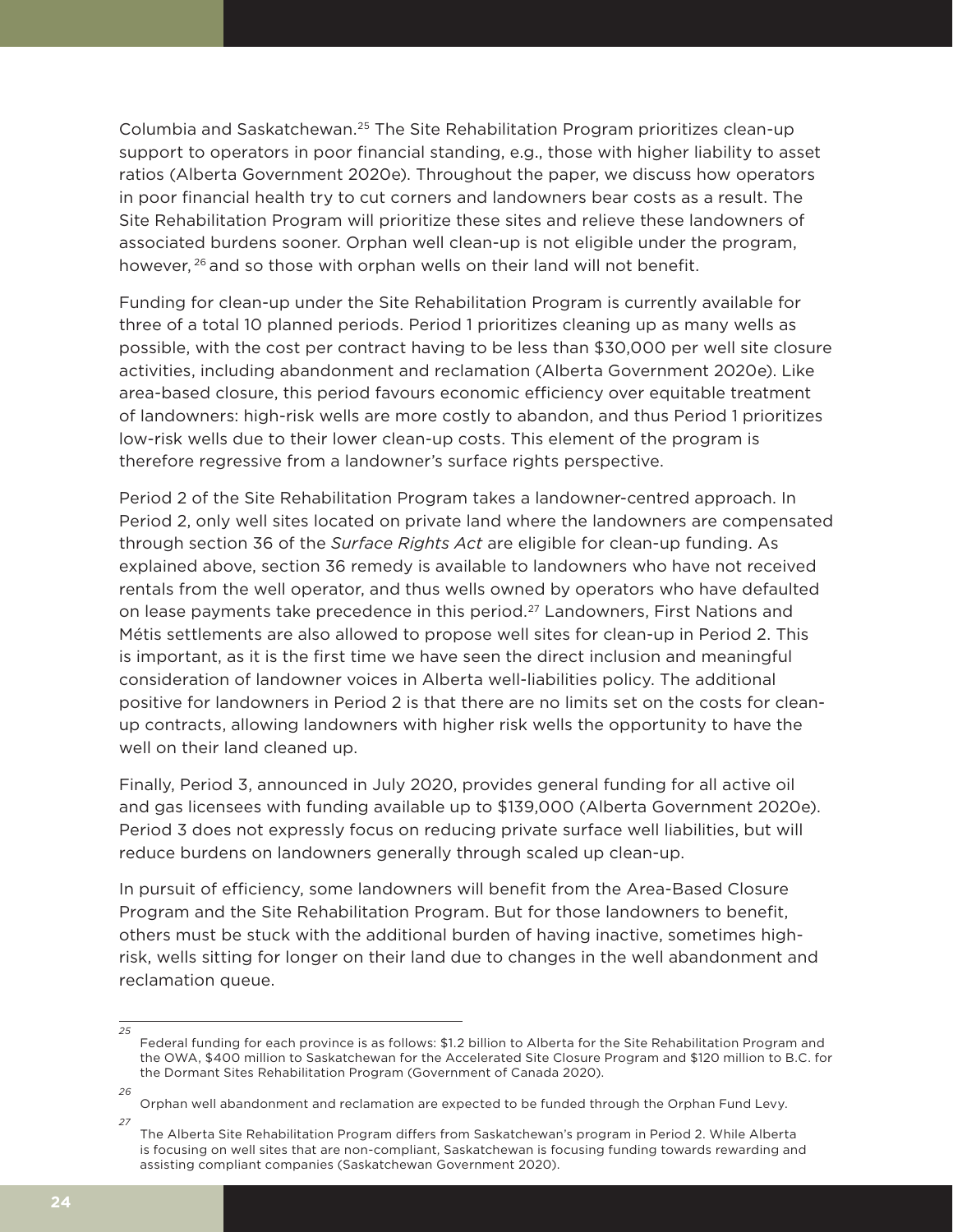Columbia and Saskatchewan.[25] The Site Rehabilitation Program prioritizes clean-up support to operators in poor financial standing, e.g., those with higher liability to asset ratios (Alberta Government 2020e). Throughout the paper, we discuss how operators in poor financial health try to cut corners and landowners bear costs as a result. The Site Rehabilitation Program will prioritize these sites and relieve these landowners of associated burdens sooner. Orphan well clean-up is not eligible under the program, however,[26] and so those with orphan wells on their land will not benefit.

Funding for clean-up under the Site Rehabilitation Program is currently available for three of a total 10 planned periods. Period 1 prioritizes cleaning up as many wells as possible, with the cost per contract having to be less than $30,000 per well site closure activities, including abandonment and reclamation (Alberta Government 2020e). Like area-based closure, this period favours economic efficiency over equitable treatment of landowners: high-risk wells are more costly to abandon, and thus Period 1 prioritizes low-risk wells due to their lower clean-up costs. This element of the program is therefore regressive from a landowner's surface rights perspective.

Period 2 of the Site Rehabilitation Program takes a landowner-centred approach. In Period 2, only well sites located on private land where the landowners are compensated through section 36 of the *Surface Rights Act* are eligible for clean-up funding. As explained above, section 36 remedy is available to landowners who have not received rentals from the well operator, and thus wells owned by operators who have defaulted on lease payments take precedence in this period.[27] Landowners, First Nations and Métis settlements are also allowed to propose well sites for clean-up in Period 2. This is important, as it is the first time we have seen the direct inclusion and meaningful consideration of landowner voices in Alberta well-liabilities policy. The additional positive for landowners in Period 2 is that there are no limits set on the costs for clean-up contracts, allowing landowners with higher risk wells the opportunity to have the well on their land cleaned up.

Finally, Period 3, announced in July 2020, provides general funding for all active oil and gas licensees with funding available up to $139,000 (Alberta Government 2020e). Period 3 does not expressly focus on reducing private surface well liabilities, but will reduce burdens on landowners generally through scaled up clean-up.

In pursuit of efficiency, some landowners will benefit from the Area-Based Closure Program and the Site Rehabilitation Program. But for those landowners to benefit, others must be stuck with the additional burden of having inactive, sometimes high-risk, wells sitting for longer on their land due to changes in the well abandonment and reclamation queue.

---

[25] Federal funding for each province is as follows: $1.2 billion to Alberta for the Site Rehabilitation Program and the OWA, $400 million to Saskatchewan for the Accelerated Site Closure Program and $120 million to B.C. for the Dormant Sites Rehabilitation Program (Government of Canada 2020).

[26] Orphan well abandonment and reclamation are expected to be funded through the Orphan Fund Levy.

[27] The Alberta Site Rehabilitation Program differs from Saskatchewan's program in Period 2. While Alberta is focusing on well sites that are non-compliant, Saskatchewan is focusing funding towards rewarding and assisting compliant companies (Saskatchewan Government 2020).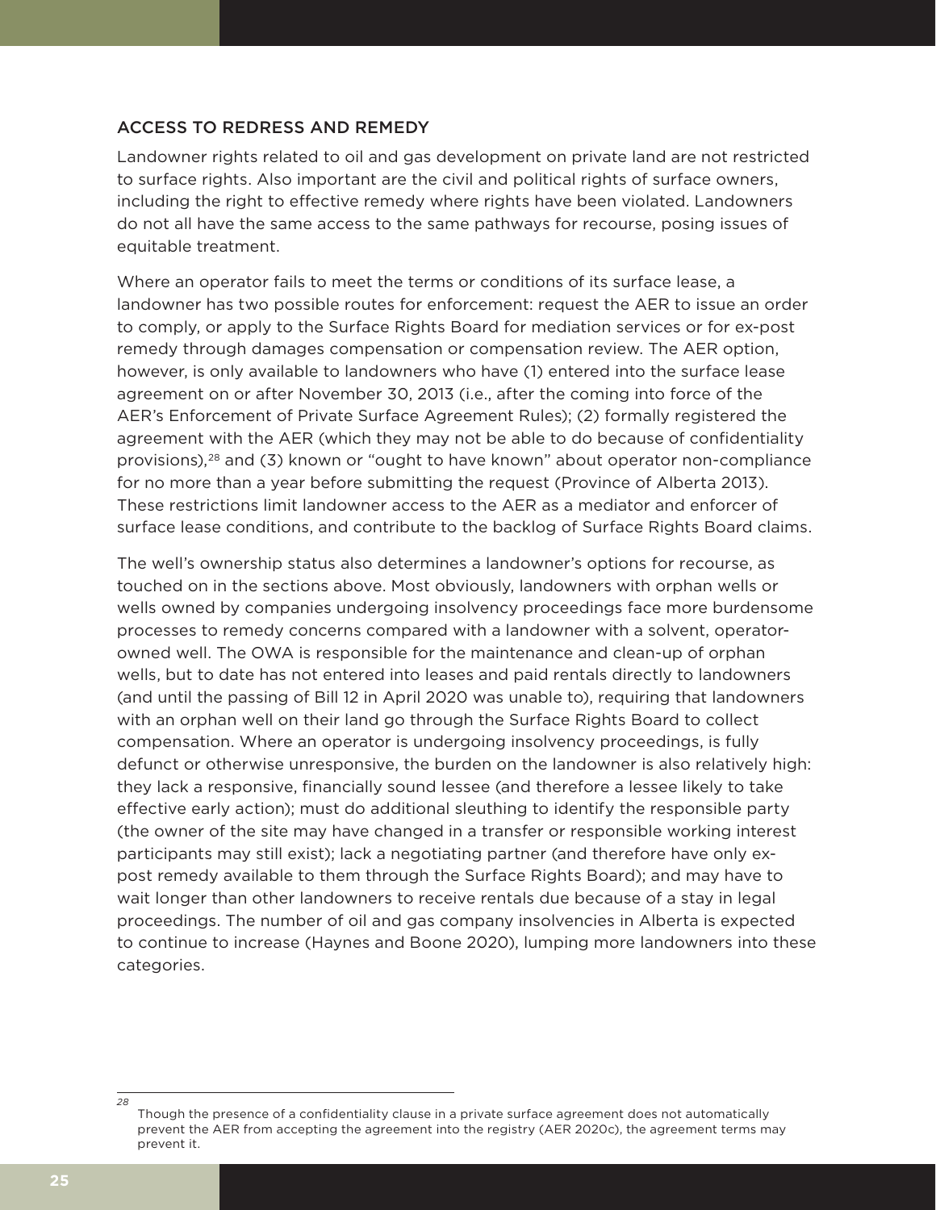## ACCESS TO REDRESS AND REMEDY

Landowner rights related to oil and gas development on private land are not restricted to surface rights. Also important are the civil and political rights of surface owners, including the right to effective remedy where rights have been violated. Landowners do not all have the same access to the same pathways for recourse, posing issues of equitable treatment.

Where an operator fails to meet the terms or conditions of its surface lease, a landowner has two possible routes for enforcement: request the AER to issue an order to comply, or apply to the Surface Rights Board for mediation services or for ex-post remedy through damages compensation or compensation review. The AER option, however, is only available to landowners who have (1) entered into the surface lease agreement on or after November 30, 2013 (i.e., after the coming into force of the AER's Enforcement of Private Surface Agreement Rules); (2) formally registered the agreement with the AER (which they may not be able to do because of confidentiality provisions),[28] and (3) known or "ought to have known" about operator non-compliance for no more than a year before submitting the request (Province of Alberta 2013). These restrictions limit landowner access to the AER as a mediator and enforcer of surface lease conditions, and contribute to the backlog of Surface Rights Board claims.

The well's ownership status also determines a landowner's options for recourse, as touched on in the sections above. Most obviously, landowners with orphan wells or wells owned by companies undergoing insolvency proceedings face more burdensome processes to remedy concerns compared with a landowner with a solvent, operator-owned well. The OWA is responsible for the maintenance and clean-up of orphan wells, but to date has not entered into leases and paid rentals directly to landowners (and until the passing of Bill 12 in April 2020 was unable to), requiring that landowners with an orphan well on their land go through the Surface Rights Board to collect compensation. Where an operator is undergoing insolvency proceedings, is fully defunct or otherwise unresponsive, the burden on the landowner is also relatively high: they lack a responsive, financially sound lessee (and therefore a lessee likely to take effective early action); must do additional sleuthing to identify the responsible party (the owner of the site may have changed in a transfer or responsible working interest participants may still exist); lack a negotiating partner (and therefore have only ex-post remedy available to them through the Surface Rights Board); and may have to wait longer than other landowners to receive rentals due because of a stay in legal proceedings. The number of oil and gas company insolvencies in Alberta is expected to continue to increase (Haynes and Boone 2020), lumping more landowners into these categories.

---

[28] Though the presence of a confidentiality clause in a private surface agreement does not automatically prevent the AER from accepting the agreement into the registry (AER 2020c), the agreement terms may prevent it.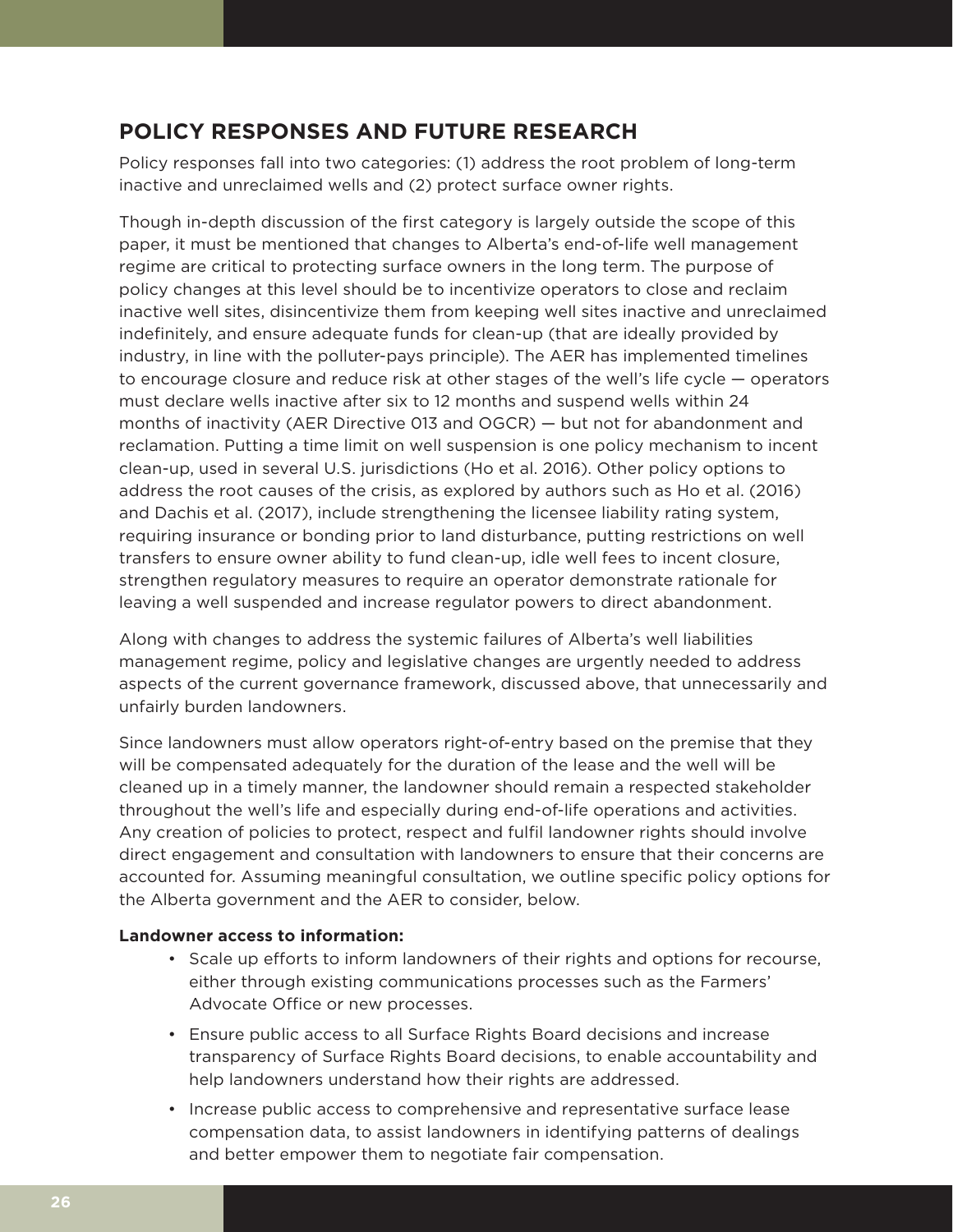## POLICY RESPONSES AND FUTURE RESEARCH

Policy responses fall into two categories: (1) address the root problem of long-term inactive and unreclaimed wells and (2) protect surface owner rights.

Though in-depth discussion of the first category is largely outside the scope of this paper, it must be mentioned that changes to Alberta's end-of-life well management regime are critical to protecting surface owners in the long term. The purpose of policy changes at this level should be to incentivize operators to close and reclaim inactive well sites, disincentivize them from keeping well sites inactive and unreclaimed indefinitely, and ensure adequate funds for clean-up (that are ideally provided by industry, in line with the polluter-pays principle). The AER has implemented timelines to encourage closure and reduce risk at other stages of the well's life cycle — operators must declare wells inactive after six to 12 months and suspend wells within 24 months of inactivity (AER Directive 013 and OGCR) — but not for abandonment and reclamation. Putting a time limit on well suspension is one policy mechanism to incent clean-up, used in several U.S. jurisdictions (Ho et al. 2016). Other policy options to address the root causes of the crisis, as explored by authors such as Ho et al. (2016) and Dachis et al. (2017), include strengthening the licensee liability rating system, requiring insurance or bonding prior to land disturbance, putting restrictions on well transfers to ensure owner ability to fund clean-up, idle well fees to incent closure, strengthen regulatory measures to require an operator demonstrate rationale for leaving a well suspended and increase regulator powers to direct abandonment.

Along with changes to address the systemic failures of Alberta's well liabilities management regime, policy and legislative changes are urgently needed to address aspects of the current governance framework, discussed above, that unnecessarily and unfairly burden landowners.

Since landowners must allow operators right-of-entry based on the premise that they will be compensated adequately for the duration of the lease and the well will be cleaned up in a timely manner, the landowner should remain a respected stakeholder throughout the well's life and especially during end-of-life operations and activities. Any creation of policies to protect, respect and fulfil landowner rights should involve direct engagement and consultation with landowners to ensure that their concerns are accounted for. Assuming meaningful consultation, we outline specific policy options for the Alberta government and the AER to consider, below.

**Landowner access to information:**

- Scale up efforts to inform landowners of their rights and options for recourse, either through existing communications processes such as the Farmers' Advocate Office or new processes.
- Ensure public access to all Surface Rights Board decisions and increase transparency of Surface Rights Board decisions, to enable accountability and help landowners understand how their rights are addressed.
- Increase public access to comprehensive and representative surface lease compensation data, to assist landowners in identifying patterns of dealings and better empower them to negotiate fair compensation.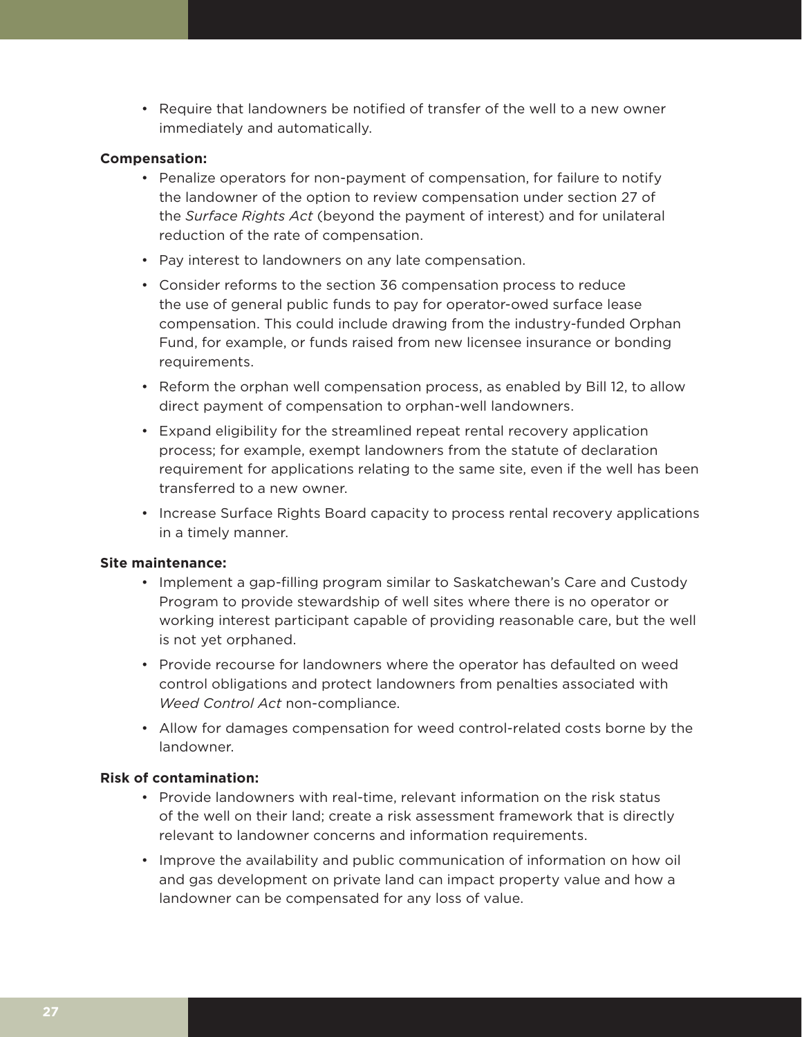- Require that landowners be notified of transfer of the well to a new owner immediately and automatically.

**Compensation:**

- Penalize operators for non-payment of compensation, for failure to notify the landowner of the option to review compensation under section 27 of the *Surface Rights Act* (beyond the payment of interest) and for unilateral reduction of the rate of compensation.
- Pay interest to landowners on any late compensation.
- Consider reforms to the section 36 compensation process to reduce the use of general public funds to pay for operator-owed surface lease compensation. This could include drawing from the industry-funded Orphan Fund, for example, or funds raised from new licensee insurance or bonding requirements.
- Reform the orphan well compensation process, as enabled by Bill 12, to allow direct payment of compensation to orphan-well landowners.
- Expand eligibility for the streamlined repeat rental recovery application process; for example, exempt landowners from the statute of declaration requirement for applications relating to the same site, even if the well has been transferred to a new owner.
- Increase Surface Rights Board capacity to process rental recovery applications in a timely manner.

**Site maintenance:**

- Implement a gap-filling program similar to Saskatchewan's Care and Custody Program to provide stewardship of well sites where there is no operator or working interest participant capable of providing reasonable care, but the well is not yet orphaned.
- Provide recourse for landowners where the operator has defaulted on weed control obligations and protect landowners from penalties associated with *Weed Control Act* non-compliance.
- Allow for damages compensation for weed control-related costs borne by the landowner.

**Risk of contamination:**

- Provide landowners with real-time, relevant information on the risk status of the well on their land; create a risk assessment framework that is directly relevant to landowner concerns and information requirements.
- Improve the availability and public communication of information on how oil and gas development on private land can impact property value and how a landowner can be compensated for any loss of value.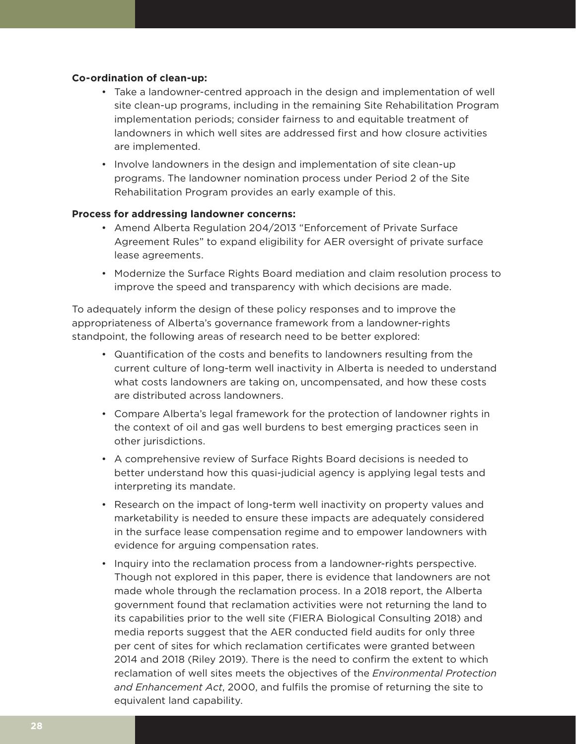**Co-ordination of clean-up:**

- Take a landowner-centred approach in the design and implementation of well site clean-up programs, including in the remaining Site Rehabilitation Program implementation periods; consider fairness to and equitable treatment of landowners in which well sites are addressed first and how closure activities are implemented.
- Involve landowners in the design and implementation of site clean-up programs. The landowner nomination process under Period 2 of the Site Rehabilitation Program provides an early example of this.

**Process for addressing landowner concerns:**

- Amend Alberta Regulation 204/2013 "Enforcement of Private Surface Agreement Rules" to expand eligibility for AER oversight of private surface lease agreements.
- Modernize the Surface Rights Board mediation and claim resolution process to improve the speed and transparency with which decisions are made.

To adequately inform the design of these policy responses and to improve the appropriateness of Alberta's governance framework from a landowner-rights standpoint, the following areas of research need to be better explored:

- Quantification of the costs and benefits to landowners resulting from the current culture of long-term well inactivity in Alberta is needed to understand what costs landowners are taking on, uncompensated, and how these costs are distributed across landowners.
- Compare Alberta's legal framework for the protection of landowner rights in the context of oil and gas well burdens to best emerging practices seen in other jurisdictions.
- A comprehensive review of Surface Rights Board decisions is needed to better understand how this quasi-judicial agency is applying legal tests and interpreting its mandate.
- Research on the impact of long-term well inactivity on property values and marketability is needed to ensure these impacts are adequately considered in the surface lease compensation regime and to empower landowners with evidence for arguing compensation rates.
- Inquiry into the reclamation process from a landowner-rights perspective. Though not explored in this paper, there is evidence that landowners are not made whole through the reclamation process. In a 2018 report, the Alberta government found that reclamation activities were not returning the land to its capabilities prior to the well site (FIERA Biological Consulting 2018) and media reports suggest that the AER conducted field audits for only three per cent of sites for which reclamation certificates were granted between 2014 and 2018 (Riley 2019). There is the need to confirm the extent to which reclamation of well sites meets the objectives of the *Environmental Protection and Enhancement Act*, 2000, and fulfils the promise of returning the site to equivalent land capability.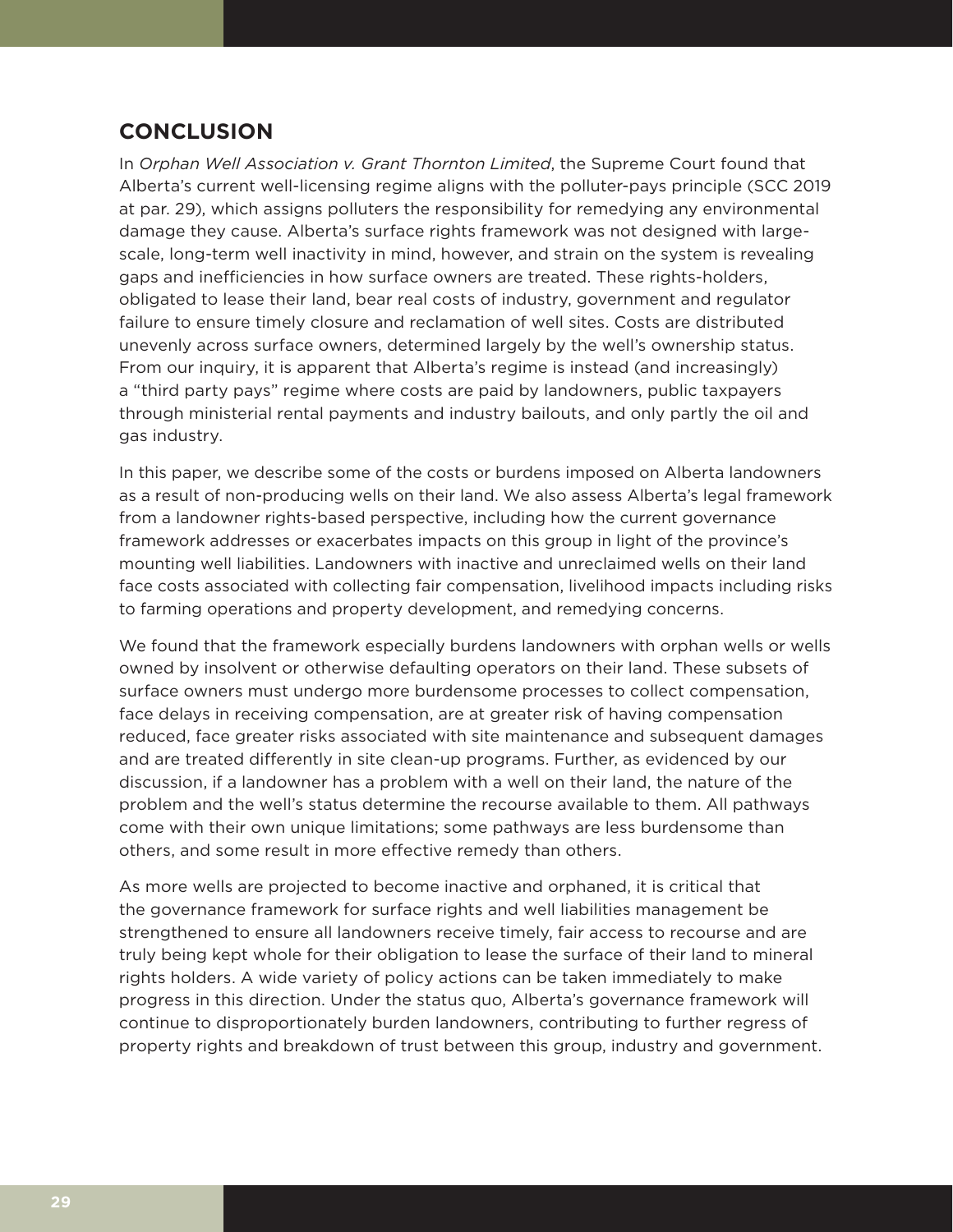## CONCLUSION

In *Orphan Well Association v. Grant Thornton Limited*, the Supreme Court found that Alberta's current well-licensing regime aligns with the polluter-pays principle (SCC 2019 at par. 29), which assigns polluters the responsibility for remedying any environmental damage they cause. Alberta's surface rights framework was not designed with large-scale, long-term well inactivity in mind, however, and strain on the system is revealing gaps and inefficiencies in how surface owners are treated. These rights-holders, obligated to lease their land, bear real costs of industry, government and regulator failure to ensure timely closure and reclamation of well sites. Costs are distributed unevenly across surface owners, determined largely by the well's ownership status. From our inquiry, it is apparent that Alberta's regime is instead (and increasingly) a "third party pays" regime where costs are paid by landowners, public taxpayers through ministerial rental payments and industry bailouts, and only partly the oil and gas industry.

In this paper, we describe some of the costs or burdens imposed on Alberta landowners as a result of non-producing wells on their land. We also assess Alberta's legal framework from a landowner rights-based perspective, including how the current governance framework addresses or exacerbates impacts on this group in light of the province's mounting well liabilities. Landowners with inactive and unreclaimed wells on their land face costs associated with collecting fair compensation, livelihood impacts including risks to farming operations and property development, and remedying concerns.

We found that the framework especially burdens landowners with orphan wells or wells owned by insolvent or otherwise defaulting operators on their land. These subsets of surface owners must undergo more burdensome processes to collect compensation, face delays in receiving compensation, are at greater risk of having compensation reduced, face greater risks associated with site maintenance and subsequent damages and are treated differently in site clean-up programs. Further, as evidenced by our discussion, if a landowner has a problem with a well on their land, the nature of the problem and the well's status determine the recourse available to them. All pathways come with their own unique limitations; some pathways are less burdensome than others, and some result in more effective remedy than others.

As more wells are projected to become inactive and orphaned, it is critical that the governance framework for surface rights and well liabilities management be strengthened to ensure all landowners receive timely, fair access to recourse and are truly being kept whole for their obligation to lease the surface of their land to mineral rights holders. A wide variety of policy actions can be taken immediately to make progress in this direction. Under the status quo, Alberta's governance framework will continue to disproportionately burden landowners, contributing to further regress of property rights and breakdown of trust between this group, industry and government.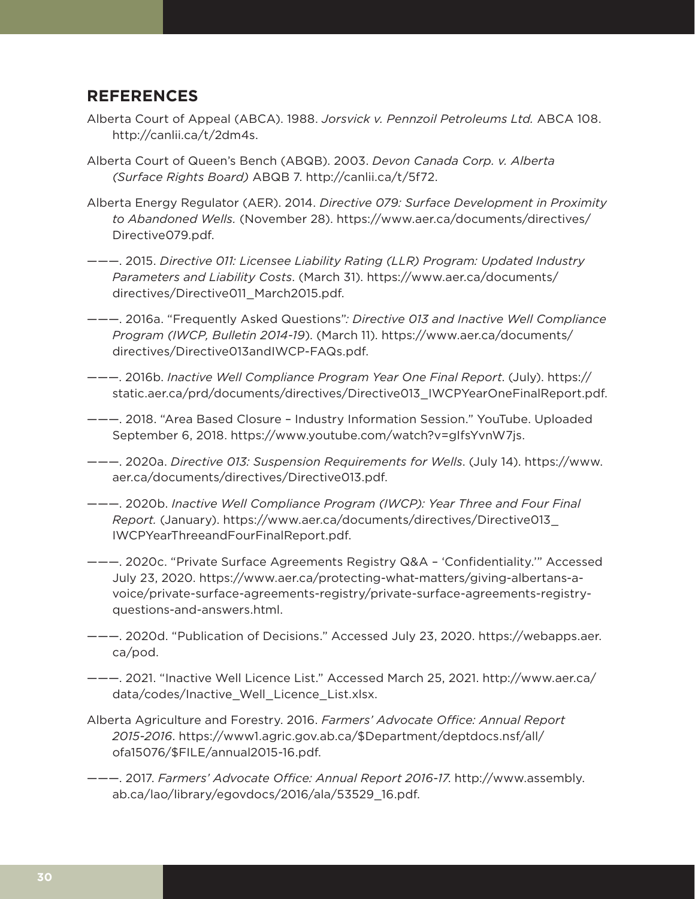## REFERENCES

Alberta Court of Appeal (ABCA). 1988. *Jorsvick v. Pennzoil Petroleums Ltd.* ABCA 108. http://canlii.ca/t/2dm4s.

Alberta Court of Queen's Bench (ABQB). 2003. *Devon Canada Corp. v. Alberta (Surface Rights Board)* ABQB 7. http://canlii.ca/t/5f72.

Alberta Energy Regulator (AER). 2014. *Directive 079: Surface Development in Proximity to Abandoned Wells.* (November 28). https://www.aer.ca/documents/directives/Directive079.pdf.

———. 2015. *Directive 011: Licensee Liability Rating (LLR) Program: Updated Industry Parameters and Liability Costs*. (March 31). https://www.aer.ca/documents/directives/Directive011_March2015.pdf.

———. 2016a. "Frequently Asked Questions"*: Directive 013 and Inactive Well Compliance Program (IWCP, Bulletin 2014-19*). (March 11). https://www.aer.ca/documents/directives/Directive013andIWCP-FAQs.pdf.

———. 2016b. *Inactive Well Compliance Program Year One Final Report*. (July). https://static.aer.ca/prd/documents/directives/Directive013_IWCPYearOneFinalReport.pdf.

———. 2018. "Area Based Closure – Industry Information Session." YouTube. Uploaded September 6, 2018. https://www.youtube.com/watch?v=gIfsYvnW7js.

———. 2020a. *Directive 013: Suspension Requirements for Wells*. (July 14). https://www.aer.ca/documents/directives/Directive013.pdf.

———. 2020b. *Inactive Well Compliance Program (IWCP): Year Three and Four Final Report.* (January). https://www.aer.ca/documents/directives/Directive013_IWCPYearThreeandFourFinalReport.pdf.

———. 2020c. "Private Surface Agreements Registry Q&A – 'Confidentiality.'" Accessed July 23, 2020. https://www.aer.ca/protecting-what-matters/giving-albertans-a-voice/private-surface-agreements-registry/private-surface-agreements-registry-questions-and-answers.html.

———. 2020d. "Publication of Decisions." Accessed July 23, 2020. https://webapps.aer.ca/pod.

———. 2021. "Inactive Well Licence List." Accessed March 25, 2021. http://www.aer.ca/data/codes/Inactive_Well_Licence_List.xlsx.

Alberta Agriculture and Forestry. 2016. *Farmers' Advocate Office: Annual Report 2015-2016*. https://www1.agric.gov.ab.ca/$Department/deptdocs.nsf/all/ofa15076/$FILE/annual2015-16.pdf.

———. 2017. *Farmers' Advocate Office: Annual Report 2016-17*. http://www.assembly.ab.ca/lao/library/egovdocs/2016/ala/53529_16.pdf.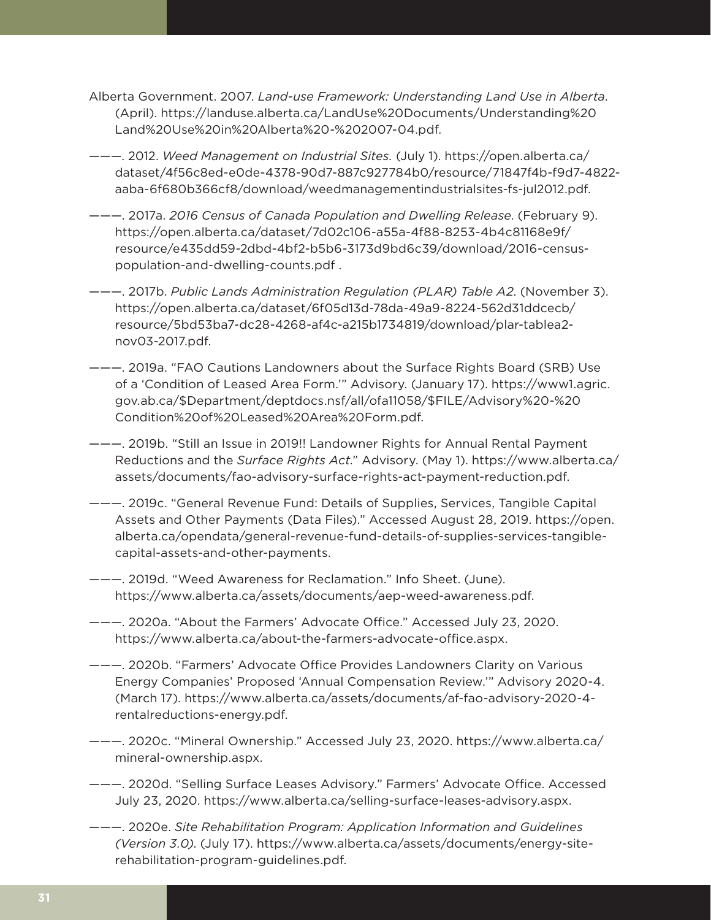Alberta Government. 2007. *Land-use Framework: Understanding Land Use in Alberta.* (April). https://landuse.alberta.ca/LandUse%20Documents/Understanding%20Land%20Use%20in%20Alberta%20-%202007-04.pdf.

———. 2012. *Weed Management on Industrial Sites.* (July 1). https://open.alberta.ca/dataset/4f56c8ed-e0de-4378-90d7-887c927784b0/resource/71847f4b-f9d7-4822-aaba-6f680b366cf8/download/weedmanagementindustrialsites-fs-jul2012.pdf.

———. 2017a. *2016 Census of Canada Population and Dwelling Release.* (February 9). https://open.alberta.ca/dataset/7d02c106-a55a-4f88-8253-4b4c81168e9f/resource/e435dd59-2dbd-4bf2-b5b6-3173d9bd6c39/download/2016-census-population-and-dwelling-counts.pdf .

———. 2017b. *Public Lands Administration Regulation (PLAR) Table A2.* (November 3). https://open.alberta.ca/dataset/6f05d13d-78da-49a9-8224-562d31ddcecb/resource/5bd53ba7-dc28-4268-af4c-a215b1734819/download/plar-tablea2-nov03-2017.pdf.

———. 2019a. "FAO Cautions Landowners about the Surface Rights Board (SRB) Use of a 'Condition of Leased Area Form.'" Advisory. (January 17). https://www1.agric.gov.ab.ca/$Department/deptdocs.nsf/all/ofa11058/$FILE/Advisory%20-%20Condition%20of%20Leased%20Area%20Form.pdf.

———. 2019b. "Still an Issue in 2019!! Landowner Rights for Annual Rental Payment Reductions and the *Surface Rights Act*." Advisory. (May 1). https://www.alberta.ca/assets/documents/fao-advisory-surface-rights-act-payment-reduction.pdf.

———. 2019c. "General Revenue Fund: Details of Supplies, Services, Tangible Capital Assets and Other Payments (Data Files)." Accessed August 28, 2019. https://open.alberta.ca/opendata/general-revenue-fund-details-of-supplies-services-tangible-capital-assets-and-other-payments.

———. 2019d. "Weed Awareness for Reclamation." Info Sheet. (June). https://www.alberta.ca/assets/documents/aep-weed-awareness.pdf.

———. 2020a. "About the Farmers' Advocate Office." Accessed July 23, 2020. https://www.alberta.ca/about-the-farmers-advocate-office.aspx.

———. 2020b. "Farmers' Advocate Office Provides Landowners Clarity on Various Energy Companies' Proposed 'Annual Compensation Review.'" Advisory 2020-4. (March 17). https://www.alberta.ca/assets/documents/af-fao-advisory-2020-4-rentalreductions-energy.pdf.

———. 2020c. "Mineral Ownership." Accessed July 23, 2020. https://www.alberta.ca/mineral-ownership.aspx.

———. 2020d. "Selling Surface Leases Advisory." Farmers' Advocate Office. Accessed July 23, 2020. https://www.alberta.ca/selling-surface-leases-advisory.aspx.

———. 2020e. *Site Rehabilitation Program: Application Information and Guidelines (Version 3.0).* (July 17). https://www.alberta.ca/assets/documents/energy-site-rehabilitation-program-guidelines.pdf.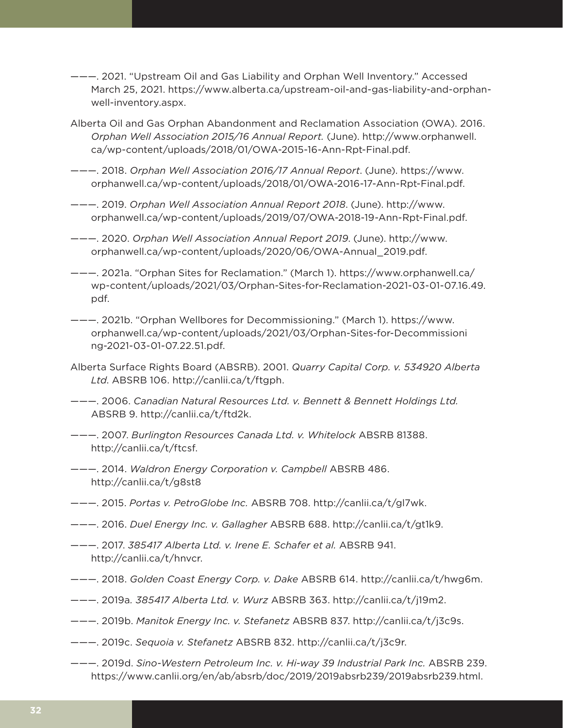———. 2021. "Upstream Oil and Gas Liability and Orphan Well Inventory." Accessed March 25, 2021. https://www.alberta.ca/upstream-oil-and-gas-liability-and-orphan-well-inventory.aspx.

Alberta Oil and Gas Orphan Abandonment and Reclamation Association (OWA). 2016. *Orphan Well Association 2015/16 Annual Report.* (June). http://www.orphanwell.ca/wp-content/uploads/2018/01/OWA-2015-16-Ann-Rpt-Final.pdf.

———. 2018. *Orphan Well Association 2016/17 Annual Report*. (June). https://www.orphanwell.ca/wp-content/uploads/2018/01/OWA-2016-17-Ann-Rpt-Final.pdf.

———. 2019. *Orphan Well Association Annual Report 2018*. (June). http://www.orphanwell.ca/wp-content/uploads/2019/07/OWA-2018-19-Ann-Rpt-Final.pdf.

———. 2020. *Orphan Well Association Annual Report 2019*. (June). http://www.orphanwell.ca/wp-content/uploads/2020/06/OWA-Annual_2019.pdf.

———. 2021a. "Orphan Sites for Reclamation." (March 1). https://www.orphanwell.ca/wp-content/uploads/2021/03/Orphan-Sites-for-Reclamation-2021-03-01-07.16.49.pdf.

———. 2021b. "Orphan Wellbores for Decommissioning." (March 1). https://www.orphanwell.ca/wp-content/uploads/2021/03/Orphan-Sites-for-Decommissioning-2021-03-01-07.22.51.pdf.

Alberta Surface Rights Board (ABSRB). 2001. *Quarry Capital Corp. v. 534920 Alberta Ltd.* ABSRB 106. http://canlii.ca/t/ftgph.

———. 2006. *Canadian Natural Resources Ltd. v. Bennett & Bennett Holdings Ltd.* ABSRB 9. http://canlii.ca/t/ftd2k.

———. 2007. *Burlington Resources Canada Ltd. v. Whitelock* ABSRB 81388. http://canlii.ca/t/ftcsf.

———. 2014. *Waldron Energy Corporation v. Campbell* ABSRB 486. http://canlii.ca/t/g8st8

———. 2015. *Portas v. PetroGlobe Inc.* ABSRB 708. http://canlii.ca/t/gl7wk.

———. 2016. *Duel Energy Inc. v. Gallagher* ABSRB 688. http://canlii.ca/t/gt1k9.

———. 2017. *385417 Alberta Ltd. v. Irene E. Schafer et al.* ABSRB 941. http://canlii.ca/t/hnvcr.

———. 2018. *Golden Coast Energy Corp. v. Dake* ABSRB 614. http://canlii.ca/t/hwg6m.

———. 2019a. *385417 Alberta Ltd. v. Wurz* ABSRB 363. http://canlii.ca/t/j19m2.

———. 2019b. *Manitok Energy Inc. v. Stefanetz* ABSRB 837. http://canlii.ca/t/j3c9s.

———. 2019c. *Sequoia v. Stefanetz* ABSRB 832. http://canlii.ca/t/j3c9r.

———. 2019d. *Sino-Western Petroleum Inc. v. Hi-way 39 Industrial Park Inc.* ABSRB 239. https://www.canlii.org/en/ab/absrb/doc/2019/2019absrb239/2019absrb239.html.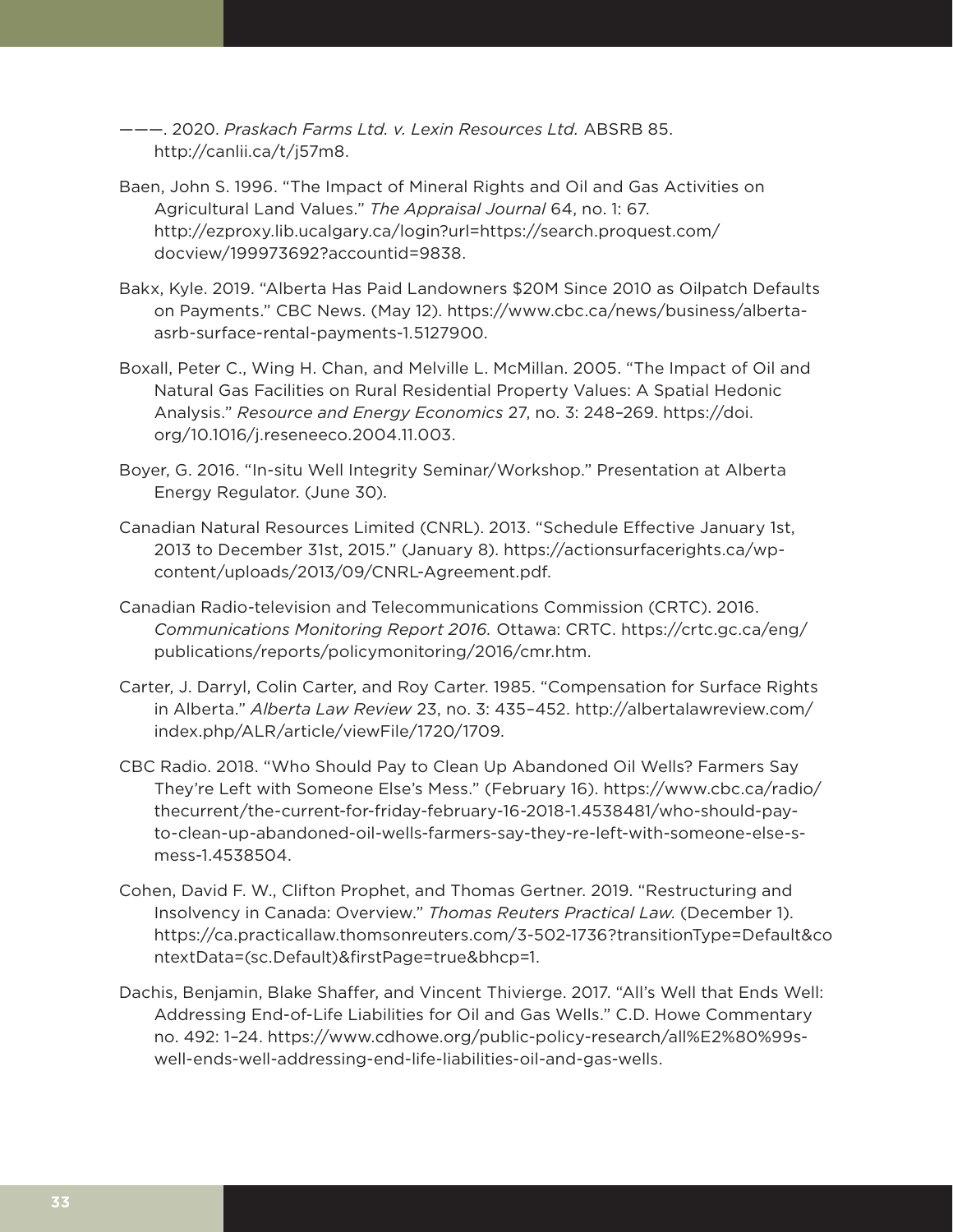———. 2020. *Praskach Farms Ltd. v. Lexin Resources Ltd.* ABSRB 85. http://canlii.ca/t/j57m8.

Baen, John S. 1996. "The Impact of Mineral Rights and Oil and Gas Activities on Agricultural Land Values." *The Appraisal Journal* 64, no. 1: 67. http://ezproxy.lib.ucalgary.ca/login?url=https://search.proquest.com/docview/199973692?accountid=9838.

Bakx, Kyle. 2019. "Alberta Has Paid Landowners $20M Since 2010 as Oilpatch Defaults on Payments." CBC News. (May 12). https://www.cbc.ca/news/business/alberta-asrb-surface-rental-payments-1.5127900.

Boxall, Peter C., Wing H. Chan, and Melville L. McMillan. 2005. "The Impact of Oil and Natural Gas Facilities on Rural Residential Property Values: A Spatial Hedonic Analysis." *Resource and Energy Economics* 27, no. 3: 248–269. https://doi.org/10.1016/j.reseneeco.2004.11.003.

Boyer, G. 2016. "In-situ Well Integrity Seminar/Workshop." Presentation at Alberta Energy Regulator. (June 30).

Canadian Natural Resources Limited (CNRL). 2013. "Schedule Effective January 1st, 2013 to December 31st, 2015." (January 8). https://actionsurfacerights.ca/wp-content/uploads/2013/09/CNRL-Agreement.pdf.

Canadian Radio-television and Telecommunications Commission (CRTC). 2016. *Communications Monitoring Report 2016.* Ottawa: CRTC. https://crtc.gc.ca/eng/publications/reports/policymonitoring/2016/cmr.htm.

Carter, J. Darryl, Colin Carter, and Roy Carter. 1985. "Compensation for Surface Rights in Alberta." *Alberta Law Review* 23, no. 3: 435–452. http://albertalawreview.com/index.php/ALR/article/viewFile/1720/1709.

CBC Radio. 2018. "Who Should Pay to Clean Up Abandoned Oil Wells? Farmers Say They're Left with Someone Else's Mess." (February 16). https://www.cbc.ca/radio/thecurrent/the-current-for-friday-february-16-2018-1.4538481/who-should-pay-to-clean-up-abandoned-oil-wells-farmers-say-they-re-left-with-someone-else-s-mess-1.4538504.

Cohen, David F. W., Clifton Prophet, and Thomas Gertner. 2019. "Restructuring and Insolvency in Canada: Overview." *Thomas Reuters Practical Law.* (December 1). https://ca.practicallaw.thomsonreuters.com/3-502-1736?transitionType=Default&contextData=(sc.Default)&firstPage=true&bhcp=1.

Dachis, Benjamin, Blake Shaffer, and Vincent Thivierge. 2017. "All's Well that Ends Well: Addressing End-of-Life Liabilities for Oil and Gas Wells." C.D. Howe Commentary no. 492: 1–24. https://www.cdhowe.org/public-policy-research/all%E2%80%99s-well-ends-well-addressing-end-life-liabilities-oil-and-gas-wells.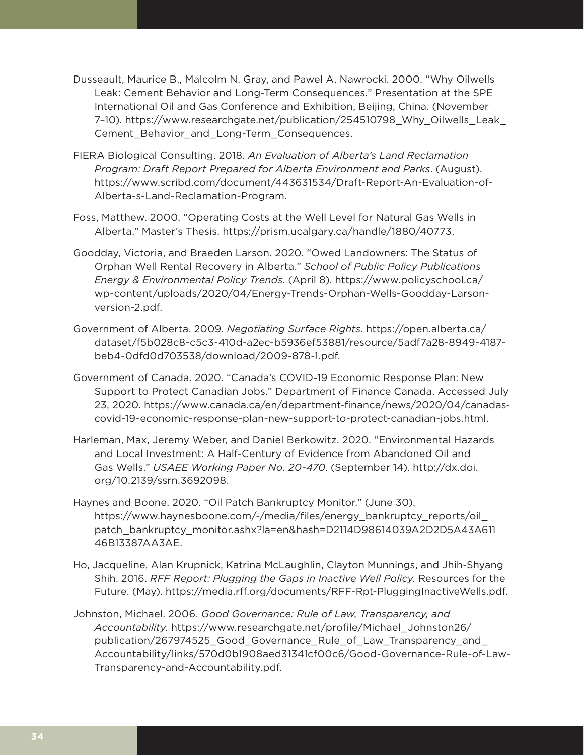Dusseault, Maurice B., Malcolm N. Gray, and Pawel A. Nawrocki. 2000. "Why Oilwells Leak: Cement Behavior and Long-Term Consequences." Presentation at the SPE International Oil and Gas Conference and Exhibition, Beijing, China. (November 7–10). https://www.researchgate.net/publication/254510798_Why_Oilwells_Leak_Cement_Behavior_and_Long-Term_Consequences.

FIERA Biological Consulting. 2018. *An Evaluation of Alberta's Land Reclamation Program: Draft Report Prepared for Alberta Environment and Parks*. (August). https://www.scribd.com/document/443631534/Draft-Report-An-Evaluation-of-Alberta-s-Land-Reclamation-Program.

Foss, Matthew. 2000. "Operating Costs at the Well Level for Natural Gas Wells in Alberta." Master's Thesis. https://prism.ucalgary.ca/handle/1880/40773.

Goodday, Victoria, and Braeden Larson. 2020. "Owed Landowners: The Status of Orphan Well Rental Recovery in Alberta." *School of Public Policy Publications Energy & Environmental Policy Trends*. (April 8). https://www.policyschool.ca/wp-content/uploads/2020/04/Energy-Trends-Orphan-Wells-Goodday-Larson-version-2.pdf.

Government of Alberta. 2009. *Negotiating Surface Rights*. https://open.alberta.ca/dataset/f5b028c8-c5c3-410d-a2ec-b5936ef53881/resource/5adf7a28-8949-4187-beb4-0dfd0d703538/download/2009-878-1.pdf.

Government of Canada. 2020. "Canada's COVID-19 Economic Response Plan: New Support to Protect Canadian Jobs." Department of Finance Canada. Accessed July 23, 2020. https://www.canada.ca/en/department-finance/news/2020/04/canadas-covid-19-economic-response-plan-new-support-to-protect-canadian-jobs.html.

Harleman, Max, Jeremy Weber, and Daniel Berkowitz. 2020. "Environmental Hazards and Local Investment: A Half-Century of Evidence from Abandoned Oil and Gas Wells." *USAEE Working Paper No. 20-470*. (September 14). http://dx.doi.org/10.2139/ssrn.3692098.

Haynes and Boone. 2020. "Oil Patch Bankruptcy Monitor." (June 30). https://www.haynesboone.com/-/media/files/energy_bankruptcy_reports/oil_patch_bankruptcy_monitor.ashx?la=en&hash=D2114D98614039A2D2D5A43A61146B13387AA3AE.

Ho, Jacqueline, Alan Krupnick, Katrina McLaughlin, Clayton Munnings, and Jhih-Shyang Shih. 2016. *RFF Report: Plugging the Gaps in Inactive Well Policy.* Resources for the Future. (May). https://media.rff.org/documents/RFF-Rpt-PluggingInactiveWells.pdf.

Johnston, Michael. 2006. *Good Governance: Rule of Law, Transparency, and Accountability.* https://www.researchgate.net/profile/Michael_Johnston26/publication/267974525_Good_Governance_Rule_of_Law_Transparency_and_Accountability/links/570d0b1908aed31341cf00c6/Good-Governance-Rule-of-Law-Transparency-and-Accountability.pdf.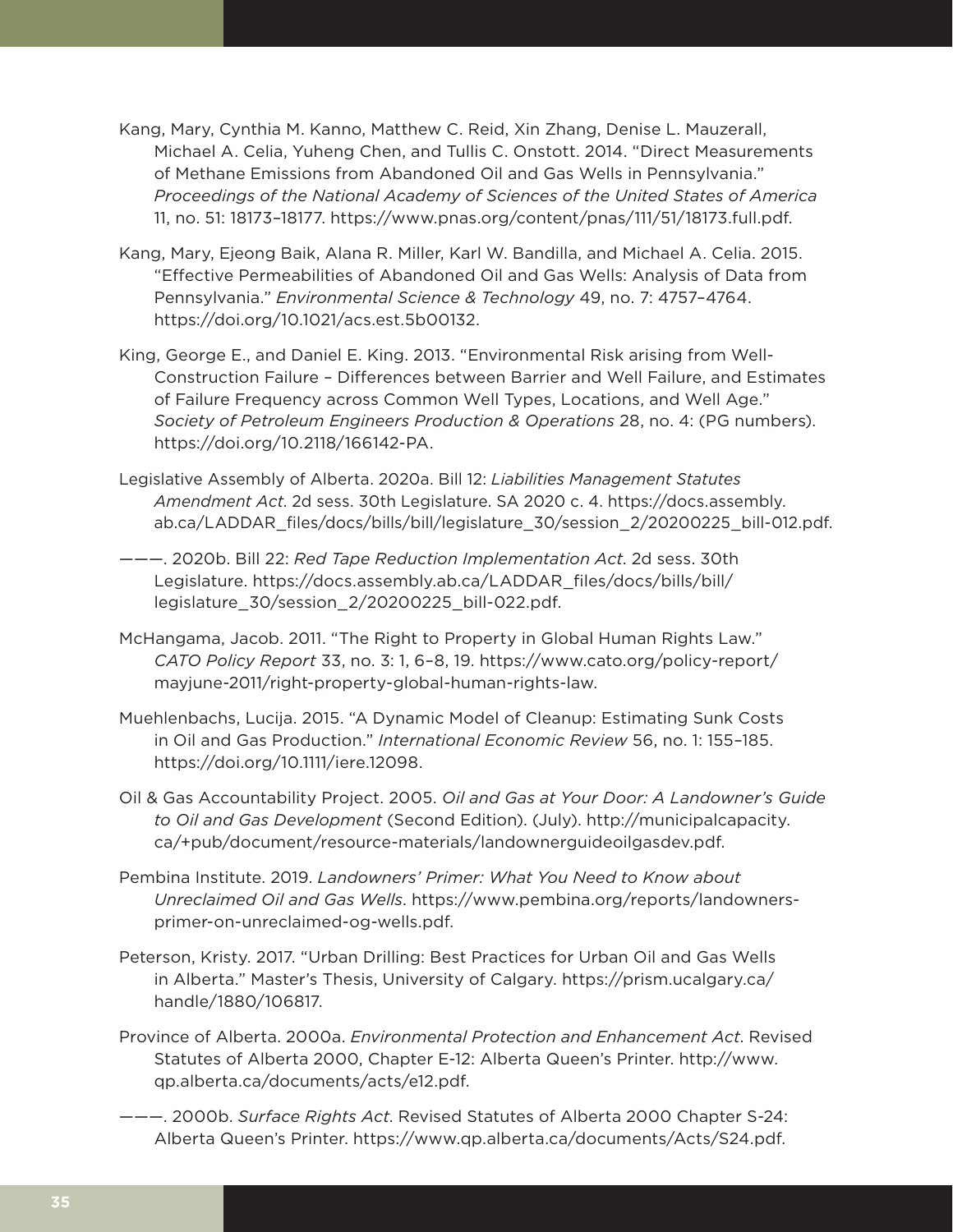Kang, Mary, Cynthia M. Kanno, Matthew C. Reid, Xin Zhang, Denise L. Mauzerall, Michael A. Celia, Yuheng Chen, and Tullis C. Onstott. 2014. "Direct Measurements of Methane Emissions from Abandoned Oil and Gas Wells in Pennsylvania." *Proceedings of the National Academy of Sciences of the United States of America* 11, no. 51: 18173–18177. https://www.pnas.org/content/pnas/111/51/18173.full.pdf.

Kang, Mary, Ejeong Baik, Alana R. Miller, Karl W. Bandilla, and Michael A. Celia. 2015. "Effective Permeabilities of Abandoned Oil and Gas Wells: Analysis of Data from Pennsylvania." *Environmental Science & Technology* 49, no. 7: 4757–4764. https://doi.org/10.1021/acs.est.5b00132.

King, George E., and Daniel E. King. 2013. "Environmental Risk arising from Well-Construction Failure – Differences between Barrier and Well Failure, and Estimates of Failure Frequency across Common Well Types, Locations, and Well Age." *Society of Petroleum Engineers Production & Operations* 28, no. 4: (PG numbers). https://doi.org/10.2118/166142-PA.

Legislative Assembly of Alberta. 2020a. Bill 12: *Liabilities Management Statutes Amendment Act*. 2d sess. 30th Legislature. SA 2020 c. 4. https://docs.assembly.ab.ca/LADDAR_files/docs/bills/bill/legislature_30/session_2/20200225_bill-012.pdf.

———. 2020b. Bill 22: *Red Tape Reduction Implementation Act*. 2d sess. 30th Legislature. https://docs.assembly.ab.ca/LADDAR_files/docs/bills/bill/legislature_30/session_2/20200225_bill-022.pdf.

McHangama, Jacob. 2011. "The Right to Property in Global Human Rights Law." *CATO Policy Report* 33, no. 3: 1, 6–8, 19. https://www.cato.org/policy-report/mayjune-2011/right-property-global-human-rights-law.

Muehlenbachs, Lucija. 2015. "A Dynamic Model of Cleanup: Estimating Sunk Costs in Oil and Gas Production." *International Economic Review* 56, no. 1: 155–185. https://doi.org/10.1111/iere.12098.

Oil & Gas Accountability Project. 2005. *Oil and Gas at Your Door: A Landowner's Guide to Oil and Gas Development* (Second Edition). (July). http://municipalcapacity.ca/+pub/document/resource-materials/landownerguideoilgasdev.pdf.

Pembina Institute. 2019. *Landowners' Primer: What You Need to Know about Unreclaimed Oil and Gas Wells*. https://www.pembina.org/reports/landowners-primer-on-unreclaimed-og-wells.pdf.

Peterson, Kristy. 2017. "Urban Drilling: Best Practices for Urban Oil and Gas Wells in Alberta." Master's Thesis, University of Calgary. https://prism.ucalgary.ca/handle/1880/106817.

Province of Alberta. 2000a. *Environmental Protection and Enhancement Act*. Revised Statutes of Alberta 2000, Chapter E-12: Alberta Queen's Printer. http://www.qp.alberta.ca/documents/acts/e12.pdf.

———. 2000b. *Surface Rights Act*. Revised Statutes of Alberta 2000 Chapter S-24: Alberta Queen's Printer. https://www.qp.alberta.ca/documents/Acts/S24.pdf.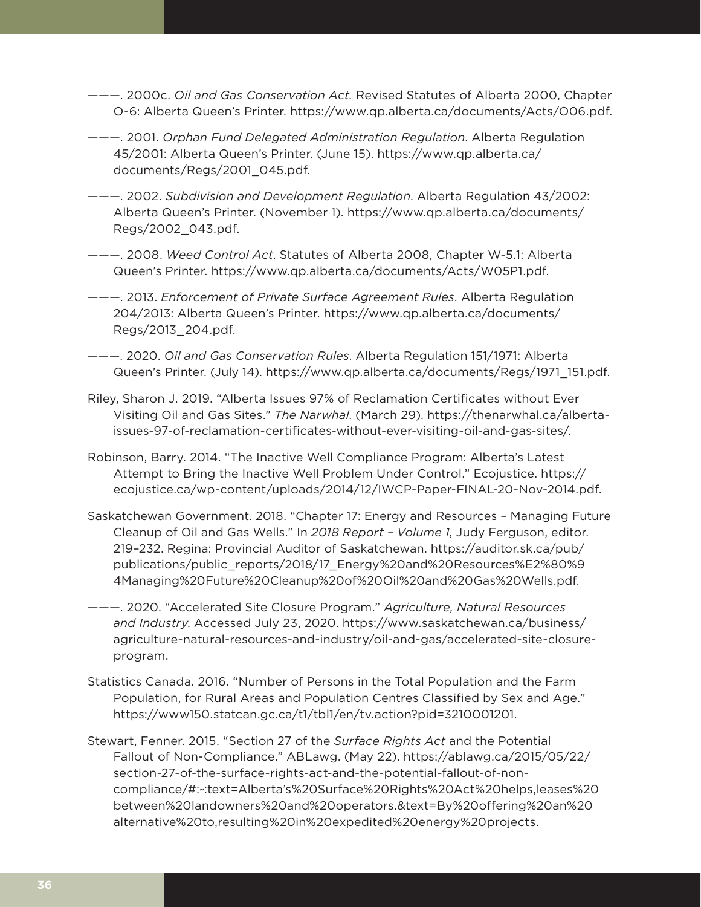———. 2000c. *Oil and Gas Conservation Act.* Revised Statutes of Alberta 2000, Chapter O-6: Alberta Queen's Printer. https://www.qp.alberta.ca/documents/Acts/O06.pdf.

———. 2001. *Orphan Fund Delegated Administration Regulation*. Alberta Regulation 45/2001: Alberta Queen's Printer. (June 15). https://www.qp.alberta.ca/documents/Regs/2001_045.pdf.

———. 2002. *Subdivision and Development Regulation*. Alberta Regulation 43/2002: Alberta Queen's Printer. (November 1). https://www.qp.alberta.ca/documents/Regs/2002_043.pdf.

———. 2008. *Weed Control Act*. Statutes of Alberta 2008, Chapter W-5.1: Alberta Queen's Printer. https://www.qp.alberta.ca/documents/Acts/W05P1.pdf.

———. 2013. *Enforcement of Private Surface Agreement Rules*. Alberta Regulation 204/2013: Alberta Queen's Printer. https://www.qp.alberta.ca/documents/Regs/2013_204.pdf.

———. 2020. *Oil and Gas Conservation Rules*. Alberta Regulation 151/1971: Alberta Queen's Printer. (July 14). https://www.qp.alberta.ca/documents/Regs/1971_151.pdf.

Riley, Sharon J. 2019. "Alberta Issues 97% of Reclamation Certificates without Ever Visiting Oil and Gas Sites." *The Narwhal*. (March 29). https://thenarwhal.ca/alberta-issues-97-of-reclamation-certificates-without-ever-visiting-oil-and-gas-sites/.

Robinson, Barry. 2014. "The Inactive Well Compliance Program: Alberta's Latest Attempt to Bring the Inactive Well Problem Under Control." Ecojustice. https://ecojustice.ca/wp-content/uploads/2014/12/IWCP-Paper-FINAL-20-Nov-2014.pdf.

Saskatchewan Government. 2018. "Chapter 17: Energy and Resources – Managing Future Cleanup of Oil and Gas Wells." In *2018 Report – Volume 1*, Judy Ferguson, editor. 219–232. Regina: Provincial Auditor of Saskatchewan. https://auditor.sk.ca/pub/publications/public_reports/2018/17_Energy%20and%20Resources%E2%80%94Managing%20Future%20Cleanup%20of%20Oil%20and%20Gas%20Wells.pdf.

———. 2020. "Accelerated Site Closure Program." *Agriculture, Natural Resources and Industry*. Accessed July 23, 2020. https://www.saskatchewan.ca/business/agriculture-natural-resources-and-industry/oil-and-gas/accelerated-site-closure-program.

Statistics Canada. 2016. "Number of Persons in the Total Population and the Farm Population, for Rural Areas and Population Centres Classified by Sex and Age." https://www150.statcan.gc.ca/t1/tbl1/en/tv.action?pid=3210001201.

Stewart, Fenner. 2015. "Section 27 of the *Surface Rights Act* and the Potential Fallout of Non-Compliance." ABLawg. (May 22). https://ablawg.ca/2015/05/22/section-27-of-the-surface-rights-act-and-the-potential-fallout-of-non-compliance/#:~:text=Alberta's%20Surface%20Rights%20Act%20helps,leases%20between%20landowners%20and%20operators.&text=By%20offering%20an%20alternative%20to,resulting%20in%20expedited%20energy%20projects.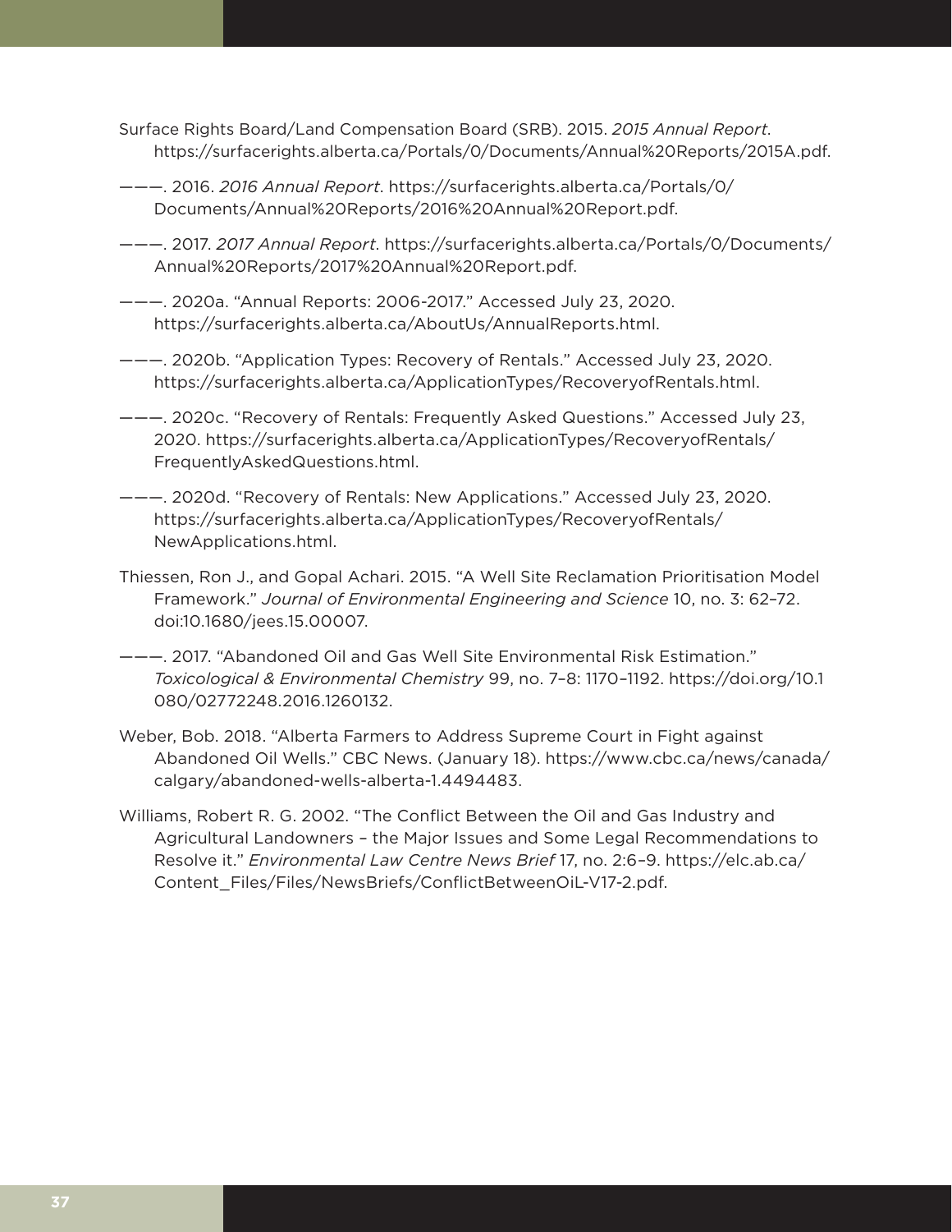Surface Rights Board/Land Compensation Board (SRB). 2015. *2015 Annual Report*. https://surfacerights.alberta.ca/Portals/0/Documents/Annual%20Reports/2015A.pdf.

———. 2016. *2016 Annual Report*. https://surfacerights.alberta.ca/Portals/0/Documents/Annual%20Reports/2016%20Annual%20Report.pdf.

———. 2017. *2017 Annual Report*. https://surfacerights.alberta.ca/Portals/0/Documents/Annual%20Reports/2017%20Annual%20Report.pdf.

———. 2020a. "Annual Reports: 2006-2017." Accessed July 23, 2020. https://surfacerights.alberta.ca/AboutUs/AnnualReports.html.

———. 2020b. "Application Types: Recovery of Rentals." Accessed July 23, 2020. https://surfacerights.alberta.ca/ApplicationTypes/RecoveryofRentals.html.

———. 2020c. "Recovery of Rentals: Frequently Asked Questions." Accessed July 23, 2020. https://surfacerights.alberta.ca/ApplicationTypes/RecoveryofRentals/FrequentlyAskedQuestions.html.

———. 2020d. "Recovery of Rentals: New Applications." Accessed July 23, 2020. https://surfacerights.alberta.ca/ApplicationTypes/RecoveryofRentals/NewApplications.html.

Thiessen, Ron J., and Gopal Achari. 2015. "A Well Site Reclamation Prioritisation Model Framework." *Journal of Environmental Engineering and Science* 10, no. 3: 62–72. doi:10.1680/jees.15.00007.

———. 2017. "Abandoned Oil and Gas Well Site Environmental Risk Estimation." *Toxicological & Environmental Chemistry* 99, no. 7–8: 1170–1192. https://doi.org/10.1080/02772248.2016.1260132.

Weber, Bob. 2018. "Alberta Farmers to Address Supreme Court in Fight against Abandoned Oil Wells." CBC News. (January 18). https://www.cbc.ca/news/canada/calgary/abandoned-wells-alberta-1.4494483.

Williams, Robert R. G. 2002. "The Conflict Between the Oil and Gas Industry and Agricultural Landowners – the Major Issues and Some Legal Recommendations to Resolve it." *Environmental Law Centre News Brief* 17, no. 2:6–9. https://elc.ab.ca/Content_Files/Files/NewsBriefs/ConflictBetweenOiL-V17-2.pdf.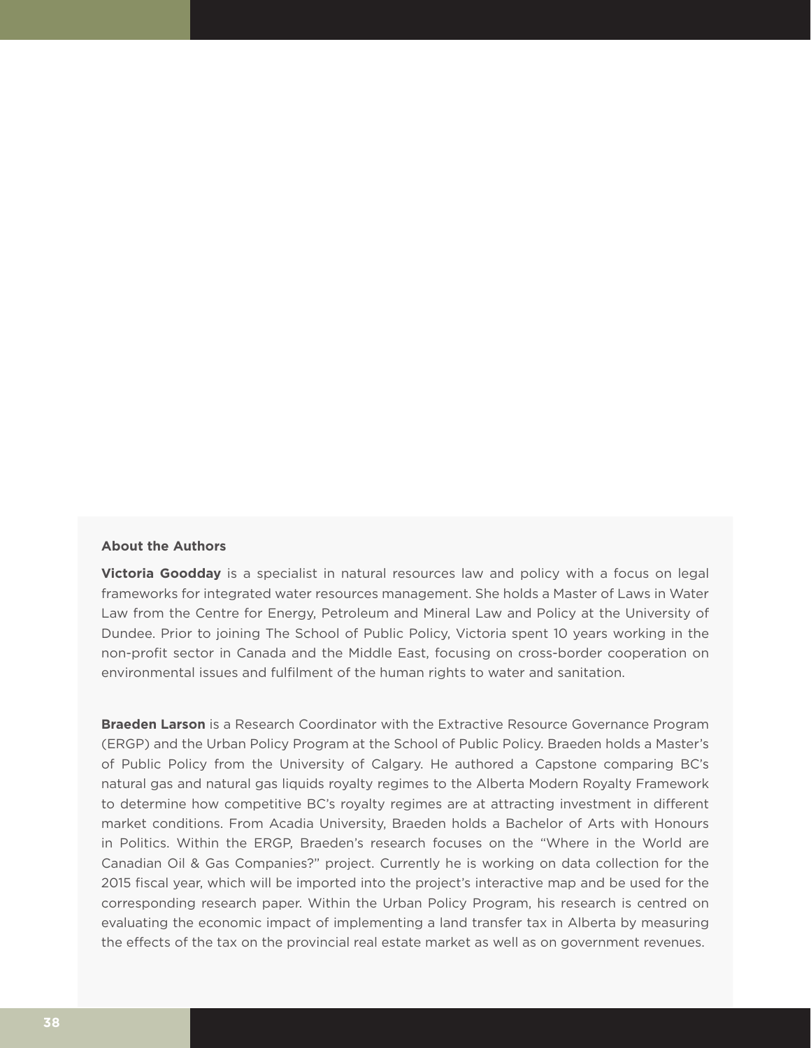## About the Authors

**Victoria Goodday** is a specialist in natural resources law and policy with a focus on legal frameworks for integrated water resources management. She holds a Master of Laws in Water Law from the Centre for Energy, Petroleum and Mineral Law and Policy at the University of Dundee. Prior to joining The School of Public Policy, Victoria spent 10 years working in the non-profit sector in Canada and the Middle East, focusing on cross-border cooperation on environmental issues and fulfilment of the human rights to water and sanitation.

**Braeden Larson** is a Research Coordinator with the Extractive Resource Governance Program (ERGP) and the Urban Policy Program at the School of Public Policy. Braeden holds a Master's of Public Policy from the University of Calgary. He authored a Capstone comparing BC's natural gas and natural gas liquids royalty regimes to the Alberta Modern Royalty Framework to determine how competitive BC's royalty regimes are at attracting investment in different market conditions. From Acadia University, Braeden holds a Bachelor of Arts with Honours in Politics. Within the ERGP, Braeden's research focuses on the "Where in the World are Canadian Oil & Gas Companies?" project. Currently he is working on data collection for the 2015 fiscal year, which will be imported into the project's interactive map and be used for the corresponding research paper. Within the Urban Policy Program, his research is centred on evaluating the economic impact of implementing a land transfer tax in Alberta by measuring the effects of the tax on the provincial real estate market as well as on government revenues.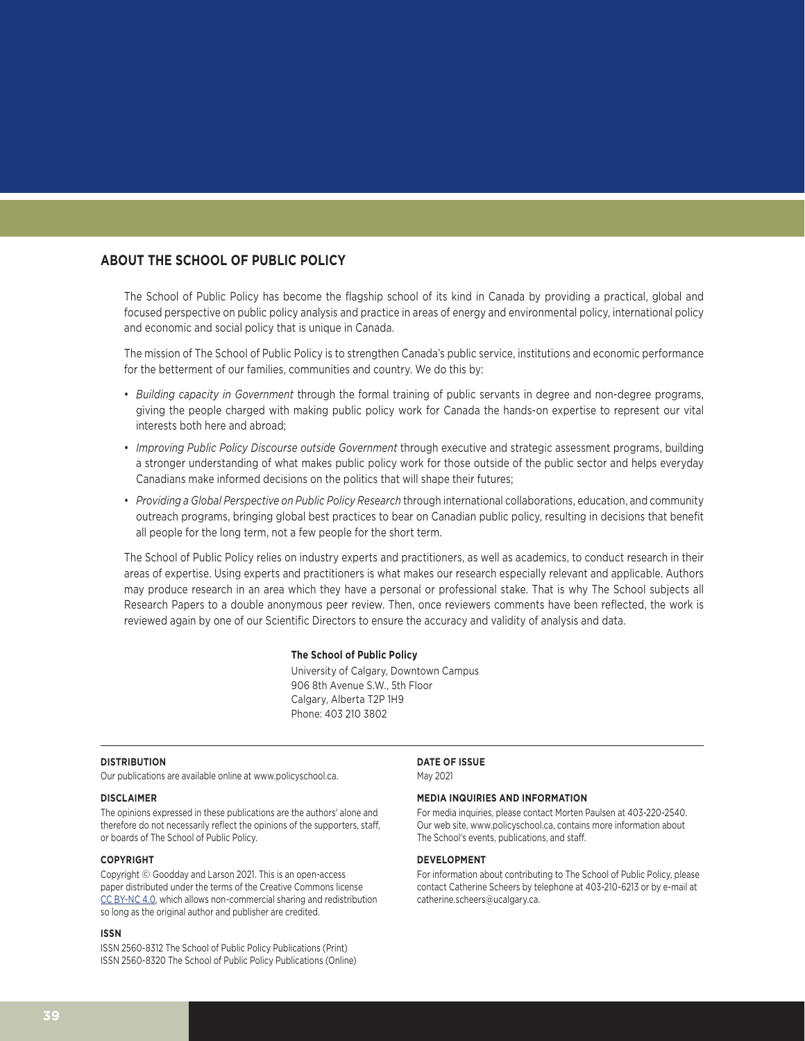## ABOUT THE SCHOOL OF PUBLIC POLICY

The School of Public Policy has become the flagship school of its kind in Canada by providing a practical, global and focused perspective on public policy analysis and practice in areas of energy and environmental policy, international policy and economic and social policy that is unique in Canada.

The mission of The School of Public Policy is to strengthen Canada's public service, institutions and economic performance for the betterment of our families, communities and country. We do this by:

- *Building capacity in Government* through the formal training of public servants in degree and non-degree programs, giving the people charged with making public policy work for Canada the hands-on expertise to represent our vital interests both here and abroad;
- *Improving Public Policy Discourse outside Government* through executive and strategic assessment programs, building a stronger understanding of what makes public policy work for those outside of the public sector and helps everyday Canadians make informed decisions on the politics that will shape their futures;
- *Providing a Global Perspective on Public Policy Research* through international collaborations, education, and community outreach programs, bringing global best practices to bear on Canadian public policy, resulting in decisions that benefit all people for the long term, not a few people for the short term.

The School of Public Policy relies on industry experts and practitioners, as well as academics, to conduct research in their areas of expertise. Using experts and practitioners is what makes our research especially relevant and applicable. Authors may produce research in an area which they have a personal or professional stake. That is why The School subjects all Research Papers to a double anonymous peer review. Then, once reviewers comments have been reflected, the work is reviewed again by one of our Scientific Directors to ensure the accuracy and validity of analysis and data.

**The School of Public Policy**
University of Calgary, Downtown Campus
906 8th Avenue S.W., 5th Floor
Calgary, Alberta T2P 1H9
Phone: 403 210 3802

**DISTRIBUTION**
Our publications are available online at www.policyschool.ca.

**DISCLAIMER**
The opinions expressed in these publications are the authors' alone and therefore do not necessarily reflect the opinions of the supporters, staff, or boards of The School of Public Policy.

**COPYRIGHT**
Copyright © Goodday and Larson 2021. This is an open-access paper distributed under the terms of the Creative Commons license CC BY-NC 4.0, which allows non-commercial sharing and redistribution so long as the original author and publisher are credited.

**ISSN**
ISSN 2560-8312 The School of Public Policy Publications (Print)
ISSN 2560-8320 The School of Public Policy Publications (Online)

**DATE OF ISSUE**
May 2021

**MEDIA INQUIRIES AND INFORMATION**
For media inquiries, please contact Morten Paulsen at 403-220-2540. Our web site, www.policyschool.ca, contains more information about The School's events, publications, and staff.

**DEVELOPMENT**
For information about contributing to The School of Public Policy, please contact Catherine Scheers by telephone at 403-210-6213 or by e-mail at catherine.scheers@ucalgary.ca.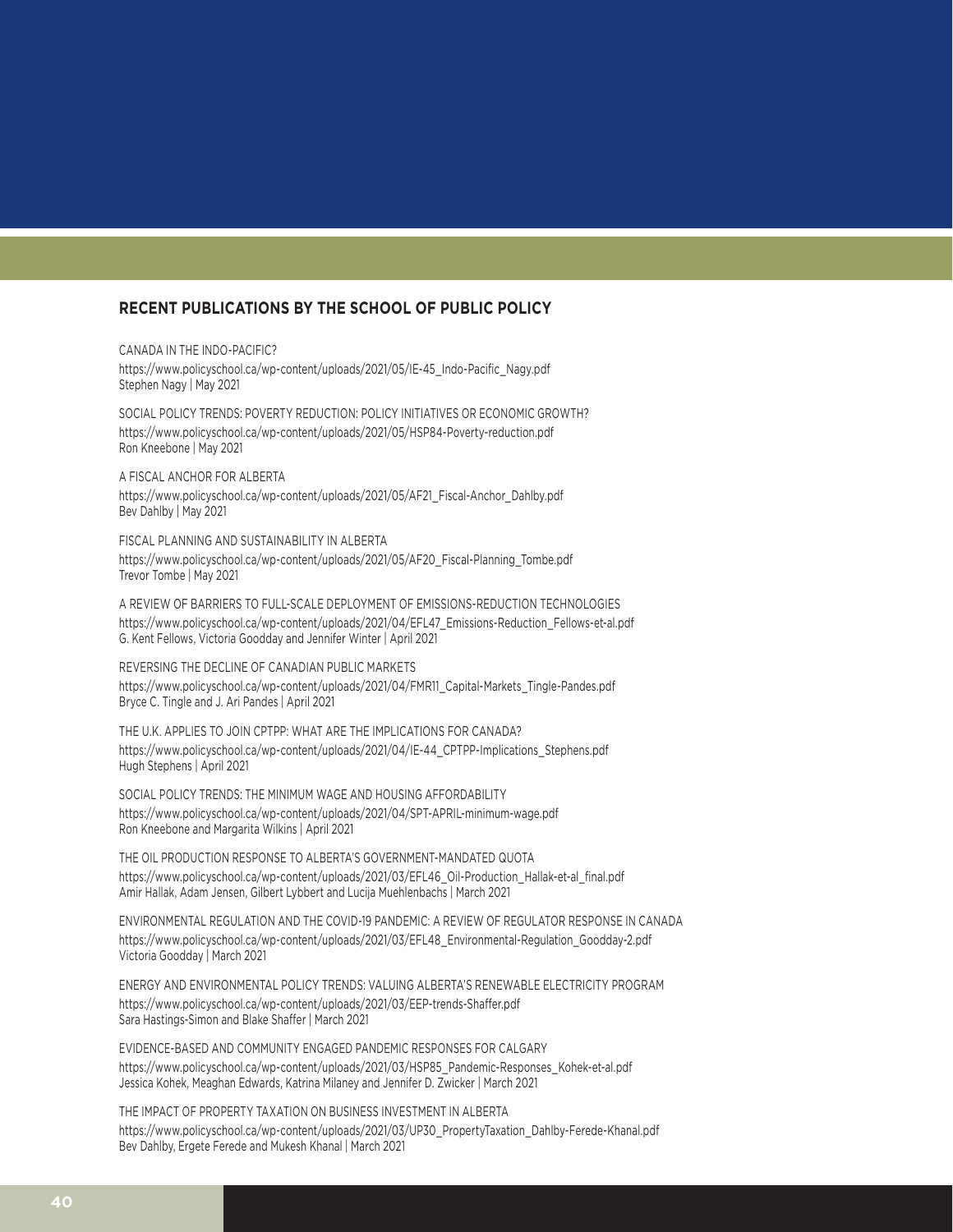## RECENT PUBLICATIONS BY THE SCHOOL OF PUBLIC POLICY

CANADA IN THE INDO-PACIFIC?
https://www.policyschool.ca/wp-content/uploads/2021/05/IE-45_Indo-Pacific_Nagy.pdf
Stephen Nagy | May 2021

SOCIAL POLICY TRENDS: POVERTY REDUCTION: POLICY INITIATIVES OR ECONOMIC GROWTH?
https://www.policyschool.ca/wp-content/uploads/2021/05/HSP84-Poverty-reduction.pdf
Ron Kneebone | May 2021

A FISCAL ANCHOR FOR ALBERTA
https://www.policyschool.ca/wp-content/uploads/2021/05/AF21_Fiscal-Anchor_Dahlby.pdf
Bev Dahlby | May 2021

FISCAL PLANNING AND SUSTAINABILITY IN ALBERTA
https://www.policyschool.ca/wp-content/uploads/2021/05/AF20_Fiscal-Planning_Tombe.pdf
Trevor Tombe | May 2021

A REVIEW OF BARRIERS TO FULL-SCALE DEPLOYMENT OF EMISSIONS-REDUCTION TECHNOLOGIES
https://www.policyschool.ca/wp-content/uploads/2021/04/EFL47_Emissions-Reduction_Fellows-et-al.pdf
G. Kent Fellows, Victoria Goodday and Jennifer Winter | April 2021

REVERSING THE DECLINE OF CANADIAN PUBLIC MARKETS
https://www.policyschool.ca/wp-content/uploads/2021/04/FMR11_Capital-Markets_Tingle-Pandes.pdf
Bryce C. Tingle and J. Ari Pandes | April 2021

THE U.K. APPLIES TO JOIN CPTPP: WHAT ARE THE IMPLICATIONS FOR CANADA?
https://www.policyschool.ca/wp-content/uploads/2021/04/IE-44_CPTPP-Implications_Stephens.pdf
Hugh Stephens | April 2021

SOCIAL POLICY TRENDS: THE MINIMUM WAGE AND HOUSING AFFORDABILITY
https://www.policyschool.ca/wp-content/uploads/2021/04/SPT-APRIL-minimum-wage.pdf
Ron Kneebone and Margarita Wilkins | April 2021

THE OIL PRODUCTION RESPONSE TO ALBERTA'S GOVERNMENT-MANDATED QUOTA
https://www.policyschool.ca/wp-content/uploads/2021/03/EFL46_Oil-Production_Hallak-et-al_final.pdf
Amir Hallak, Adam Jensen, Gilbert Lybbert and Lucija Muehlenbachs | March 2021

ENVIRONMENTAL REGULATION AND THE COVID-19 PANDEMIC: A REVIEW OF REGULATOR RESPONSE IN CANADA
https://www.policyschool.ca/wp-content/uploads/2021/03/EFL48_Environmental-Regulation_Goodday-2.pdf
Victoria Goodday | March 2021

ENERGY AND ENVIRONMENTAL POLICY TRENDS: VALUING ALBERTA'S RENEWABLE ELECTRICITY PROGRAM
https://www.policyschool.ca/wp-content/uploads/2021/03/EEP-trends-Shaffer.pdf
Sara Hastings-Simon and Blake Shaffer | March 2021

EVIDENCE-BASED AND COMMUNITY ENGAGED PANDEMIC RESPONSES FOR CALGARY
https://www.policyschool.ca/wp-content/uploads/2021/03/HSP85_Pandemic-Responses_Kohek-et-al.pdf
Jessica Kohek, Meaghan Edwards, Katrina Milaney and Jennifer D. Zwicker | March 2021

THE IMPACT OF PROPERTY TAXATION ON BUSINESS INVESTMENT IN ALBERTA
https://www.policyschool.ca/wp-content/uploads/2021/03/UP30_PropertyTaxation_Dahlby-Ferede-Khanal.pdf
Bev Dahlby, Ergete Ferede and Mukesh Khanal | March 2021